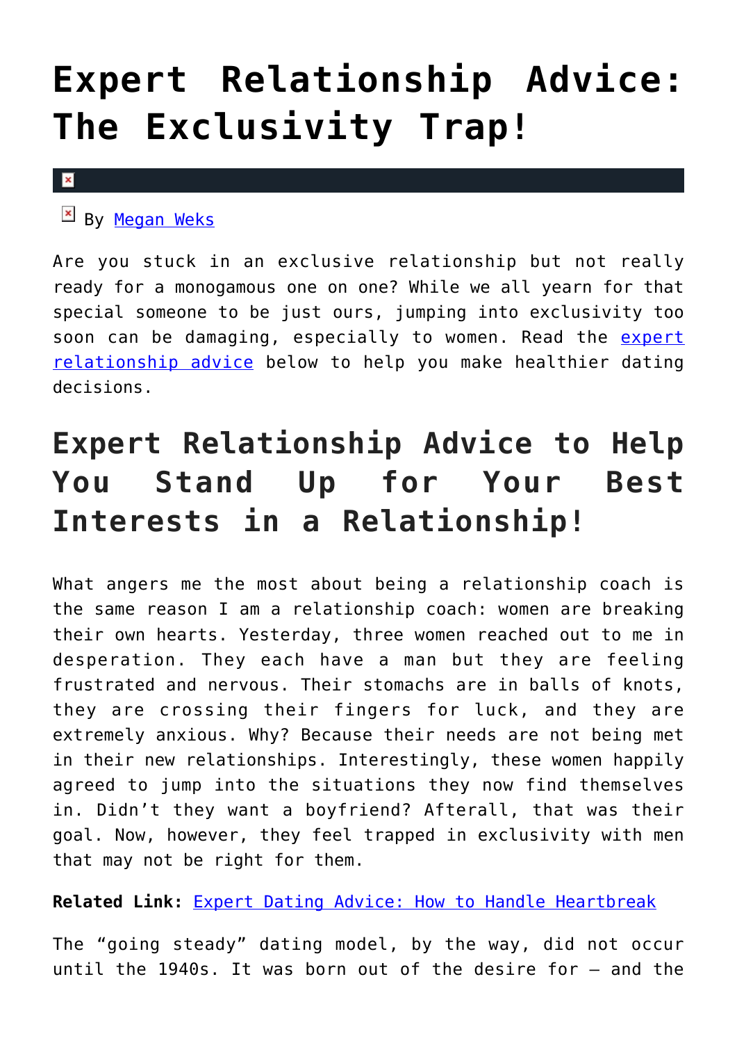# Expert Relationship Advice: The Exclusivity Trap!

By [Megan Weks]

Are you stuck in an exclusive relationship but not really ready for a monogamous one on one? While we all yearn for that special someone to be just ours, jumping into exclusivity too soon can be damaging, especially to women. Read the [expert relationship advice] below to help you make healthier dating decisions.

## Expert Relationship Advice to Help You Stand Up for Your Best Interests in a Relationship!

What angers me the most about being a relationship coach is the same reason I am a relationship coach: women are breaking their own hearts. Yesterday, three women reached out to me in desperation. They each have a man but they are feeling frustrated and nervous. Their stomachs are in balls of knots, they are crossing their fingers for luck, and they are extremely anxious. Why? Because their needs are not being met in their new relationships. Interestingly, these women happily agreed to jump into the situations they now find themselves in. Didn't they want a boyfriend? Afterall, that was their goal. Now, however, they feel trapped in exclusivity with men that may not be right for them.

**Related Link:** [Expert Dating Advice: How to Handle Heartbreak]

The "going steady" dating model, by the way, did not occur until the 1940s. It was born out of the desire for – and the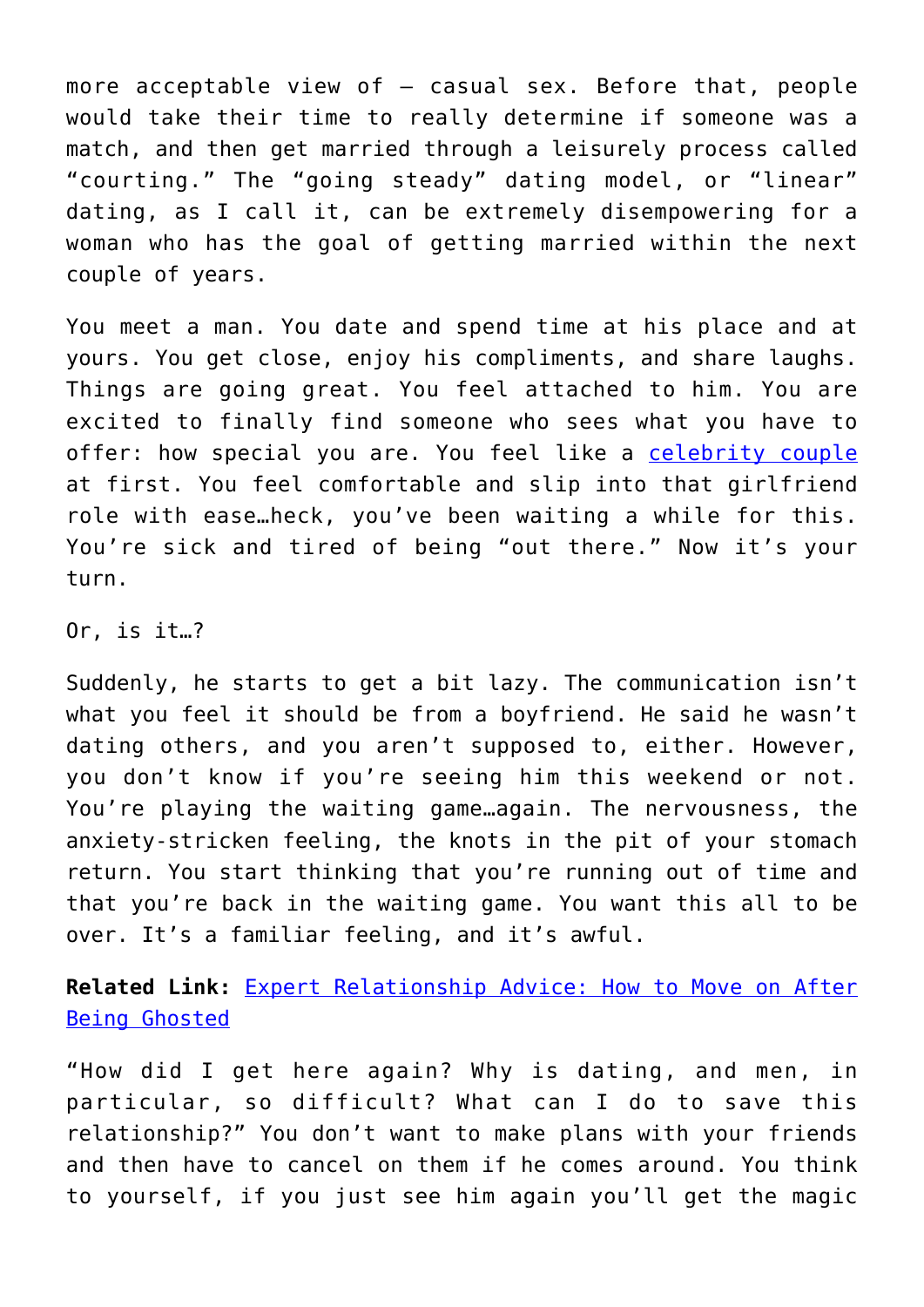more acceptable view of – casual sex. Before that, people would take their time to really determine if someone was a match, and then get married through a leisurely process called "courting." The "going steady" dating model, or "linear" dating, as I call it, can be extremely disempowering for a woman who has the goal of getting married within the next couple of years.

You meet a man. You date and spend time at his place and at yours. You get close, enjoy his compliments, and share laughs. Things are going great. You feel attached to him. You are excited to finally find someone who sees what you have to offer: how special you are. You feel like a celebrity couple at first. You feel comfortable and slip into that girlfriend role with ease…heck, you've been waiting a while for this. You're sick and tired of being "out there." Now it's your turn.

Or, is it…?

Suddenly, he starts to get a bit lazy. The communication isn't what you feel it should be from a boyfriend. He said he wasn't dating others, and you aren't supposed to, either. However, you don't know if you're seeing him this weekend or not. You're playing the waiting game…again. The nervousness, the anxiety-stricken feeling, the knots in the pit of your stomach return. You start thinking that you're running out of time and that you're back in the waiting game. You want this all to be over. It's a familiar feeling, and it's awful.

**Related Link:** Expert Relationship Advice: How to Move on After Being Ghosted

"How did I get here again? Why is dating, and men, in particular, so difficult? What can I do to save this relationship?" You don't want to make plans with your friends and then have to cancel on them if he comes around. You think to yourself, if you just see him again you'll get the magic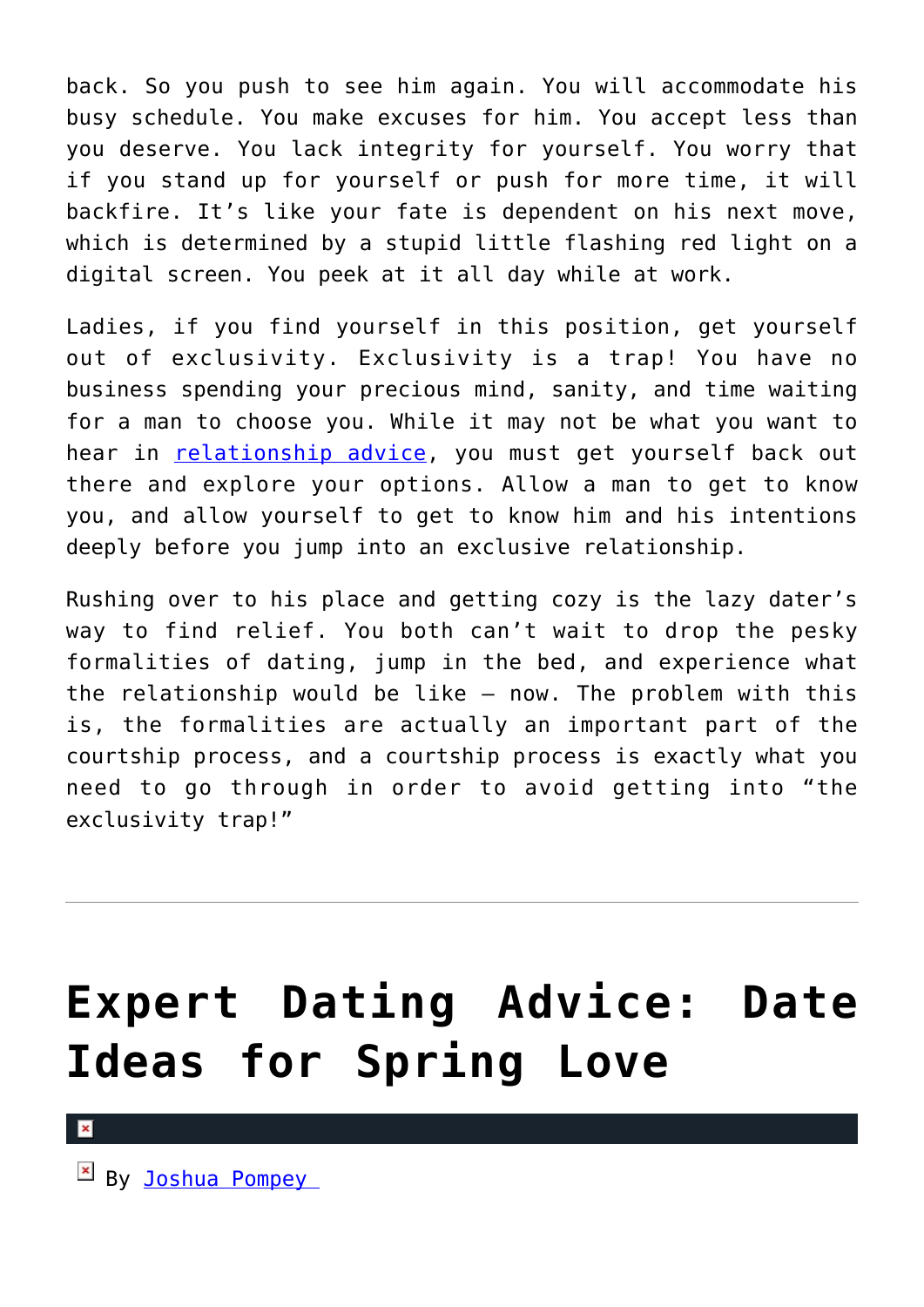back. So you push to see him again. You will accommodate his busy schedule. You make excuses for him. You accept less than you deserve. You lack integrity for yourself. You worry that if you stand up for yourself or push for more time, it will backfire. It's like your fate is dependent on his next move, which is determined by a stupid little flashing red light on a digital screen. You peek at it all day while at work.

Ladies, if you find yourself in this position, get yourself out of exclusivity. Exclusivity is a trap! You have no business spending your precious mind, sanity, and time waiting for a man to choose you. While it may not be what you want to hear in relationship advice, you must get yourself back out there and explore your options. Allow a man to get to know you, and allow yourself to get to know him and his intentions deeply before you jump into an exclusive relationship.

Rushing over to his place and getting cozy is the lazy dater's way to find relief. You both can't wait to drop the pesky formalities of dating, jump in the bed, and experience what the relationship would be like — now. The problem with this is, the formalities are actually an important part of the courtship process, and a courtship process is exactly what you need to go through in order to avoid getting into "the exclusivity trap!"

---

# Expert Dating Advice: Date Ideas for Spring Love

By Joshua Pompey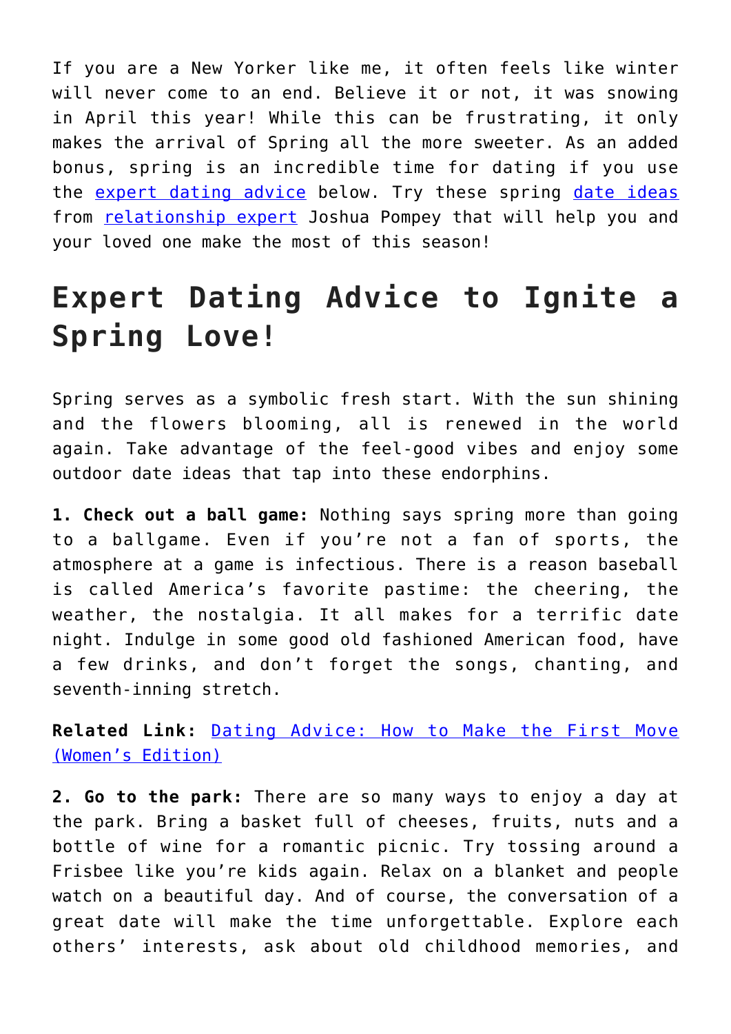If you are a New Yorker like me, it often feels like winter will never come to an end. Believe it or not, it was snowing in April this year! While this can be frustrating, it only makes the arrival of Spring all the more sweeter. As an added bonus, spring is an incredible time for dating if you use the expert dating advice below. Try these spring date ideas from relationship expert Joshua Pompey that will help you and your loved one make the most of this season!

## Expert Dating Advice to Ignite a Spring Love!

Spring serves as a symbolic fresh start. With the sun shining and the flowers blooming, all is renewed in the world again. Take advantage of the feel-good vibes and enjoy some outdoor date ideas that tap into these endorphins.

**1. Check out a ball game:** Nothing says spring more than going to a ballgame. Even if you're not a fan of sports, the atmosphere at a game is infectious. There is a reason baseball is called America's favorite pastime: the cheering, the weather, the nostalgia. It all makes for a terrific date night. Indulge in some good old fashioned American food, have a few drinks, and don't forget the songs, chanting, and seventh-inning stretch.

**Related Link:** Dating Advice: How to Make the First Move (Women's Edition)

**2. Go to the park:** There are so many ways to enjoy a day at the park. Bring a basket full of cheeses, fruits, nuts and a bottle of wine for a romantic picnic. Try tossing around a Frisbee like you're kids again. Relax on a blanket and people watch on a beautiful day. And of course, the conversation of a great date will make the time unforgettable. Explore each others' interests, ask about old childhood memories, and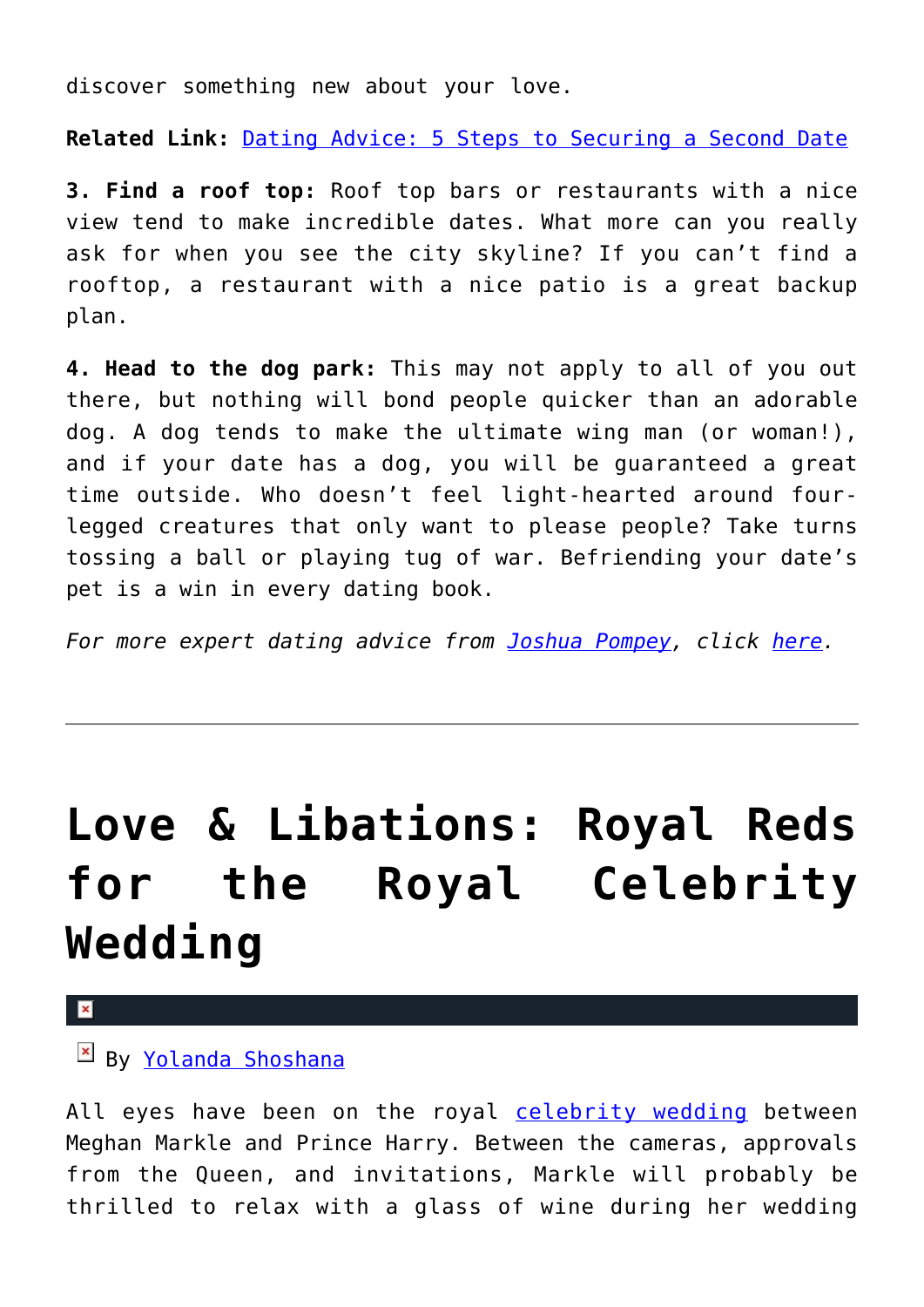discover something new about your love.

**Related Link:** [Dating Advice: 5 Steps to Securing a Second Date]()

**3. Find a roof top:** Roof top bars or restaurants with a nice view tend to make incredible dates. What more can you really ask for when you see the city skyline? If you can't find a rooftop, a restaurant with a nice patio is a great backup plan.

**4. Head to the dog park:** This may not apply to all of you out there, but nothing will bond people quicker than an adorable dog. A dog tends to make the ultimate wing man (or woman!), and if your date has a dog, you will be guaranteed a great time outside. Who doesn't feel light-hearted around four-legged creatures that only want to please people? Take turns tossing a ball or playing tug of war. Befriending your date's pet is a win in every dating book.

*For more expert dating advice from [Joshua Pompey](), click [here]().*

---

# Love & Libations: Royal Reds for the Royal Celebrity Wedding

By [Yolanda Shoshana]()

All eyes have been on the royal [celebrity wedding]() between Meghan Markle and Prince Harry. Between the cameras, approvals from the Queen, and invitations, Markle will probably be thrilled to relax with a glass of wine during her wedding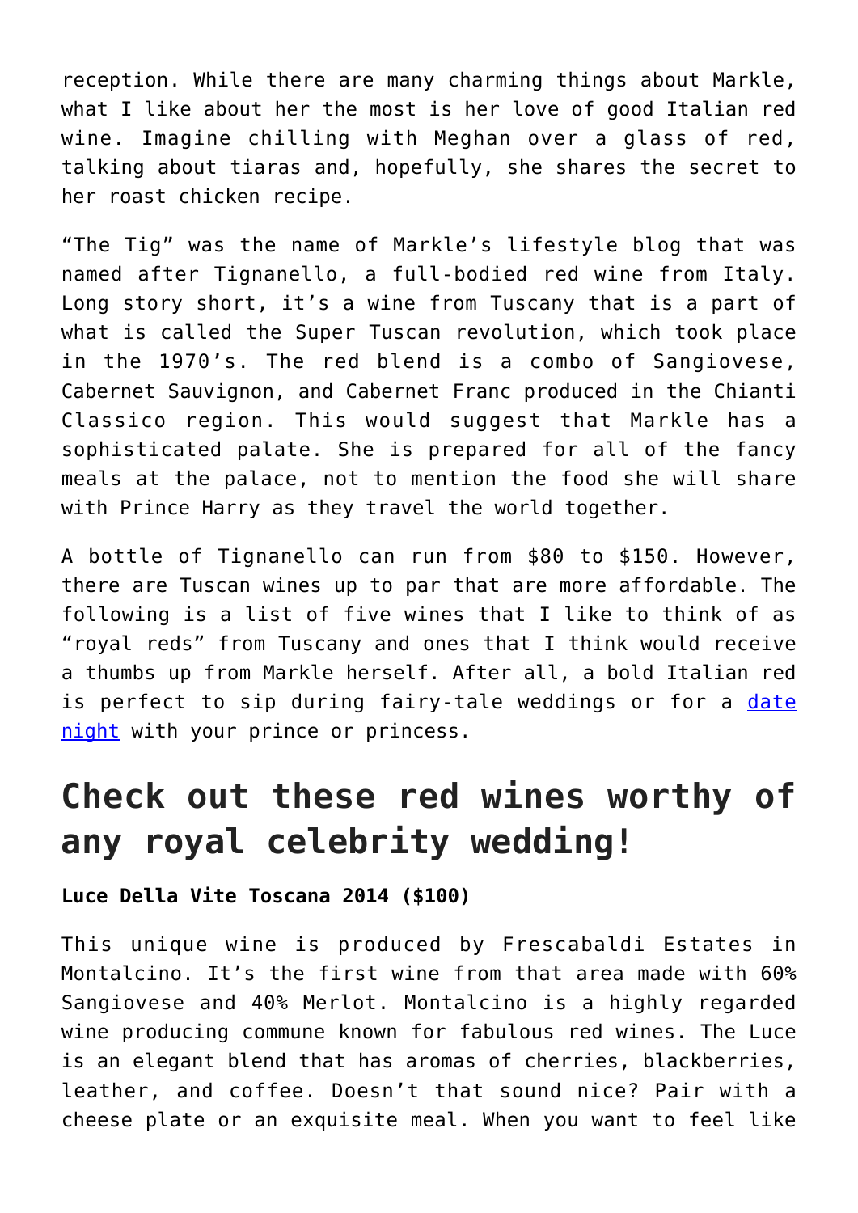reception. While there are many charming things about Markle, what I like about her the most is her love of good Italian red wine. Imagine chilling with Meghan over a glass of red, talking about tiaras and, hopefully, she shares the secret to her roast chicken recipe.

"The Tig" was the name of Markle's lifestyle blog that was named after Tignanello, a full-bodied red wine from Italy. Long story short, it's a wine from Tuscany that is a part of what is called the Super Tuscan revolution, which took place in the 1970's. The red blend is a combo of Sangiovese, Cabernet Sauvignon, and Cabernet Franc produced in the Chianti Classico region. This would suggest that Markle has a sophisticated palate. She is prepared for all of the fancy meals at the palace, not to mention the food she will share with Prince Harry as they travel the world together.

A bottle of Tignanello can run from $80 to $150. However, there are Tuscan wines up to par that are more affordable. The following is a list of five wines that I like to think of as "royal reds" from Tuscany and ones that I think would receive a thumbs up from Markle herself. After all, a bold Italian red is perfect to sip during fairy-tale weddings or for a date night with your prince or princess.

## Check out these red wines worthy of any royal celebrity wedding!

**Luce Della Vite Toscana 2014 ($100)**

This unique wine is produced by Frescabaldi Estates in Montalcino. It's the first wine from that area made with 60% Sangiovese and 40% Merlot. Montalcino is a highly regarded wine producing commune known for fabulous red wines. The Luce is an elegant blend that has aromas of cherries, blackberries, leather, and coffee. Doesn't that sound nice? Pair with a cheese plate or an exquisite meal. When you want to feel like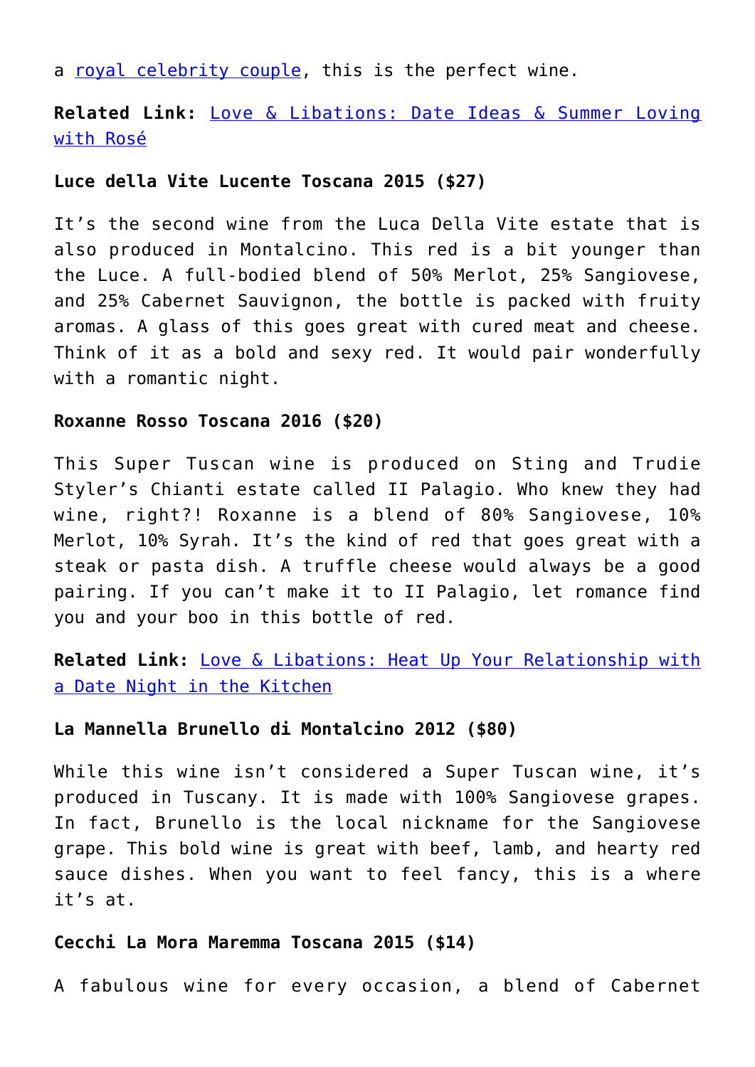a royal celebrity couple, this is the perfect wine.

**Related Link:** Love & Libations: Date Ideas & Summer Loving with Rosé

**Luce della Vite Lucente Toscana 2015 ($27)**

It's the second wine from the Luca Della Vite estate that is also produced in Montalcino. This red is a bit younger than the Luce. A full-bodied blend of 50% Merlot, 25% Sangiovese, and 25% Cabernet Sauvignon, the bottle is packed with fruity aromas. A glass of this goes great with cured meat and cheese. Think of it as a bold and sexy red. It would pair wonderfully with a romantic night.

**Roxanne Rosso Toscana 2016 ($20)**

This Super Tuscan wine is produced on Sting and Trudie Styler's Chianti estate called II Palagio. Who knew they had wine, right?! Roxanne is a blend of 80% Sangiovese, 10% Merlot, 10% Syrah. It's the kind of red that goes great with a steak or pasta dish. A truffle cheese would always be a good pairing. If you can't make it to II Palagio, let romance find you and your boo in this bottle of red.

**Related Link:** Love & Libations: Heat Up Your Relationship with a Date Night in the Kitchen

**La Mannella Brunello di Montalcino 2012 ($80)**

While this wine isn't considered a Super Tuscan wine, it's produced in Tuscany. It is made with 100% Sangiovese grapes. In fact, Brunello is the local nickname for the Sangiovese grape. This bold wine is great with beef, lamb, and hearty red sauce dishes. When you want to feel fancy, this is a where it's at.

**Cecchi La Mora Maremma Toscana 2015 ($14)**

A fabulous wine for every occasion, a blend of Cabernet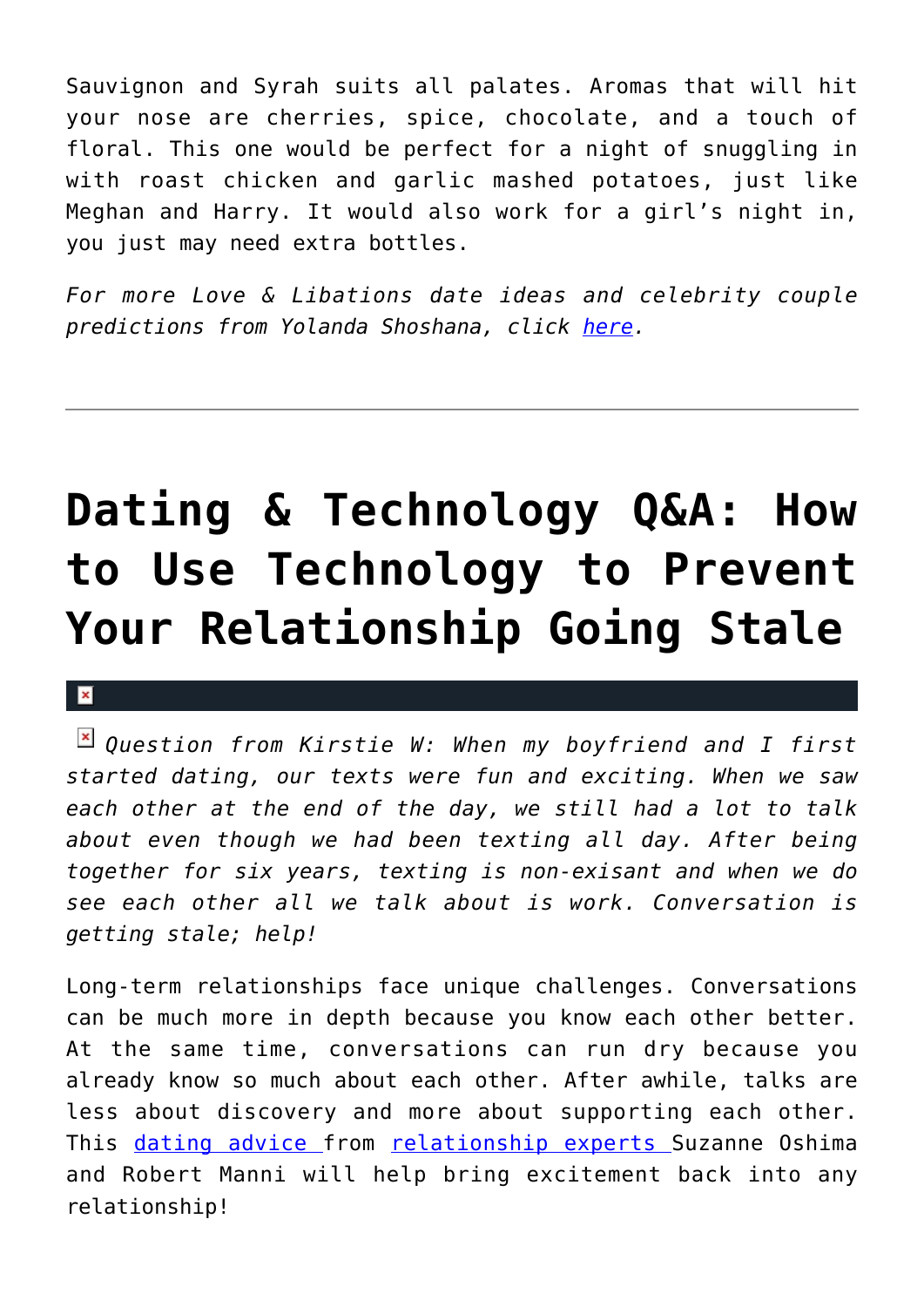Sauvignon and Syrah suits all palates. Aromas that will hit your nose are cherries, spice, chocolate, and a touch of floral. This one would be perfect for a night of snuggling in with roast chicken and garlic mashed potatoes, just like Meghan and Harry. It would also work for a girl's night in, you just may need extra bottles.

*For more Love & Libations date ideas and celebrity couple predictions from Yolanda Shoshana, click [here](#).*

---

# Dating & Technology Q&A: How to Use Technology to Prevent Your Relationship Going Stale

*Question from Kirstie W: When my boyfriend and I first started dating, our texts were fun and exciting. When we saw each other at the end of the day, we still had a lot to talk about even though we had been texting all day. After being together for six years, texting is non-exisant and when we do see each other all we talk about is work. Conversation is getting stale; help!*

Long-term relationships face unique challenges. Conversations can be much more in depth because you know each other better. At the same time, conversations can run dry because you already know so much about each other. After awhile, talks are less about discovery and more about supporting each other. This [dating advice](#) from [relationship experts](#) Suzanne Oshima and Robert Manni will help bring excitement back into any relationship!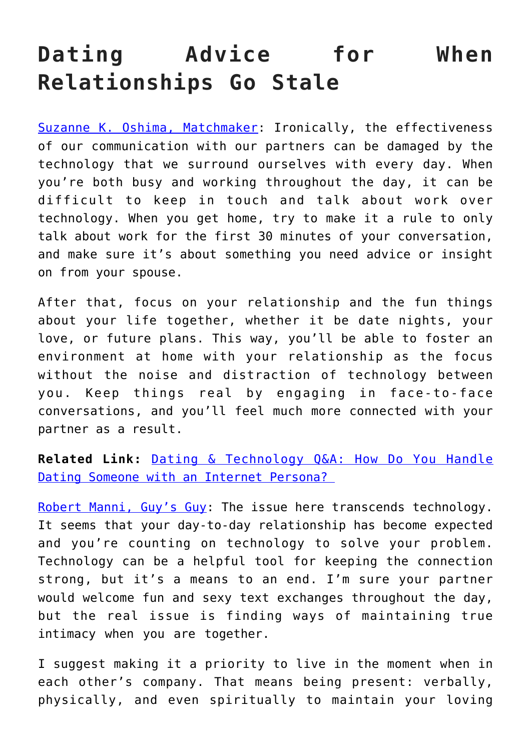# Dating Advice for When Relationships Go Stale

Suzanne K. Oshima, Matchmaker: Ironically, the effectiveness of our communication with our partners can be damaged by the technology that we surround ourselves with every day. When you're both busy and working throughout the day, it can be difficult to keep in touch and talk about work over technology. When you get home, try to make it a rule to only talk about work for the first 30 minutes of your conversation, and make sure it's about something you need advice or insight on from your spouse.

After that, focus on your relationship and the fun things about your life together, whether it be date nights, your love, or future plans. This way, you'll be able to foster an environment at home with your relationship as the focus without the noise and distraction of technology between you. Keep things real by engaging in face-to-face conversations, and you'll feel much more connected with your partner as a result.

**Related Link:** Dating & Technology Q&A: How Do You Handle Dating Someone with an Internet Persona?

Robert Manni, Guy's Guy: The issue here transcends technology. It seems that your day-to-day relationship has become expected and you're counting on technology to solve your problem. Technology can be a helpful tool for keeping the connection strong, but it's a means to an end. I'm sure your partner would welcome fun and sexy text exchanges throughout the day, but the real issue is finding ways of maintaining true intimacy when you are together.

I suggest making it a priority to live in the moment when in each other's company. That means being present: verbally, physically, and even spiritually to maintain your loving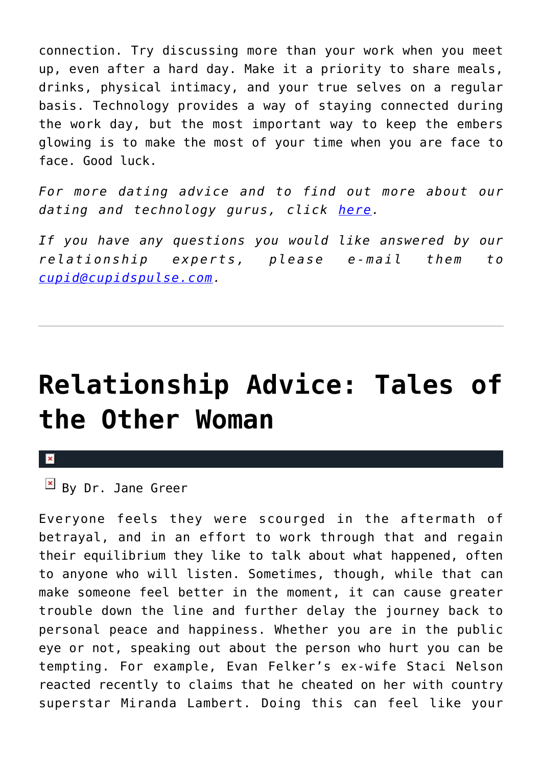connection. Try discussing more than your work when you meet up, even after a hard day. Make it a priority to share meals, drinks, physical intimacy, and your true selves on a regular basis. Technology provides a way of staying connected during the work day, but the most important way to keep the embers glowing is to make the most of your time when you are face to face. Good luck.

*For more dating advice and to find out more about our dating and technology gurus, click [here](#).*

*If you have any questions you would like answered by our relationship experts, please e-mail them to [cupid@cupidspulse.com](mailto:cupid@cupidspulse.com).*

---

# Relationship Advice: Tales of the Other Woman

By Dr. Jane Greer

Everyone feels they were scourged in the aftermath of betrayal, and in an effort to work through that and regain their equilibrium they like to talk about what happened, often to anyone who will listen. Sometimes, though, while that can make someone feel better in the moment, it can cause greater trouble down the line and further delay the journey back to personal peace and happiness. Whether you are in the public eye or not, speaking out about the person who hurt you can be tempting. For example, Evan Felker's ex-wife Staci Nelson reacted recently to claims that he cheated on her with country superstar Miranda Lambert. Doing this can feel like your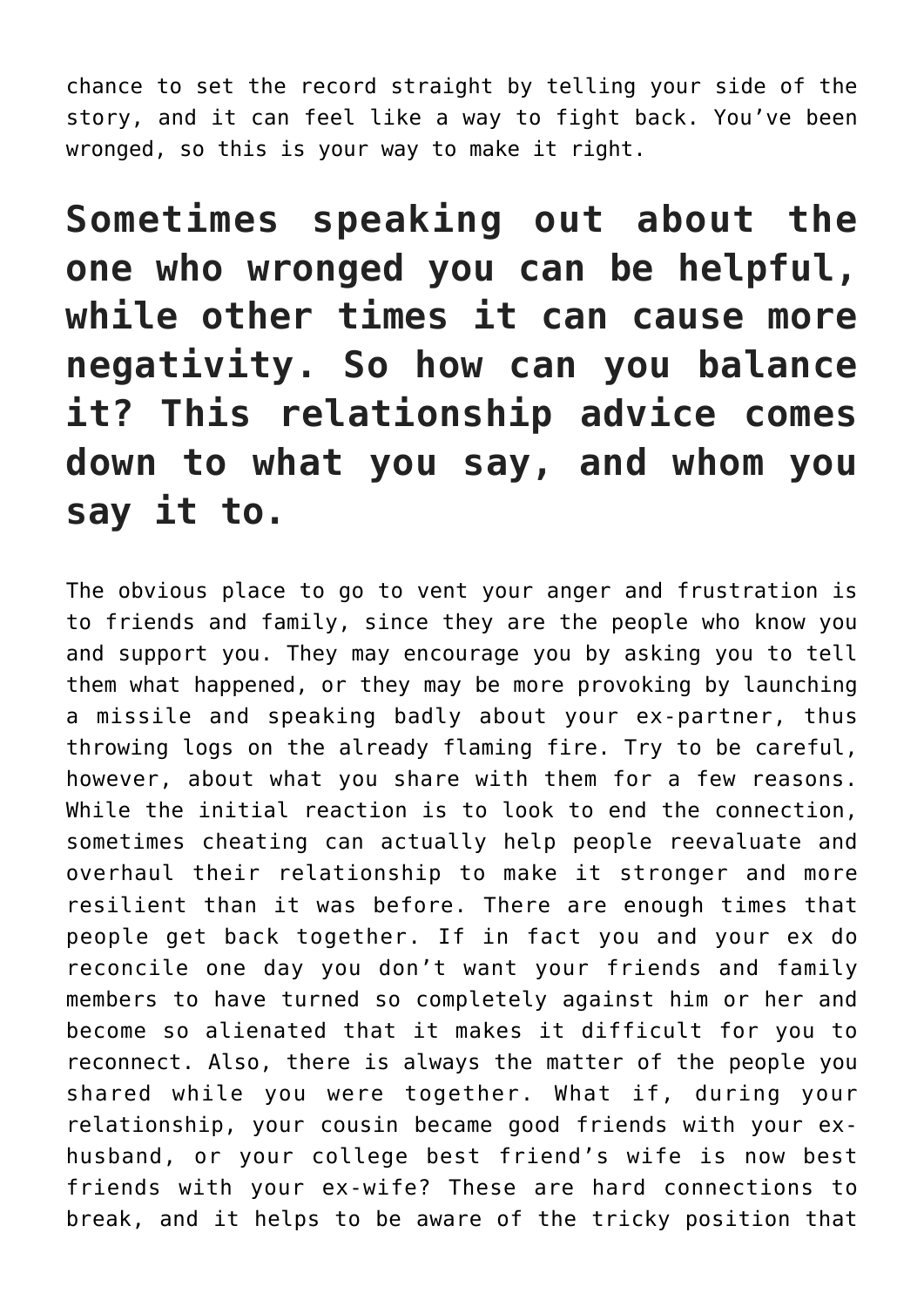chance to set the record straight by telling your side of the story, and it can feel like a way to fight back. You've been wronged, so this is your way to make it right.

## Sometimes speaking out about the one who wronged you can be helpful, while other times it can cause more negativity. So how can you balance it? This relationship advice comes down to what you say, and whom you say it to.

The obvious place to go to vent your anger and frustration is to friends and family, since they are the people who know you and support you. They may encourage you by asking you to tell them what happened, or they may be more provoking by launching a missile and speaking badly about your ex-partner, thus throwing logs on the already flaming fire. Try to be careful, however, about what you share with them for a few reasons. While the initial reaction is to look to end the connection, sometimes cheating can actually help people reevaluate and overhaul their relationship to make it stronger and more resilient than it was before. There are enough times that people get back together. If in fact you and your ex do reconcile one day you don't want your friends and family members to have turned so completely against him or her and become so alienated that it makes it difficult for you to reconnect. Also, there is always the matter of the people you shared while you were together. What if, during your relationship, your cousin became good friends with your ex-husband, or your college best friend's wife is now best friends with your ex-wife? These are hard connections to break, and it helps to be aware of the tricky position that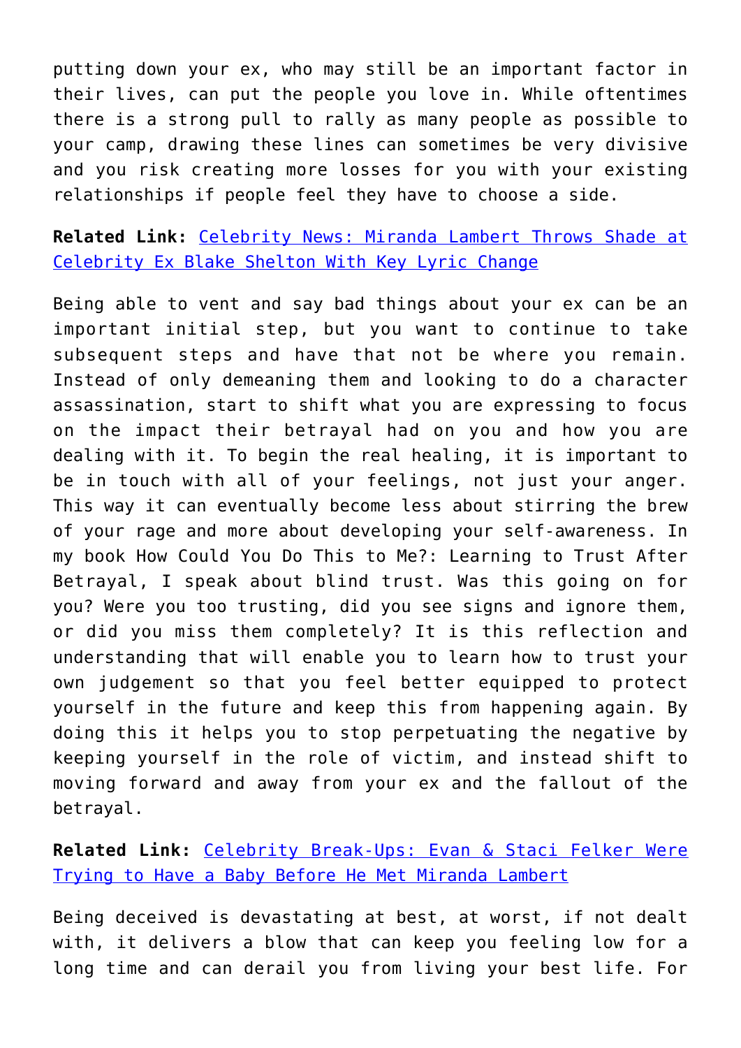putting down your ex, who may still be an important factor in their lives, can put the people you love in. While oftentimes there is a strong pull to rally as many people as possible to your camp, drawing these lines can sometimes be very divisive and you risk creating more losses for you with your existing relationships if people feel they have to choose a side.

**Related Link:** Celebrity News: Miranda Lambert Throws Shade at Celebrity Ex Blake Shelton With Key Lyric Change

Being able to vent and say bad things about your ex can be an important initial step, but you want to continue to take subsequent steps and have that not be where you remain. Instead of only demeaning them and looking to do a character assassination, start to shift what you are expressing to focus on the impact their betrayal had on you and how you are dealing with it. To begin the real healing, it is important to be in touch with all of your feelings, not just your anger. This way it can eventually become less about stirring the brew of your rage and more about developing your self-awareness. In my book How Could You Do This to Me?: Learning to Trust After Betrayal, I speak about blind trust. Was this going on for you? Were you too trusting, did you see signs and ignore them, or did you miss them completely? It is this reflection and understanding that will enable you to learn how to trust your own judgement so that you feel better equipped to protect yourself in the future and keep this from happening again. By doing this it helps you to stop perpetuating the negative by keeping yourself in the role of victim, and instead shift to moving forward and away from your ex and the fallout of the betrayal.

**Related Link:** Celebrity Break-Ups: Evan & Staci Felker Were Trying to Have a Baby Before He Met Miranda Lambert

Being deceived is devastating at best, at worst, if not dealt with, it delivers a blow that can keep you feeling low for a long time and can derail you from living your best life. For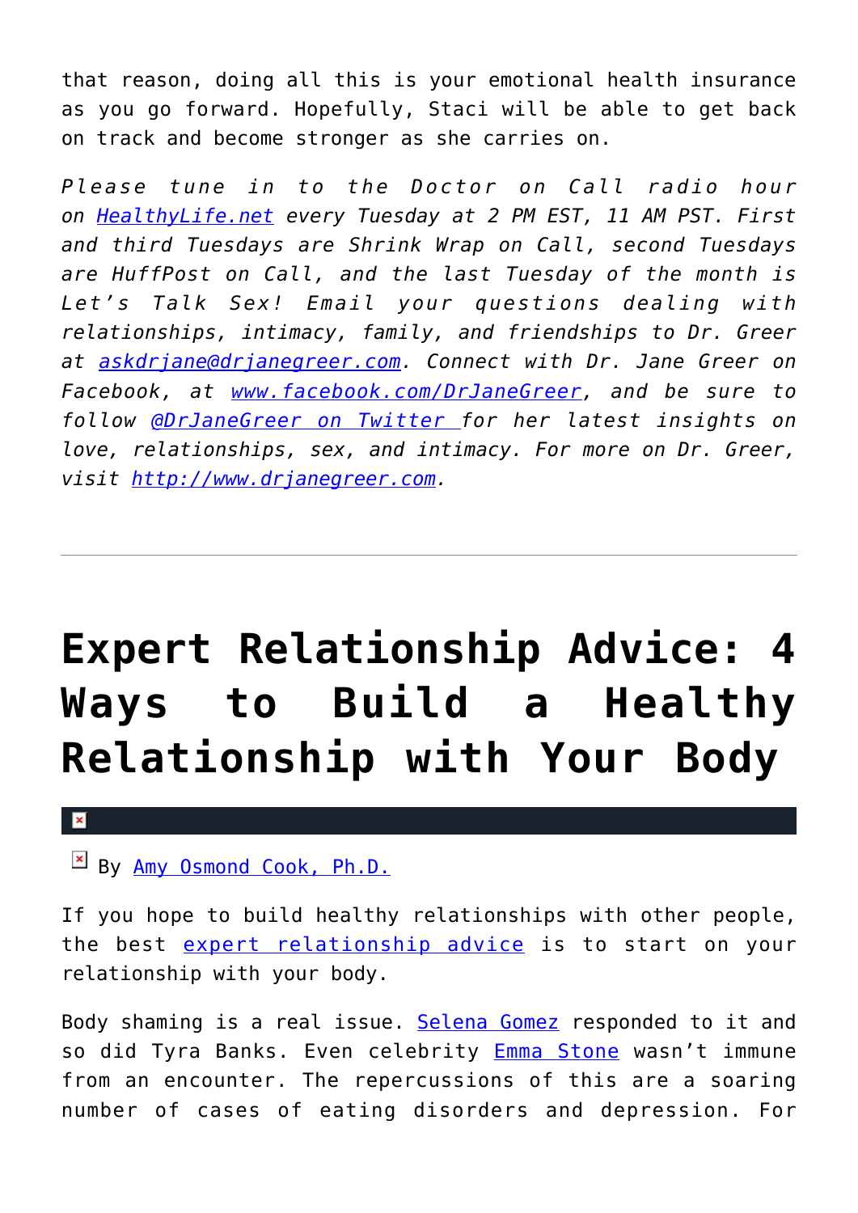that reason, doing all this is your emotional health insurance as you go forward. Hopefully, Staci will be able to get back on track and become stronger as she carries on.

*Please tune in to the Doctor on Call radio hour on [HealthyLife.net](HealthyLife.net) every Tuesday at 2 PM EST, 11 AM PST. First and third Tuesdays are Shrink Wrap on Call, second Tuesdays are HuffPost on Call, and the last Tuesday of the month is Let's Talk Sex! Email your questions dealing with relationships, intimacy, family, and friendships to Dr. Greer at [askdrjane@drjanegreer.com](mailto:askdrjane@drjanegreer.com). Connect with Dr. Jane Greer on Facebook, at [www.facebook.com/DrJaneGreer](www.facebook.com/DrJaneGreer), and be sure to follow [@DrJaneGreer on Twitter](https://twitter.com/DrJaneGreer) for her latest insights on love, relationships, sex, and intimacy. For more on Dr. Greer, visit [http://www.drjanegreer.com](http://www.drjanegreer.com).*

---

# Expert Relationship Advice: 4 Ways to Build a Healthy Relationship with Your Body

By [Amy Osmond Cook, Ph.D.]()

If you hope to build healthy relationships with other people, the best [expert relationship advice]() is to start on your relationship with your body.

Body shaming is a real issue. [Selena Gomez]() responded to it and so did Tyra Banks. Even celebrity [Emma Stone]() wasn't immune from an encounter. The repercussions of this are a soaring number of cases of eating disorders and depression. For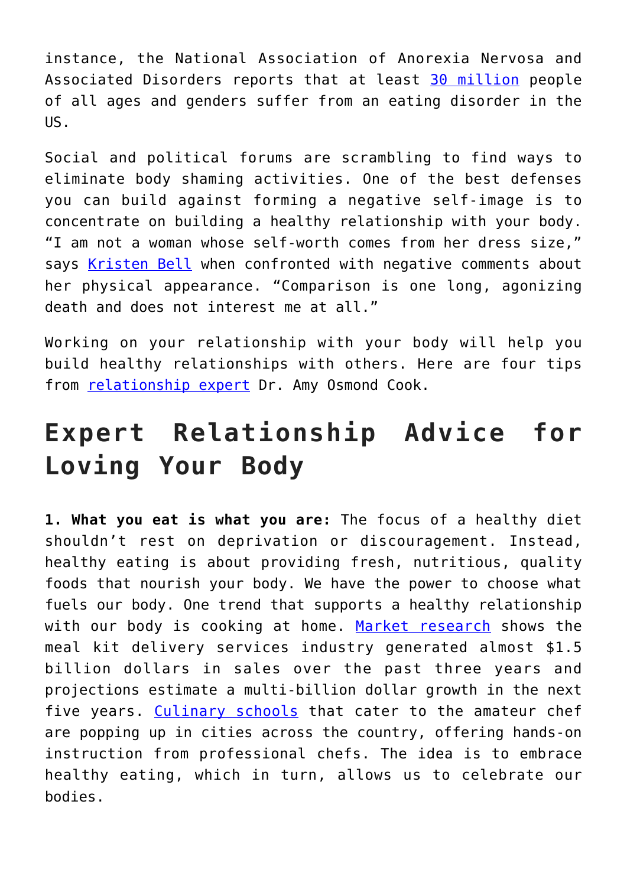instance, the National Association of Anorexia Nervosa and Associated Disorders reports that at least 30 million people of all ages and genders suffer from an eating disorder in the US.

Social and political forums are scrambling to find ways to eliminate body shaming activities. One of the best defenses you can build against forming a negative self-image is to concentrate on building a healthy relationship with your body. “I am not a woman whose self-worth comes from her dress size,” says Kristen Bell when confronted with negative comments about her physical appearance. “Comparison is one long, agonizing death and does not interest me at all.”

Working on your relationship with your body will help you build healthy relationships with others. Here are four tips from relationship expert Dr. Amy Osmond Cook.

## Expert Relationship Advice for Loving Your Body

**1. What you eat is what you are:** The focus of a healthy diet shouldn’t rest on deprivation or discouragement. Instead, healthy eating is about providing fresh, nutritious, quality foods that nourish your body. We have the power to choose what fuels our body. One trend that supports a healthy relationship with our body is cooking at home. Market research shows the meal kit delivery services industry generated almost $1.5 billion dollars in sales over the past three years and projections estimate a multi-billion dollar growth in the next five years. Culinary schools that cater to the amateur chef are popping up in cities across the country, offering hands-on instruction from professional chefs. The idea is to embrace healthy eating, which in turn, allows us to celebrate our bodies.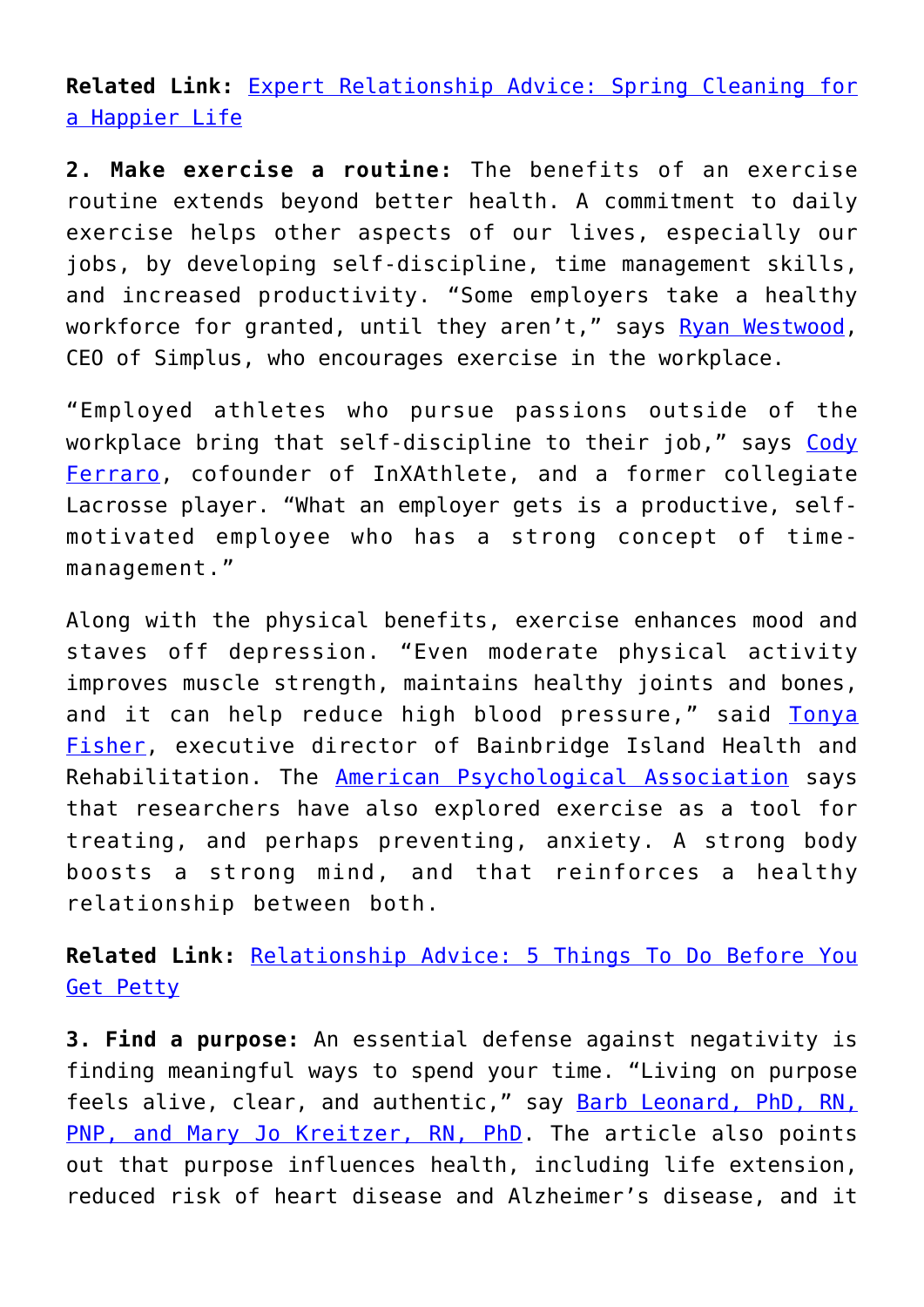**Related Link:** Expert Relationship Advice: Spring Cleaning for a Happier Life

**2. Make exercise a routine:** The benefits of an exercise routine extends beyond better health. A commitment to daily exercise helps other aspects of our lives, especially our jobs, by developing self-discipline, time management skills, and increased productivity. "Some employers take a healthy workforce for granted, until they aren't," says Ryan Westwood, CEO of Simplus, who encourages exercise in the workplace.

"Employed athletes who pursue passions outside of the workplace bring that self-discipline to their job," says Cody Ferraro, cofounder of InXAthlete, and a former collegiate Lacrosse player. "What an employer gets is a productive, self-motivated employee who has a strong concept of time-management."

Along with the physical benefits, exercise enhances mood and staves off depression. "Even moderate physical activity improves muscle strength, maintains healthy joints and bones, and it can help reduce high blood pressure," said Tonya Fisher, executive director of Bainbridge Island Health and Rehabilitation. The American Psychological Association says that researchers have also explored exercise as a tool for treating, and perhaps preventing, anxiety. A strong body boosts a strong mind, and that reinforces a healthy relationship between both.

**Related Link:** Relationship Advice: 5 Things To Do Before You Get Petty

**3. Find a purpose:** An essential defense against negativity is finding meaningful ways to spend your time. "Living on purpose feels alive, clear, and authentic," say Barb Leonard, PhD, RN, PNP, and Mary Jo Kreitzer, RN, PhD. The article also points out that purpose influences health, including life extension, reduced risk of heart disease and Alzheimer's disease, and it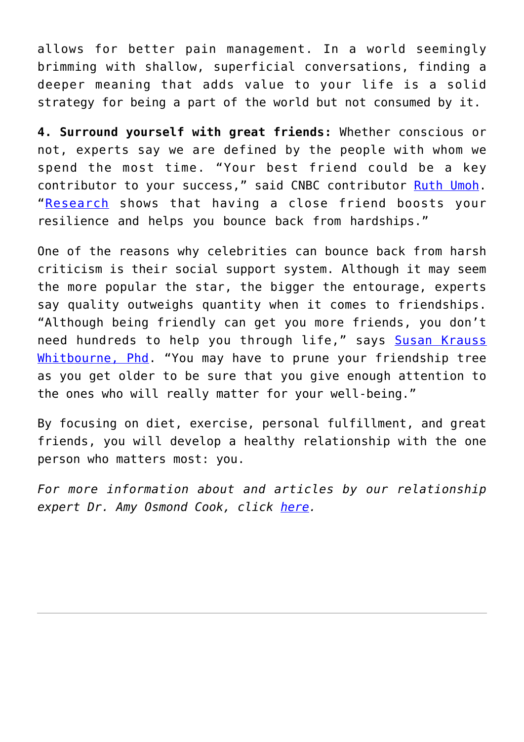allows for better pain management. In a world seemingly brimming with shallow, superficial conversations, finding a deeper meaning that adds value to your life is a solid strategy for being a part of the world but not consumed by it.

**4. Surround yourself with great friends:** Whether conscious or not, experts say we are defined by the people with whom we spend the most time. "Your best friend could be a key contributor to your success," said CNBC contributor Ruth Umoh. "Research shows that having a close friend boosts your resilience and helps you bounce back from hardships."

One of the reasons why celebrities can bounce back from harsh criticism is their social support system. Although it may seem the more popular the star, the bigger the entourage, experts say quality outweighs quantity when it comes to friendships. "Although being friendly can get you more friends, you don't need hundreds to help you through life," says Susan Krauss Whitbourne, Phd. "You may have to prune your friendship tree as you get older to be sure that you give enough attention to the ones who will really matter for your well-being."

By focusing on diet, exercise, personal fulfillment, and great friends, you will develop a healthy relationship with the one person who matters most: you.

*For more information about and articles by our relationship expert Dr. Amy Osmond Cook, click here.*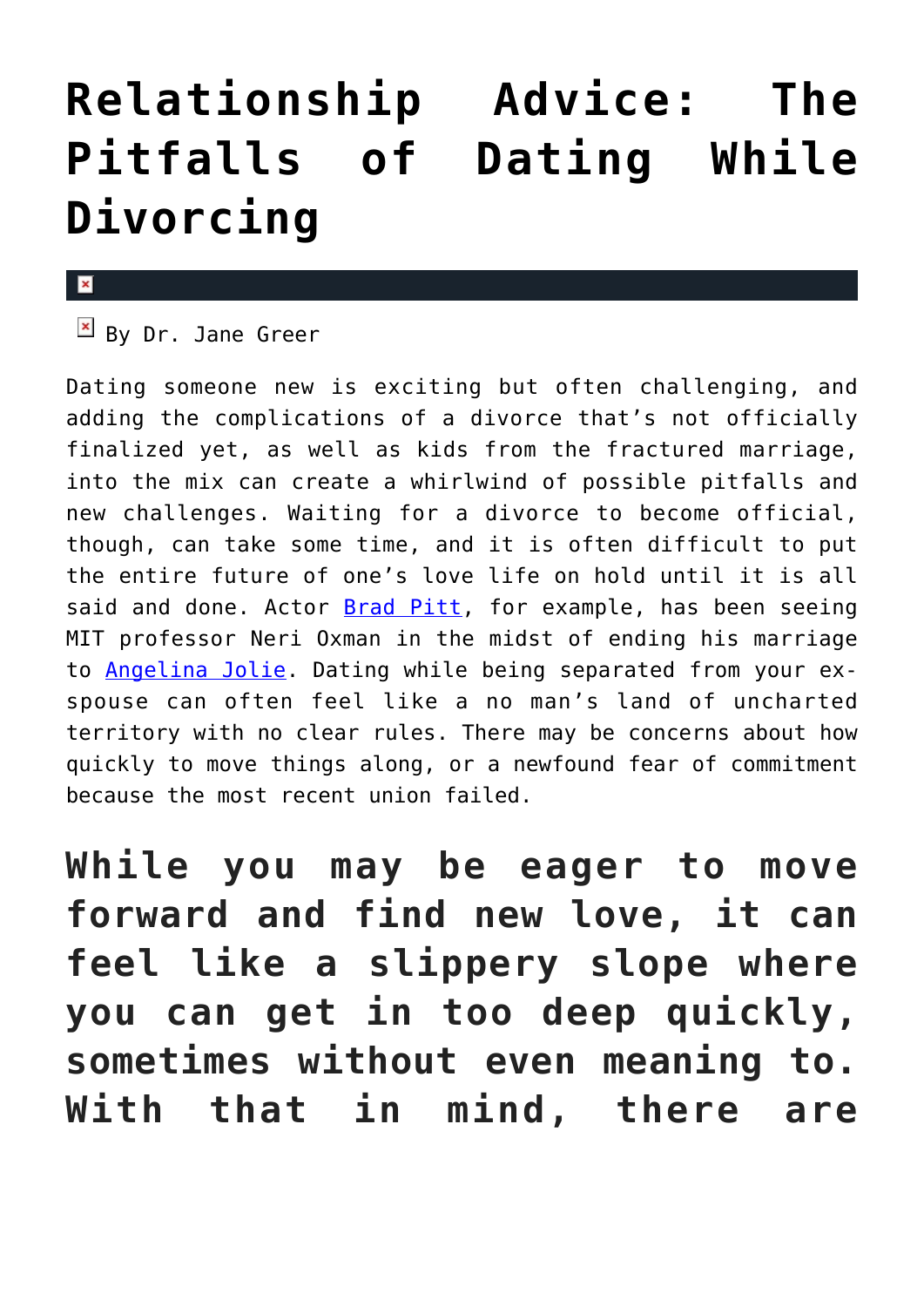# Relationship Advice: The Pitfalls of Dating While Divorcing

By Dr. Jane Greer

Dating someone new is exciting but often challenging, and adding the complications of a divorce that's not officially finalized yet, as well as kids from the fractured marriage, into the mix can create a whirlwind of possible pitfalls and new challenges. Waiting for a divorce to become official, though, can take some time, and it is often difficult to put the entire future of one's love life on hold until it is all said and done. Actor Brad Pitt, for example, has been seeing MIT professor Neri Oxman in the midst of ending his marriage to Angelina Jolie. Dating while being separated from your ex-spouse can often feel like a no man's land of uncharted territory with no clear rules. There may be concerns about how quickly to move things along, or a newfound fear of commitment because the most recent union failed.

## While you may be eager to move forward and find new love, it can feel like a slippery slope where you can get in too deep quickly, sometimes without even meaning to. With that in mind, there are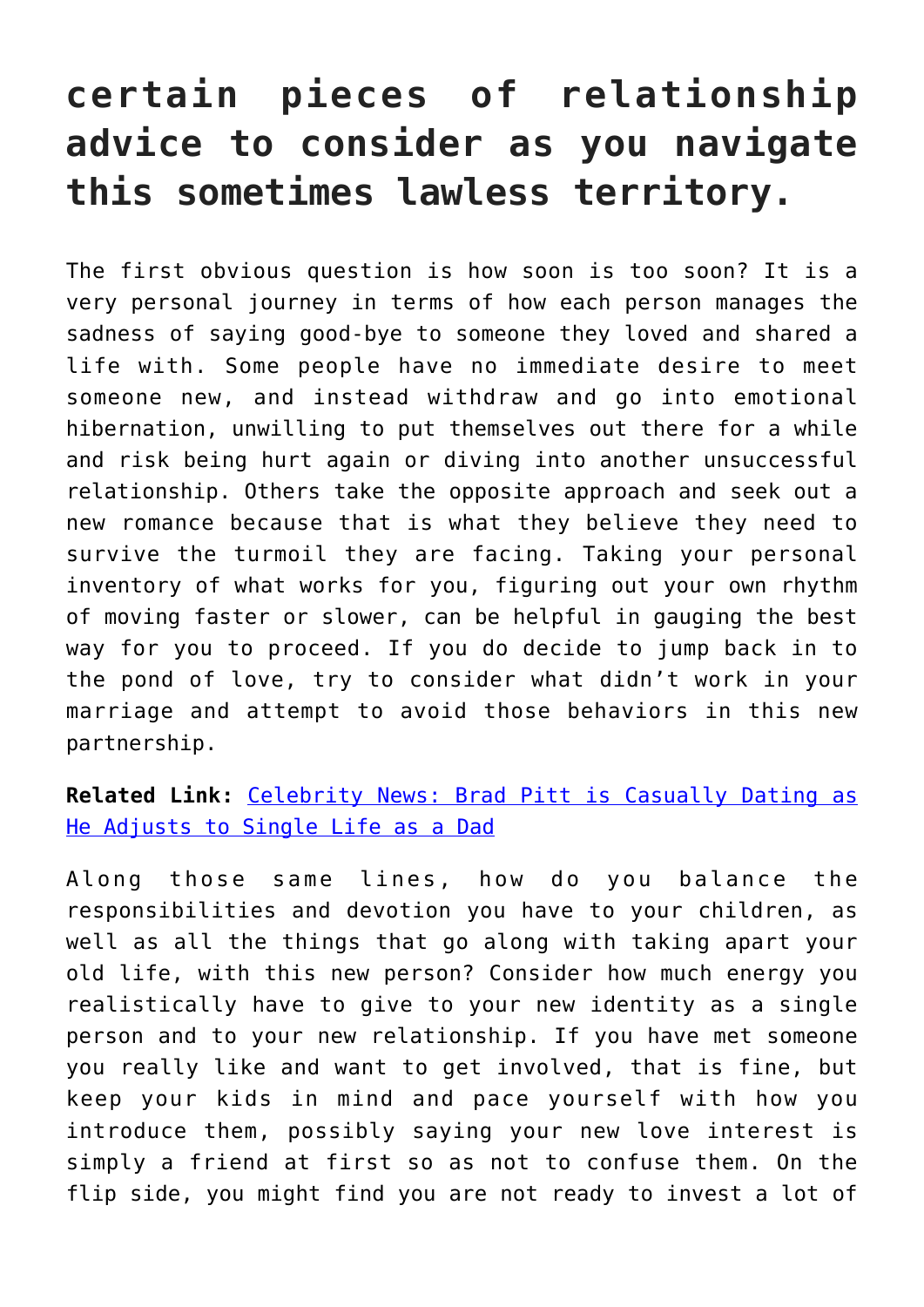## certain pieces of relationship advice to consider as you navigate this sometimes lawless territory.

The first obvious question is how soon is too soon? It is a very personal journey in terms of how each person manages the sadness of saying good-bye to someone they loved and shared a life with. Some people have no immediate desire to meet someone new, and instead withdraw and go into emotional hibernation, unwilling to put themselves out there for a while and risk being hurt again or diving into another unsuccessful relationship. Others take the opposite approach and seek out a new romance because that is what they believe they need to survive the turmoil they are facing. Taking your personal inventory of what works for you, figuring out your own rhythm of moving faster or slower, can be helpful in gauging the best way for you to proceed. If you do decide to jump back in to the pond of love, try to consider what didn't work in your marriage and attempt to avoid those behaviors in this new partnership.

**Related Link:** [Celebrity News: Brad Pitt is Casually Dating as He Adjusts to Single Life as a Dad]()

Along those same lines, how do you balance the responsibilities and devotion you have to your children, as well as all the things that go along with taking apart your old life, with this new person? Consider how much energy you realistically have to give to your new identity as a single person and to your new relationship. If you have met someone you really like and want to get involved, that is fine, but keep your kids in mind and pace yourself with how you introduce them, possibly saying your new love interest is simply a friend at first so as not to confuse them. On the flip side, you might find you are not ready to invest a lot of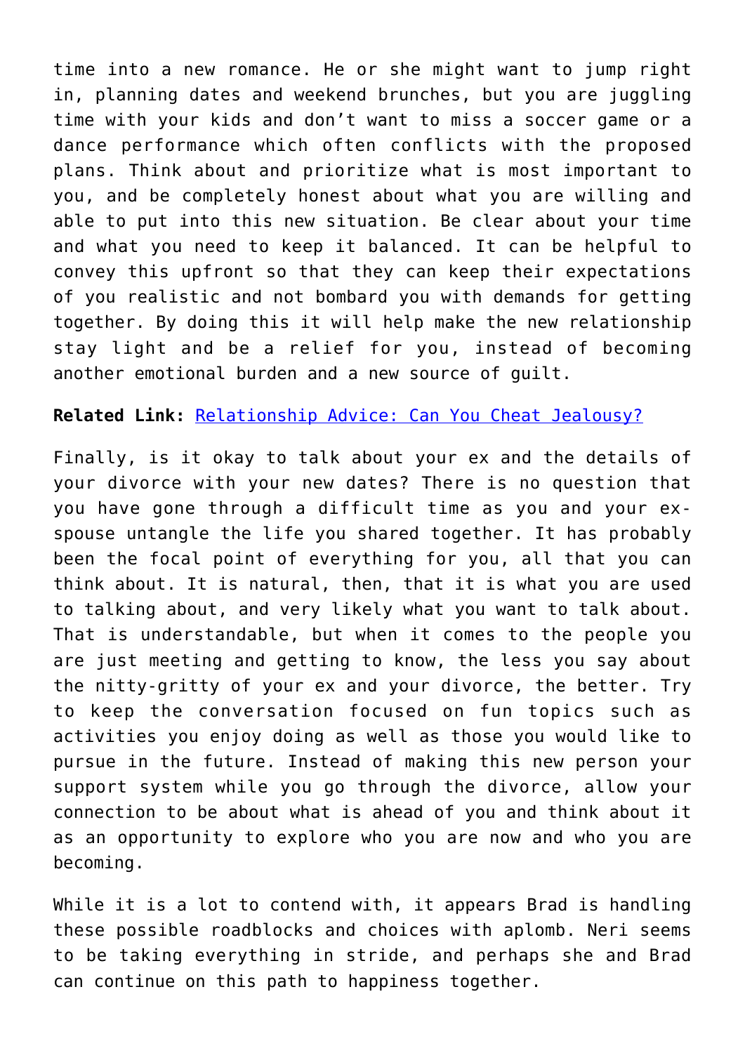time into a new romance. He or she might want to jump right in, planning dates and weekend brunches, but you are juggling time with your kids and don't want to miss a soccer game or a dance performance which often conflicts with the proposed plans. Think about and prioritize what is most important to you, and be completely honest about what you are willing and able to put into this new situation. Be clear about your time and what you need to keep it balanced. It can be helpful to convey this upfront so that they can keep their expectations of you realistic and not bombard you with demands for getting together. By doing this it will help make the new relationship stay light and be a relief for you, instead of becoming another emotional burden and a new source of guilt.

**Related Link:** Relationship Advice: Can You Cheat Jealousy?

Finally, is it okay to talk about your ex and the details of your divorce with your new dates? There is no question that you have gone through a difficult time as you and your ex-spouse untangle the life you shared together. It has probably been the focal point of everything for you, all that you can think about. It is natural, then, that it is what you are used to talking about, and very likely what you want to talk about. That is understandable, but when it comes to the people you are just meeting and getting to know, the less you say about the nitty-gritty of your ex and your divorce, the better. Try to keep the conversation focused on fun topics such as activities you enjoy doing as well as those you would like to pursue in the future. Instead of making this new person your support system while you go through the divorce, allow your connection to be about what is ahead of you and think about it as an opportunity to explore who you are now and who you are becoming.

While it is a lot to contend with, it appears Brad is handling these possible roadblocks and choices with aplomb. Neri seems to be taking everything in stride, and perhaps she and Brad can continue on this path to happiness together.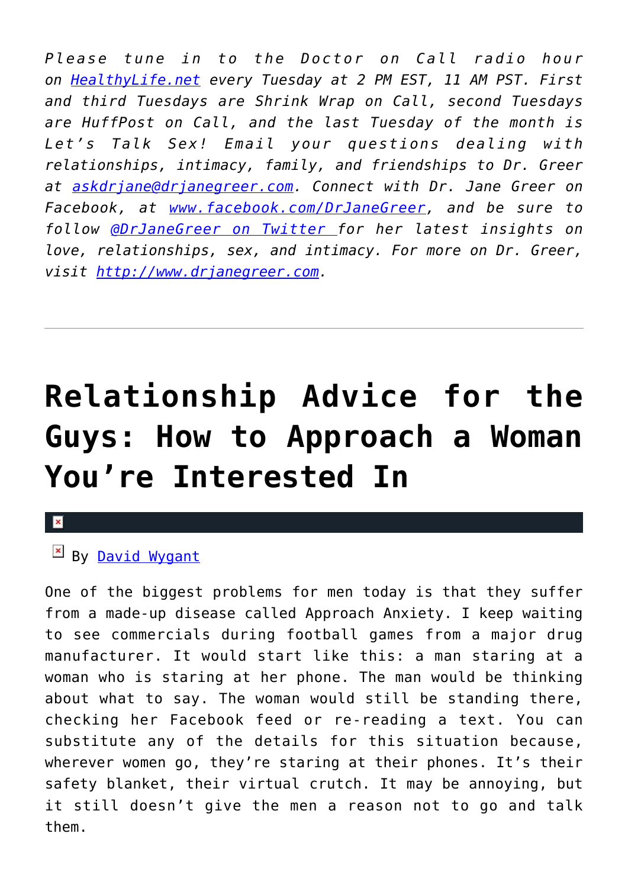*Please tune in to the Doctor on Call radio hour on [HealthyLife.net](http://HealthyLife.net) every Tuesday at 2 PM EST, 11 AM PST. First and third Tuesdays are Shrink Wrap on Call, second Tuesdays are HuffPost on Call, and the last Tuesday of the month is Let's Talk Sex! Email your questions dealing with relationships, intimacy, family, and friendships to Dr. Greer at [askdrjane@drjanegreer.com](mailto:askdrjane@drjanegreer.com). Connect with Dr. Jane Greer on Facebook, at [www.facebook.com/DrJaneGreer](http://www.facebook.com/DrJaneGreer), and be sure to follow [@DrJaneGreer on Twitter](https://twitter.com/DrJaneGreer) for her latest insights on love, relationships, sex, and intimacy. For more on Dr. Greer, visit [http://www.drjanegreer.com](http://www.drjanegreer.com).*

---

# Relationship Advice for the Guys: How to Approach a Woman You're Interested In

By David Wygant

One of the biggest problems for men today is that they suffer from a made-up disease called Approach Anxiety. I keep waiting to see commercials during football games from a major drug manufacturer. It would start like this: a man staring at a woman who is staring at her phone. The man would be thinking about what to say. The woman would still be standing there, checking her Facebook feed or re-reading a text. You can substitute any of the details for this situation because, wherever women go, they're staring at their phones. It's their safety blanket, their virtual crutch. It may be annoying, but it still doesn't give the men a reason not to go and talk them.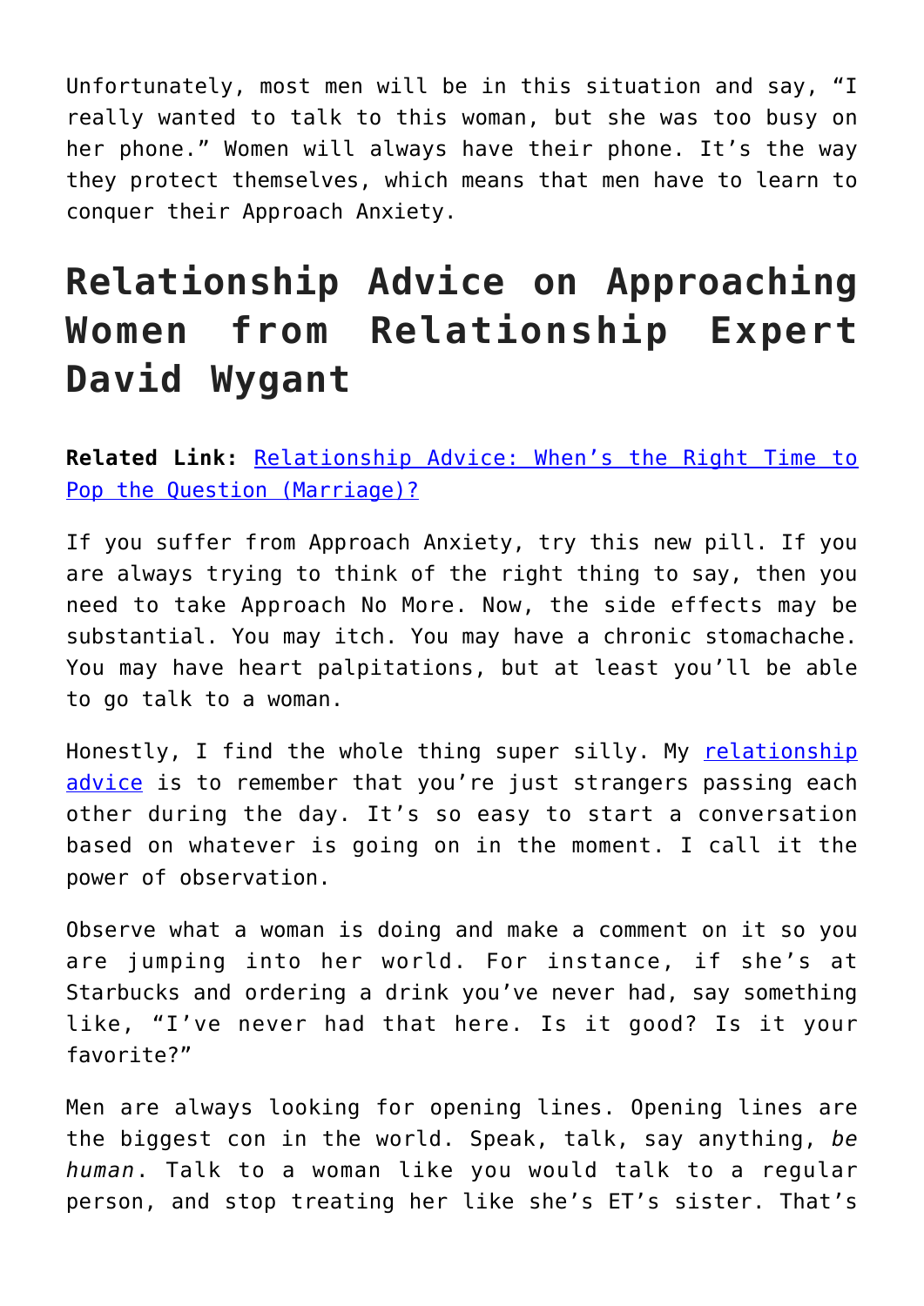Unfortunately, most men will be in this situation and say, "I really wanted to talk to this woman, but she was too busy on her phone." Women will always have their phone. It's the way they protect themselves, which means that men have to learn to conquer their Approach Anxiety.

## Relationship Advice on Approaching Women from Relationship Expert David Wygant

**Related Link:** [Relationship Advice: When's the Right Time to Pop the Question (Marriage)?]()

If you suffer from Approach Anxiety, try this new pill. If you are always trying to think of the right thing to say, then you need to take Approach No More. Now, the side effects may be substantial. You may itch. You may have a chronic stomachache. You may have heart palpitations, but at least you'll be able to go talk to a woman.

Honestly, I find the whole thing super silly. My [relationship advice]() is to remember that you're just strangers passing each other during the day. It's so easy to start a conversation based on whatever is going on in the moment. I call it the power of observation.

Observe what a woman is doing and make a comment on it so you are jumping into her world. For instance, if she's at Starbucks and ordering a drink you've never had, say something like, "I've never had that here. Is it good? Is it your favorite?"

Men are always looking for opening lines. Opening lines are the biggest con in the world. Speak, talk, say anything, *be human*. Talk to a woman like you would talk to a regular person, and stop treating her like she's ET's sister. That's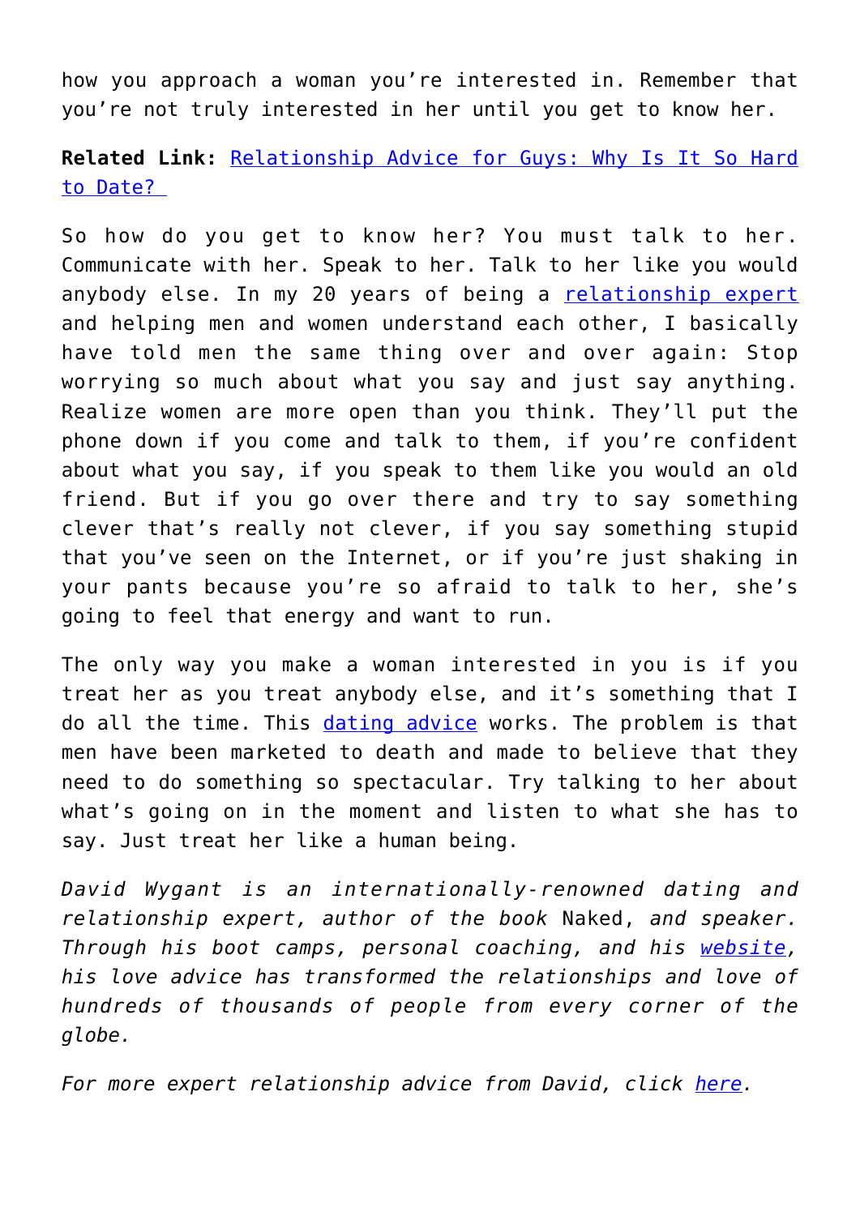how you approach a woman you're interested in. Remember that you're not truly interested in her until you get to know her.

**Related Link:** Relationship Advice for Guys: Why Is It So Hard to Date?

So how do you get to know her? You must talk to her. Communicate with her. Speak to her. Talk to her like you would anybody else. In my 20 years of being a relationship expert and helping men and women understand each other, I basically have told men the same thing over and over again: Stop worrying so much about what you say and just say anything. Realize women are more open than you think. They'll put the phone down if you come and talk to them, if you're confident about what you say, if you speak to them like you would an old friend. But if you go over there and try to say something clever that's really not clever, if you say something stupid that you've seen on the Internet, or if you're just shaking in your pants because you're so afraid to talk to her, she's going to feel that energy and want to run.

The only way you make a woman interested in you is if you treat her as you treat anybody else, and it's something that I do all the time. This dating advice works. The problem is that men have been marketed to death and made to believe that they need to do something so spectacular. Try talking to her about what's going on in the moment and listen to what she has to say. Just treat her like a human being.

*David Wygant is an internationally-renowned dating and relationship expert, author of the book* Naked, *and speaker. Through his boot camps, personal coaching, and his website, his love advice has transformed the relationships and love of hundreds of thousands of people from every corner of the globe.*

*For more expert relationship advice from David, click here.*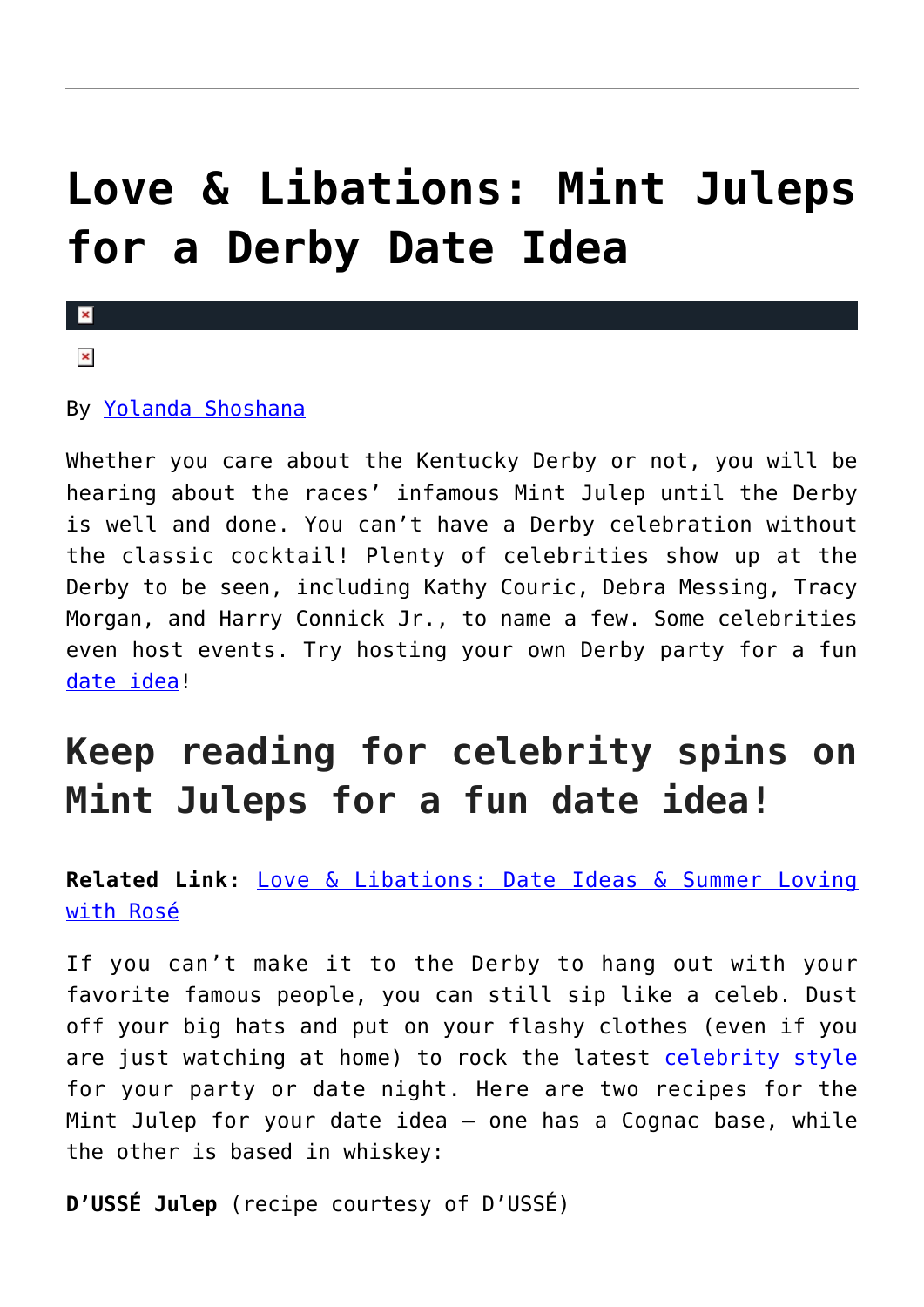# Love & Libations: Mint Juleps for a Derby Date Idea

By Yolanda Shoshana

Whether you care about the Kentucky Derby or not, you will be hearing about the races' infamous Mint Julep until the Derby is well and done. You can't have a Derby celebration without the classic cocktail! Plenty of celebrities show up at the Derby to be seen, including Kathy Couric, Debra Messing, Tracy Morgan, and Harry Connick Jr., to name a few. Some celebrities even host events. Try hosting your own Derby party for a fun date idea!

## Keep reading for celebrity spins on Mint Juleps for a fun date idea!

**Related Link:** Love & Libations: Date Ideas & Summer Loving with Rosé

If you can't make it to the Derby to hang out with your favorite famous people, you can still sip like a celeb. Dust off your big hats and put on your flashy clothes (even if you are just watching at home) to rock the latest celebrity style for your party or date night. Here are two recipes for the Mint Julep for your date idea – one has a Cognac base, while the other is based in whiskey:

**D'USSÉ Julep** (recipe courtesy of D'USSÉ)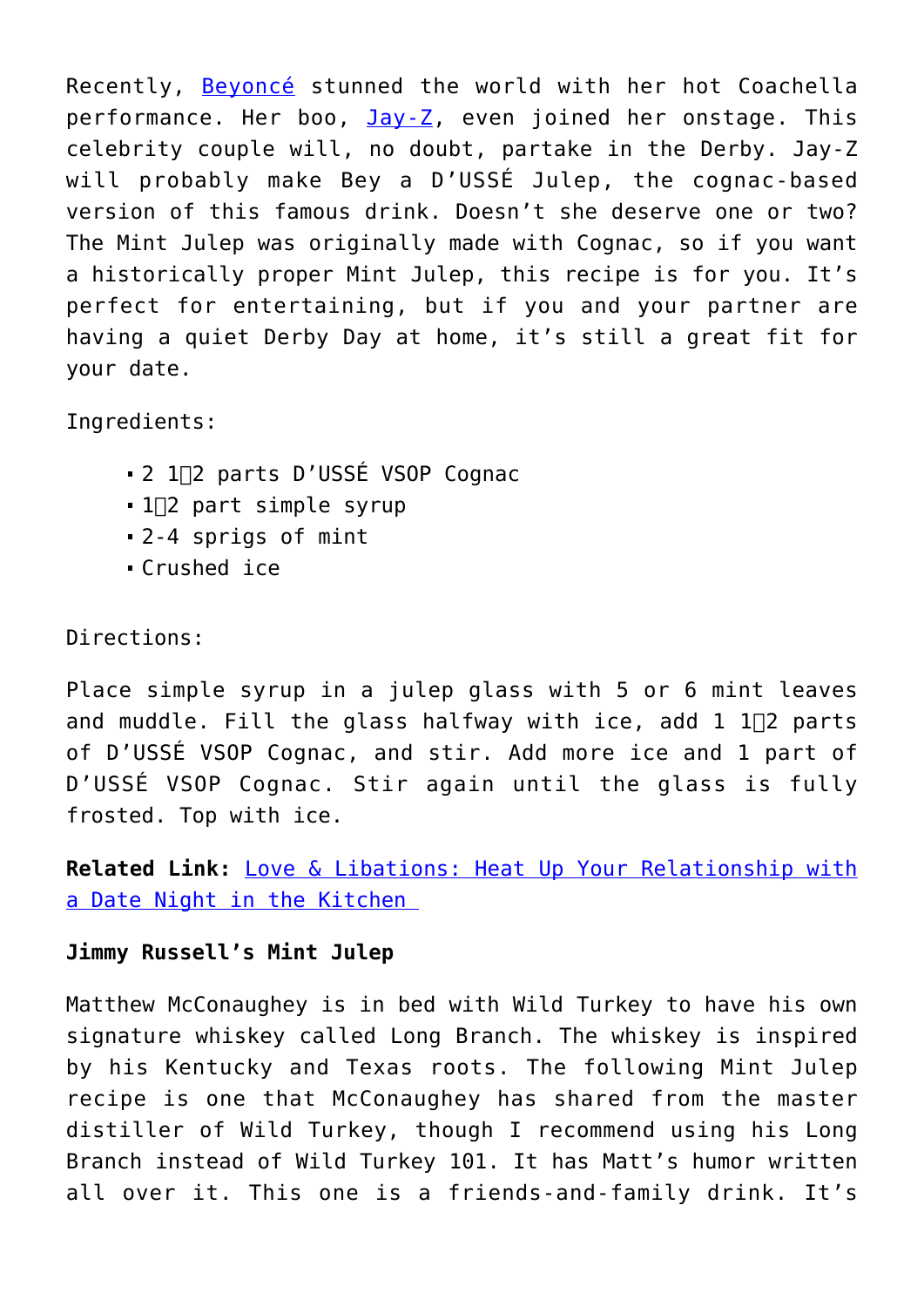Recently, Beyoncé stunned the world with her hot Coachella performance. Her boo, Jay-Z, even joined her onstage. This celebrity couple will, no doubt, partake in the Derby. Jay-Z will probably make Bey a D'USSÉ Julep, the cognac-based version of this famous drink. Doesn't she deserve one or two? The Mint Julep was originally made with Cognac, so if you want a historically proper Mint Julep, this recipe is for you. It's perfect for entertaining, but if you and your partner are having a quiet Derby Day at home, it's still a great fit for your date.

Ingredients:

- 2 1⁄2 parts D'USSÉ VSOP Cognac
- 1⁄2 part simple syrup
- 2-4 sprigs of mint
- Crushed ice

Directions:

Place simple syrup in a julep glass with 5 or 6 mint leaves and muddle. Fill the glass halfway with ice, add 1 1⁄2 parts of D'USSÉ VSOP Cognac, and stir. Add more ice and 1 part of D'USSÉ VSOP Cognac. Stir again until the glass is fully frosted. Top with ice.

**Related Link:** Love & Libations: Heat Up Your Relationship with a Date Night in the Kitchen

**Jimmy Russell's Mint Julep**

Matthew McConaughey is in bed with Wild Turkey to have his own signature whiskey called Long Branch. The whiskey is inspired by his Kentucky and Texas roots. The following Mint Julep recipe is one that McConaughey has shared from the master distiller of Wild Turkey, though I recommend using his Long Branch instead of Wild Turkey 101. It has Matt's humor written all over it. This one is a friends-and-family drink. It's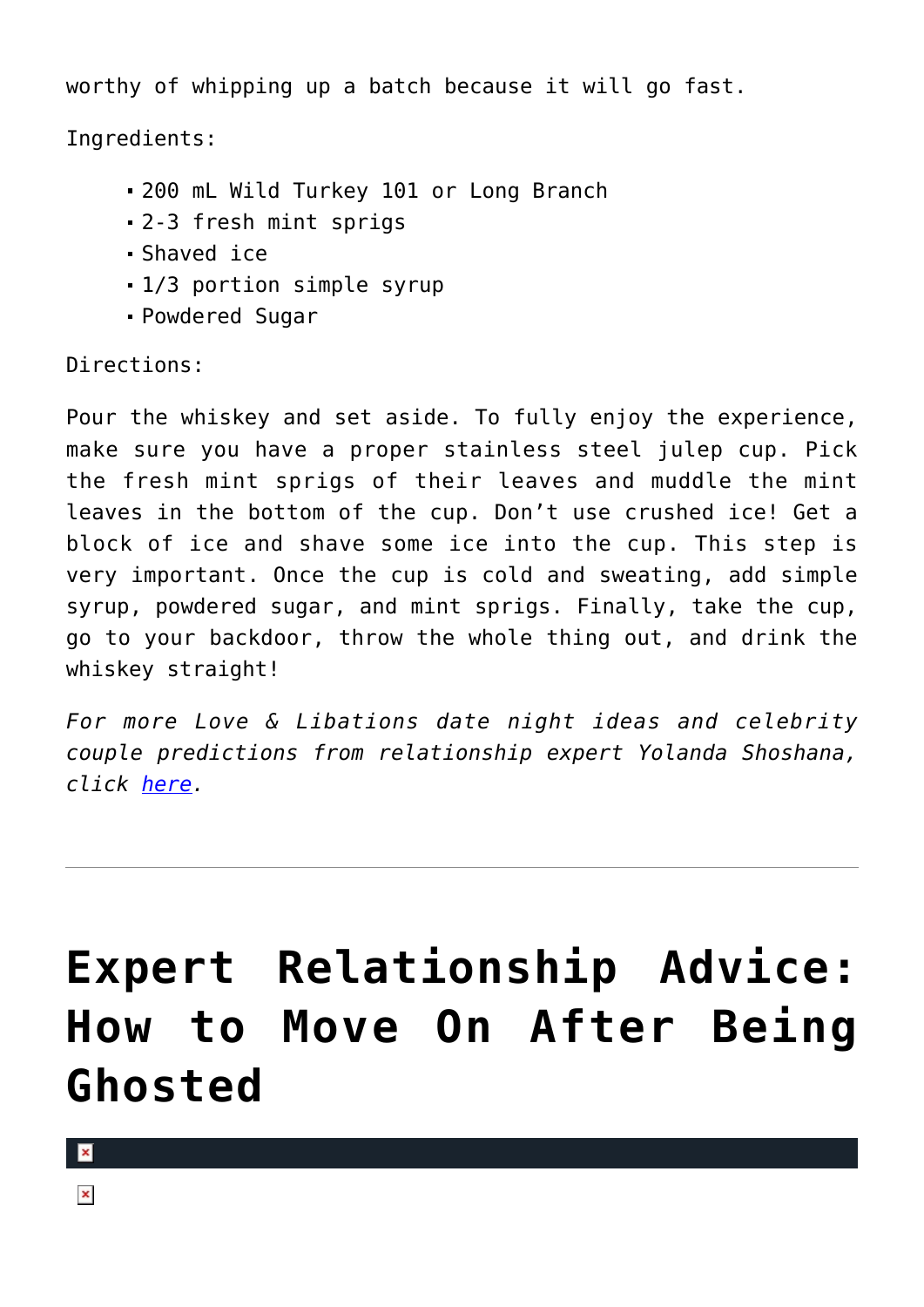worthy of whipping up a batch because it will go fast.

Ingredients:

- 200 mL Wild Turkey 101 or Long Branch
- 2-3 fresh mint sprigs
- Shaved ice
- 1/3 portion simple syrup
- Powdered Sugar

Directions:

Pour the whiskey and set aside. To fully enjoy the experience, make sure you have a proper stainless steel julep cup. Pick the fresh mint sprigs of their leaves and muddle the mint leaves in the bottom of the cup. Don't use crushed ice! Get a block of ice and shave some ice into the cup. This step is very important. Once the cup is cold and sweating, add simple syrup, powdered sugar, and mint sprigs. Finally, take the cup, go to your backdoor, throw the whole thing out, and drink the whiskey straight!

*For more Love & Libations date night ideas and celebrity couple predictions from relationship expert Yolanda Shoshana, click [here](#).*

---

# Expert Relationship Advice: How to Move On After Being Ghosted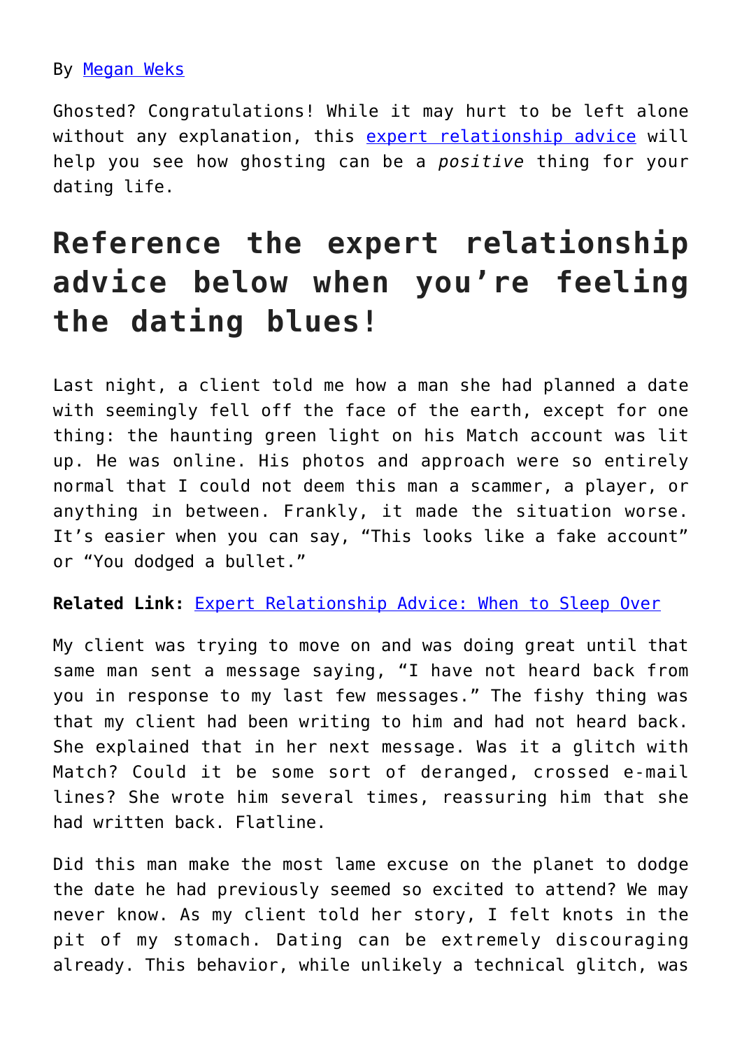By Megan Weks

Ghosted? Congratulations! While it may hurt to be left alone without any explanation, this expert relationship advice will help you see how ghosting can be a *positive* thing for your dating life.

## Reference the expert relationship advice below when you're feeling the dating blues!

Last night, a client told me how a man she had planned a date with seemingly fell off the face of the earth, except for one thing: the haunting green light on his Match account was lit up. He was online. His photos and approach were so entirely normal that I could not deem this man a scammer, a player, or anything in between. Frankly, it made the situation worse. It's easier when you can say, "This looks like a fake account" or "You dodged a bullet."

**Related Link:** Expert Relationship Advice: When to Sleep Over

My client was trying to move on and was doing great until that same man sent a message saying, "I have not heard back from you in response to my last few messages." The fishy thing was that my client had been writing to him and had not heard back. She explained that in her next message. Was it a glitch with Match? Could it be some sort of deranged, crossed e-mail lines? She wrote him several times, reassuring him that she had written back. Flatline.

Did this man make the most lame excuse on the planet to dodge the date he had previously seemed so excited to attend? We may never know. As my client told her story, I felt knots in the pit of my stomach. Dating can be extremely discouraging already. This behavior, while unlikely a technical glitch, was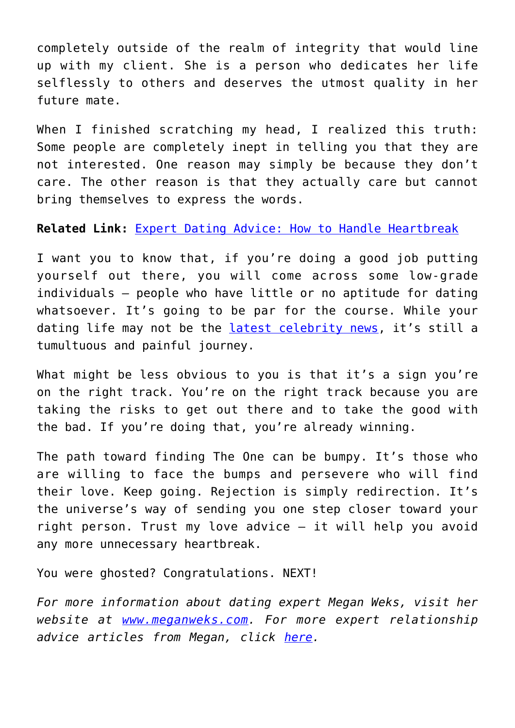completely outside of the realm of integrity that would line up with my client. She is a person who dedicates her life selflessly to others and deserves the utmost quality in her future mate.

When I finished scratching my head, I realized this truth: Some people are completely inept in telling you that they are not interested. One reason may simply be because they don't care. The other reason is that they actually care but cannot bring themselves to express the words.

**Related Link:** [Expert Dating Advice: How to Handle Heartbreak]()

I want you to know that, if you're doing a good job putting yourself out there, you will come across some low-grade individuals – people who have little or no aptitude for dating whatsoever. It's going to be par for the course. While your dating life may not be the [latest celebrity news](), it's still a tumultuous and painful journey.

What might be less obvious to you is that it's a sign you're on the right track. You're on the right track because you are taking the risks to get out there and to take the good with the bad. If you're doing that, you're already winning.

The path toward finding The One can be bumpy. It's those who are willing to face the bumps and persevere who will find their love. Keep going. Rejection is simply redirection. It's the universe's way of sending you one step closer toward your right person. Trust my love advice – it will help you avoid any more unnecessary heartbreak.

You were ghosted? Congratulations. NEXT!

*For more information about dating expert Megan Weks, visit her website at [www.meganweks.com](www.meganweks.com). For more expert relationship advice articles from Megan, click [here]().*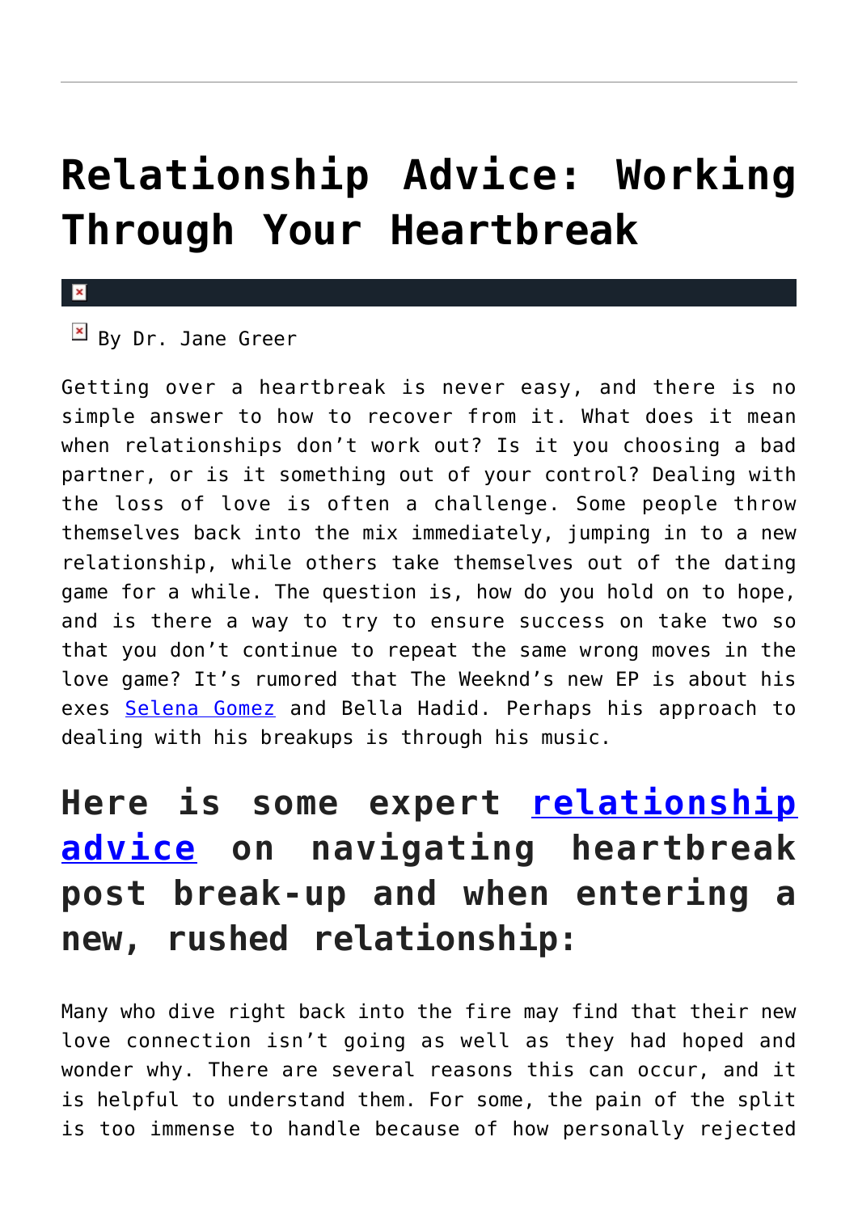# Relationship Advice: Working Through Your Heartbreak

By Dr. Jane Greer

Getting over a heartbreak is never easy, and there is no simple answer to how to recover from it. What does it mean when relationships don't work out? Is it you choosing a bad partner, or is it something out of your control? Dealing with the loss of love is often a challenge. Some people throw themselves back into the mix immediately, jumping in to a new relationship, while others take themselves out of the dating game for a while. The question is, how do you hold on to hope, and is there a way to try to ensure success on take two so that you don't continue to repeat the same wrong moves in the love game? It's rumored that The Weeknd's new EP is about his exes Selena Gomez and Bella Hadid. Perhaps his approach to dealing with his breakups is through his music.

## Here is some expert relationship advice on navigating heartbreak post break-up and when entering a new, rushed relationship:

Many who dive right back into the fire may find that their new love connection isn't going as well as they had hoped and wonder why. There are several reasons this can occur, and it is helpful to understand them. For some, the pain of the split is too immense to handle because of how personally rejected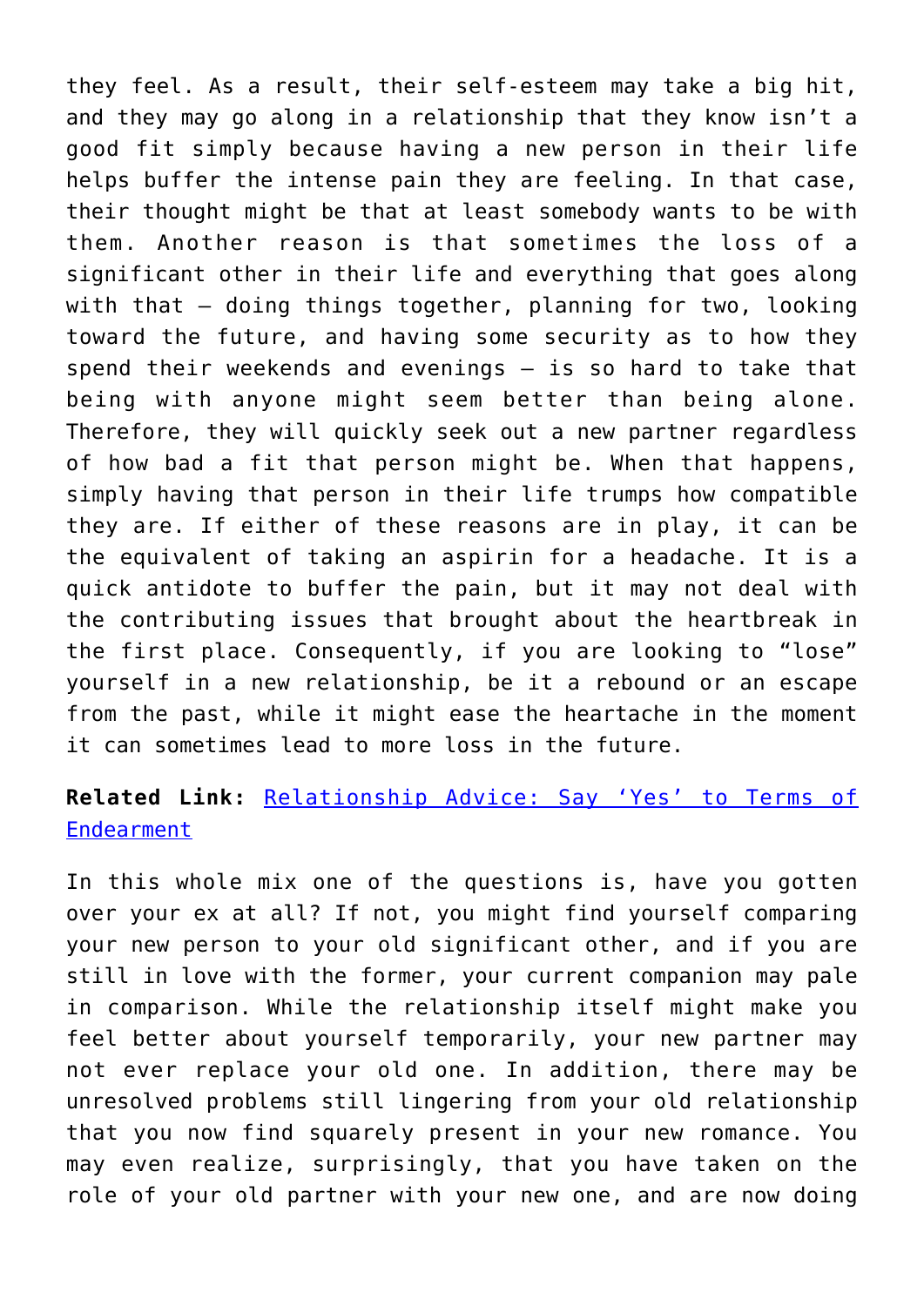they feel. As a result, their self-esteem may take a big hit, and they may go along in a relationship that they know isn't a good fit simply because having a new person in their life helps buffer the intense pain they are feeling. In that case, their thought might be that at least somebody wants to be with them. Another reason is that sometimes the loss of a significant other in their life and everything that goes along with that – doing things together, planning for two, looking toward the future, and having some security as to how they spend their weekends and evenings – is so hard to take that being with anyone might seem better than being alone. Therefore, they will quickly seek out a new partner regardless of how bad a fit that person might be. When that happens, simply having that person in their life trumps how compatible they are. If either of these reasons are in play, it can be the equivalent of taking an aspirin for a headache. It is a quick antidote to buffer the pain, but it may not deal with the contributing issues that brought about the heartbreak in the first place. Consequently, if you are looking to "lose" yourself in a new relationship, be it a rebound or an escape from the past, while it might ease the heartache in the moment it can sometimes lead to more loss in the future.

**Related Link:** Relationship Advice: Say 'Yes' to Terms of Endearment

In this whole mix one of the questions is, have you gotten over your ex at all? If not, you might find yourself comparing your new person to your old significant other, and if you are still in love with the former, your current companion may pale in comparison. While the relationship itself might make you feel better about yourself temporarily, your new partner may not ever replace your old one. In addition, there may be unresolved problems still lingering from your old relationship that you now find squarely present in your new romance. You may even realize, surprisingly, that you have taken on the role of your old partner with your new one, and are now doing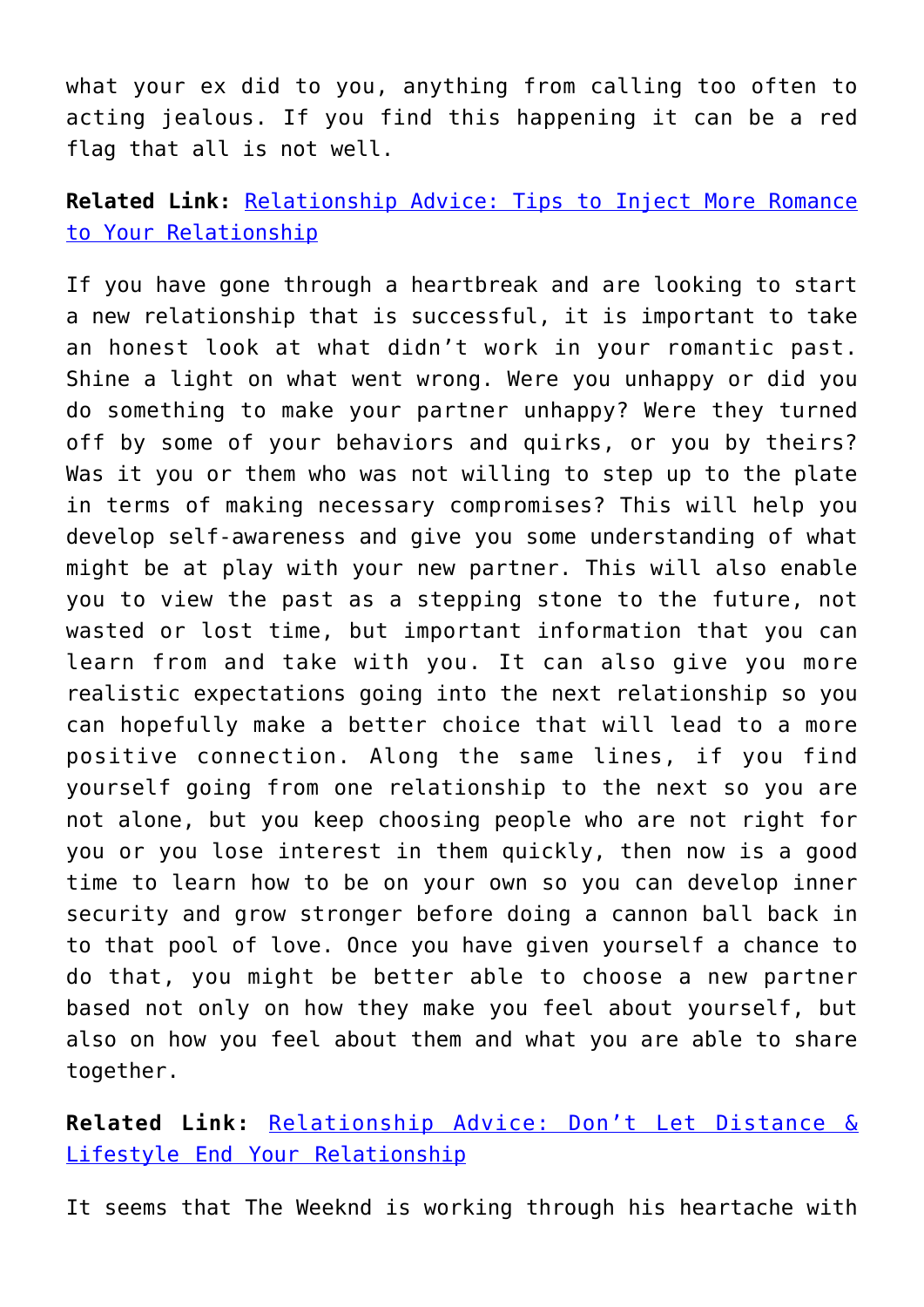what your ex did to you, anything from calling too often to acting jealous. If you find this happening it can be a red flag that all is not well.

**Related Link:** Relationship Advice: Tips to Inject More Romance to Your Relationship

If you have gone through a heartbreak and are looking to start a new relationship that is successful, it is important to take an honest look at what didn't work in your romantic past. Shine a light on what went wrong. Were you unhappy or did you do something to make your partner unhappy? Were they turned off by some of your behaviors and quirks, or you by theirs? Was it you or them who was not willing to step up to the plate in terms of making necessary compromises? This will help you develop self-awareness and give you some understanding of what might be at play with your new partner. This will also enable you to view the past as a stepping stone to the future, not wasted or lost time, but important information that you can learn from and take with you. It can also give you more realistic expectations going into the next relationship so you can hopefully make a better choice that will lead to a more positive connection. Along the same lines, if you find yourself going from one relationship to the next so you are not alone, but you keep choosing people who are not right for you or you lose interest in them quickly, then now is a good time to learn how to be on your own so you can develop inner security and grow stronger before doing a cannon ball back in to that pool of love. Once you have given yourself a chance to do that, you might be better able to choose a new partner based not only on how they make you feel about yourself, but also on how you feel about them and what you are able to share together.

**Related Link:** Relationship Advice: Don't Let Distance & Lifestyle End Your Relationship

It seems that The Weeknd is working through his heartache with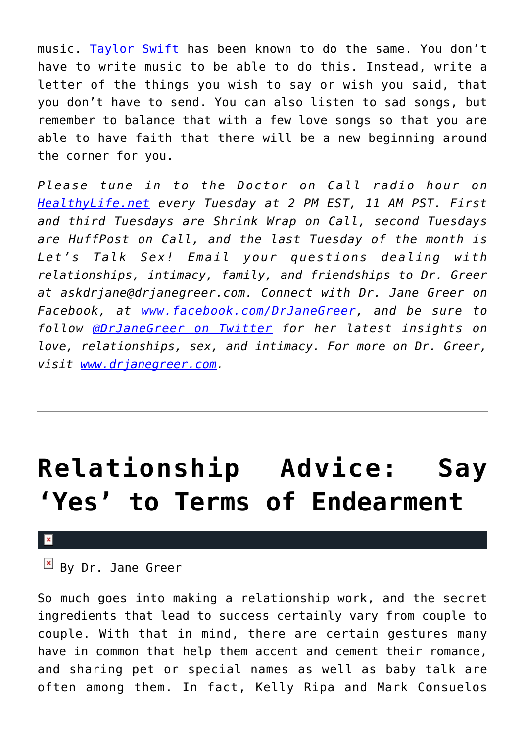music. Taylor Swift has been known to do the same. You don't have to write music to be able to do this. Instead, write a letter of the things you wish to say or wish you said, that you don't have to send. You can also listen to sad songs, but remember to balance that with a few love songs so that you are able to have faith that there will be a new beginning around the corner for you.

*Please tune in to the Doctor on Call radio hour on HealthyLife.net every Tuesday at 2 PM EST, 11 AM PST. First and third Tuesdays are Shrink Wrap on Call, second Tuesdays are HuffPost on Call, and the last Tuesday of the month is Let's Talk Sex! Email your questions dealing with relationships, intimacy, family, and friendships to Dr. Greer at askdrjane@drjanegreer.com. Connect with Dr. Jane Greer on Facebook, at www.facebook.com/DrJaneGreer, and be sure to follow @DrJaneGreer on Twitter for her latest insights on love, relationships, sex, and intimacy. For more on Dr. Greer, visit www.drjanegreer.com.*

---

# Relationship Advice: Say 'Yes' to Terms of Endearment

By Dr. Jane Greer

So much goes into making a relationship work, and the secret ingredients that lead to success certainly vary from couple to couple. With that in mind, there are certain gestures many have in common that help them accent and cement their romance, and sharing pet or special names as well as baby talk are often among them. In fact, Kelly Ripa and Mark Consuelos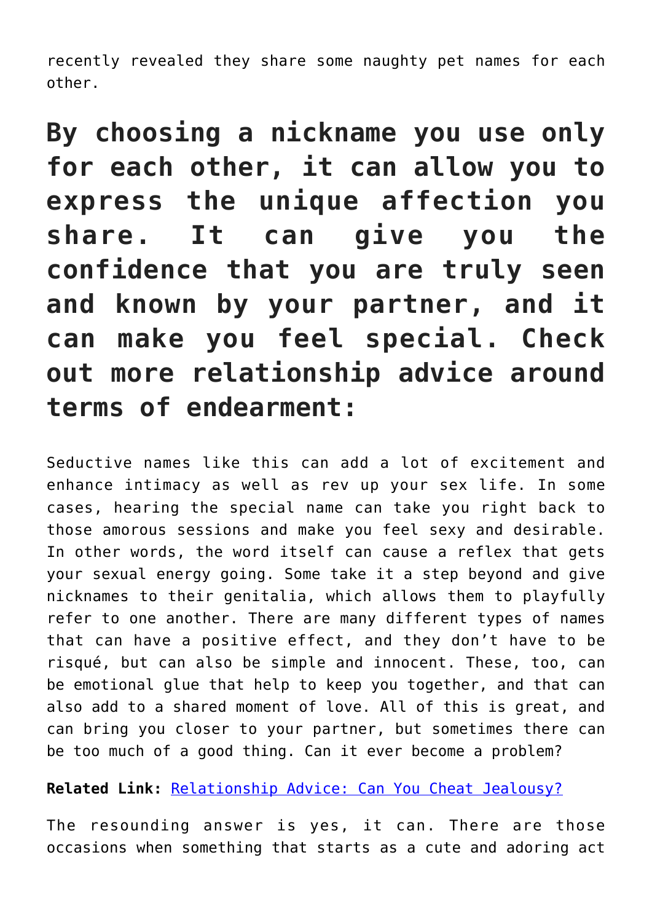recently revealed they share some naughty pet names for each other.

## By choosing a nickname you use only for each other, it can allow you to express the unique affection you share. It can give you the confidence that you are truly seen and known by your partner, and it can make you feel special. Check out more relationship advice around terms of endearment:

Seductive names like this can add a lot of excitement and enhance intimacy as well as rev up your sex life. In some cases, hearing the special name can take you right back to those amorous sessions and make you feel sexy and desirable. In other words, the word itself can cause a reflex that gets your sexual energy going. Some take it a step beyond and give nicknames to their genitalia, which allows them to playfully refer to one another. There are many different types of names that can have a positive effect, and they don't have to be risqué, but can also be simple and innocent. These, too, can be emotional glue that help to keep you together, and that can also add to a shared moment of love. All of this is great, and can bring you closer to your partner, but sometimes there can be too much of a good thing. Can it ever become a problem?

**Related Link:** Relationship Advice: Can You Cheat Jealousy?

The resounding answer is yes, it can. There are those occasions when something that starts as a cute and adoring act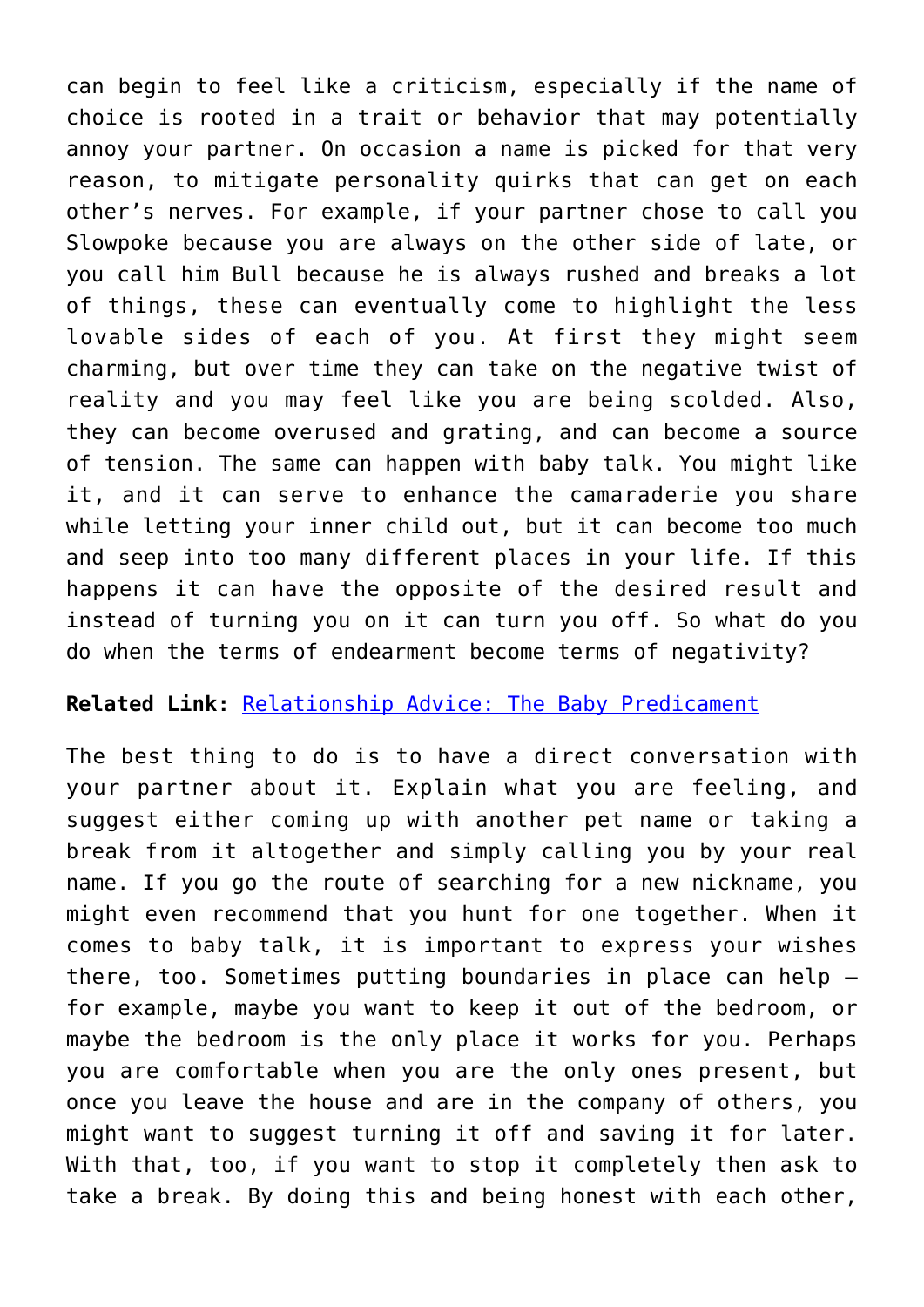can begin to feel like a criticism, especially if the name of choice is rooted in a trait or behavior that may potentially annoy your partner. On occasion a name is picked for that very reason, to mitigate personality quirks that can get on each other's nerves. For example, if your partner chose to call you Slowpoke because you are always on the other side of late, or you call him Bull because he is always rushed and breaks a lot of things, these can eventually come to highlight the less lovable sides of each of you. At first they might seem charming, but over time they can take on the negative twist of reality and you may feel like you are being scolded. Also, they can become overused and grating, and can become a source of tension. The same can happen with baby talk. You might like it, and it can serve to enhance the camaraderie you share while letting your inner child out, but it can become too much and seep into too many different places in your life. If this happens it can have the opposite of the desired result and instead of turning you on it can turn you off. So what do you do when the terms of endearment become terms of negativity?

**Related Link:** [Relationship Advice: The Baby Predicament]()

The best thing to do is to have a direct conversation with your partner about it. Explain what you are feeling, and suggest either coming up with another pet name or taking a break from it altogether and simply calling you by your real name. If you go the route of searching for a new nickname, you might even recommend that you hunt for one together. When it comes to baby talk, it is important to express your wishes there, too. Sometimes putting boundaries in place can help – for example, maybe you want to keep it out of the bedroom, or maybe the bedroom is the only place it works for you. Perhaps you are comfortable when you are the only ones present, but once you leave the house and are in the company of others, you might want to suggest turning it off and saving it for later. With that, too, if you want to stop it completely then ask to take a break. By doing this and being honest with each other,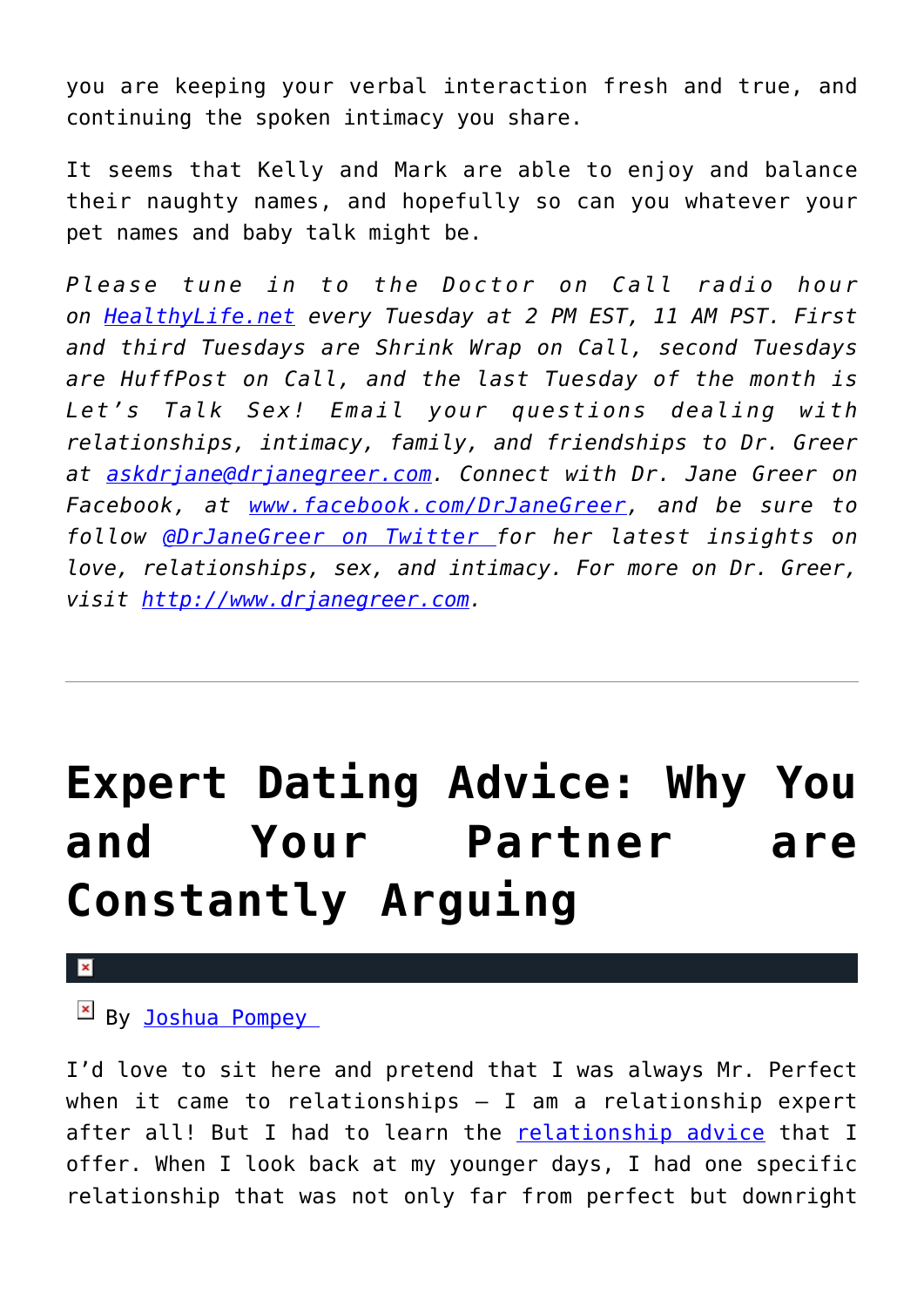you are keeping your verbal interaction fresh and true, and continuing the spoken intimacy you share.

It seems that Kelly and Mark are able to enjoy and balance their naughty names, and hopefully so can you whatever your pet names and baby talk might be.

*Please tune in to the Doctor on Call radio hour on [HealthyLife.net](HealthyLife.net) every Tuesday at 2 PM EST, 11 AM PST. First and third Tuesdays are Shrink Wrap on Call, second Tuesdays are HuffPost on Call, and the last Tuesday of the month is Let's Talk Sex! Email your questions dealing with relationships, intimacy, family, and friendships to Dr. Greer at [askdrjane@drjanegreer.com](mailto:askdrjane@drjanegreer.com). Connect with Dr. Jane Greer on Facebook, at [www.facebook.com/DrJaneGreer](http://www.facebook.com/DrJaneGreer), and be sure to follow [@DrJaneGreer on Twitter](https://twitter.com/DrJaneGreer) for her latest insights on love, relationships, sex, and intimacy. For more on Dr. Greer, visit [http://www.drjanegreer.com](http://www.drjanegreer.com).*

---

# Expert Dating Advice: Why You and Your Partner are Constantly Arguing

By Joshua Pompey

I'd love to sit here and pretend that I was always Mr. Perfect when it came to relationships – I am a relationship expert after all! But I had to learn the relationship advice that I offer. When I look back at my younger days, I had one specific relationship that was not only far from perfect but downright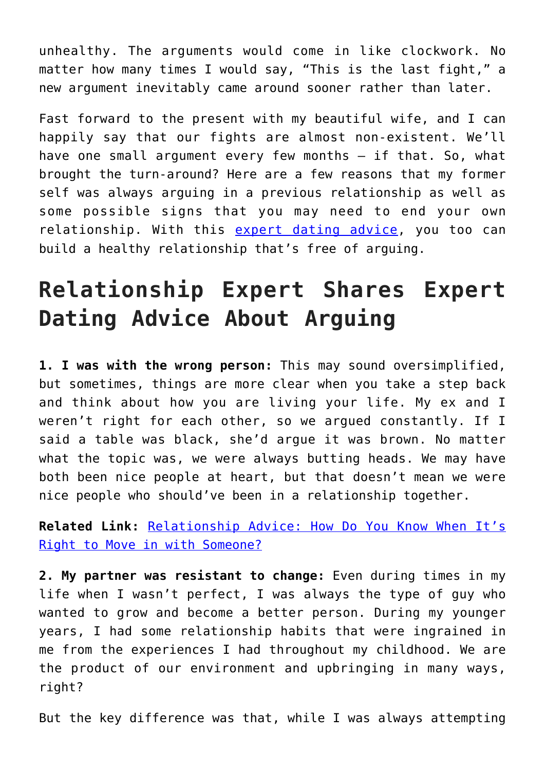unhealthy. The arguments would come in like clockwork. No matter how many times I would say, “This is the last fight,” a new argument inevitably came around sooner rather than later.

Fast forward to the present with my beautiful wife, and I can happily say that our fights are almost non-existent. We’ll have one small argument every few months — if that. So, what brought the turn-around? Here are a few reasons that my former self was always arguing in a previous relationship as well as some possible signs that you may need to end your own relationship. With this [expert dating advice](), you too can build a healthy relationship that’s free of arguing.

## Relationship Expert Shares Expert Dating Advice About Arguing

**1. I was with the wrong person:** This may sound oversimplified, but sometimes, things are more clear when you take a step back and think about how you are living your life. My ex and I weren’t right for each other, so we argued constantly. If I said a table was black, she’d argue it was brown. No matter what the topic was, we were always butting heads. We may have both been nice people at heart, but that doesn’t mean we were nice people who should’ve been in a relationship together.

**Related Link:** [Relationship Advice: How Do You Know When It’s Right to Move in with Someone?]()

**2. My partner was resistant to change:** Even during times in my life when I wasn’t perfect, I was always the type of guy who wanted to grow and become a better person. During my younger years, I had some relationship habits that were ingrained in me from the experiences I had throughout my childhood. We are the product of our environment and upbringing in many ways, right?

But the key difference was that, while I was always attempting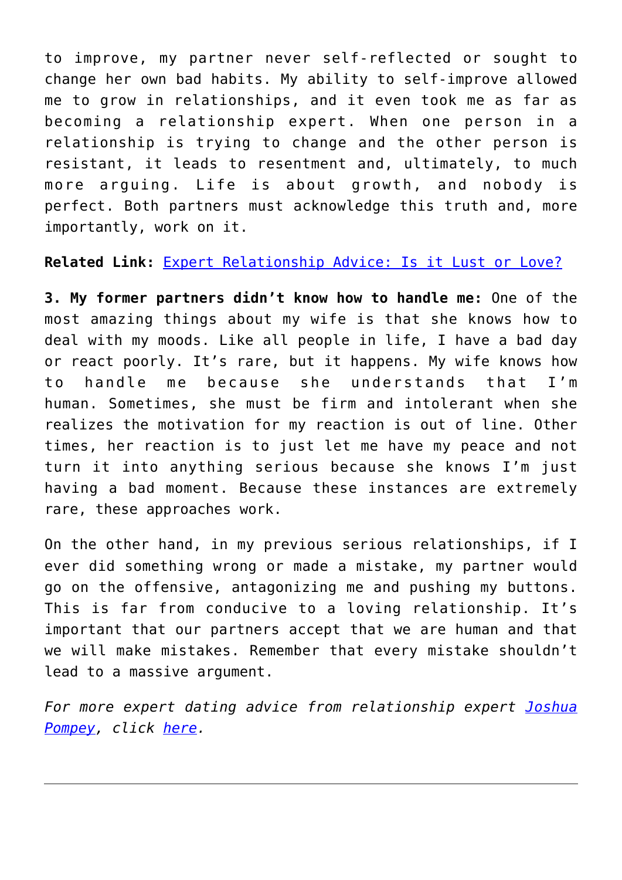to improve, my partner never self-reflected or sought to change her own bad habits. My ability to self-improve allowed me to grow in relationships, and it even took me as far as becoming a relationship expert. When one person in a relationship is trying to change and the other person is resistant, it leads to resentment and, ultimately, to much more arguing. Life is about growth, and nobody is perfect. Both partners must acknowledge this truth and, more importantly, work on it.

**Related Link:** Expert Relationship Advice: Is it Lust or Love?

**3. My former partners didn't know how to handle me:** One of the most amazing things about my wife is that she knows how to deal with my moods. Like all people in life, I have a bad day or react poorly. It's rare, but it happens. My wife knows how to handle me because she understands that I'm human. Sometimes, she must be firm and intolerant when she realizes the motivation for my reaction is out of line. Other times, her reaction is to just let me have my peace and not turn it into anything serious because she knows I'm just having a bad moment. Because these instances are extremely rare, these approaches work.

On the other hand, in my previous serious relationships, if I ever did something wrong or made a mistake, my partner would go on the offensive, antagonizing me and pushing my buttons. This is far from conducive to a loving relationship. It's important that our partners accept that we are human and that we will make mistakes. Remember that every mistake shouldn't lead to a massive argument.

*For more expert dating advice from relationship expert Joshua Pompey, click here.*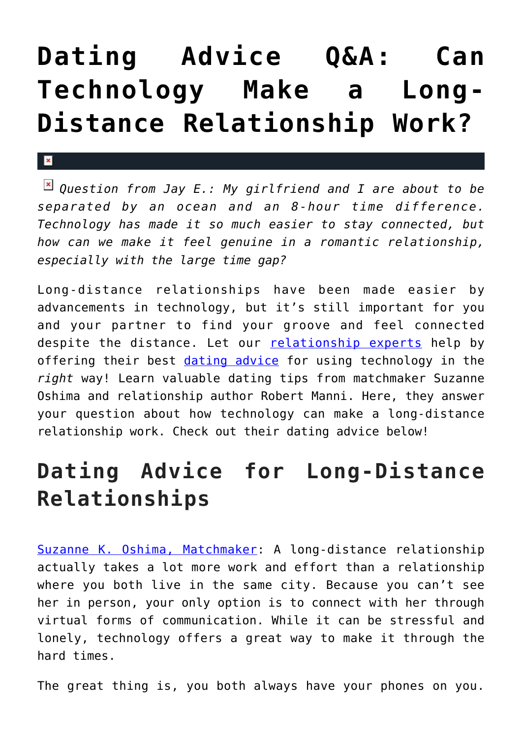# Dating Advice Q&A: Can Technology Make a Long-Distance Relationship Work?

*Question from Jay E.: My girlfriend and I are about to be separated by an ocean and an 8-hour time difference. Technology has made it so much easier to stay connected, but how can we make it feel genuine in a romantic relationship, especially with the large time gap?*

Long-distance relationships have been made easier by advancements in technology, but it's still important for you and your partner to find your groove and feel connected despite the distance. Let our relationship experts help by offering their best dating advice for using technology in the *right* way! Learn valuable dating tips from matchmaker Suzanne Oshima and relationship author Robert Manni. Here, they answer your question about how technology can make a long-distance relationship work. Check out their dating advice below!

## Dating Advice for Long-Distance Relationships

Suzanne K. Oshima, Matchmaker: A long-distance relationship actually takes a lot more work and effort than a relationship where you both live in the same city. Because you can't see her in person, your only option is to connect with her through virtual forms of communication. While it can be stressful and lonely, technology offers a great way to make it through the hard times.

The great thing is, you both always have your phones on you.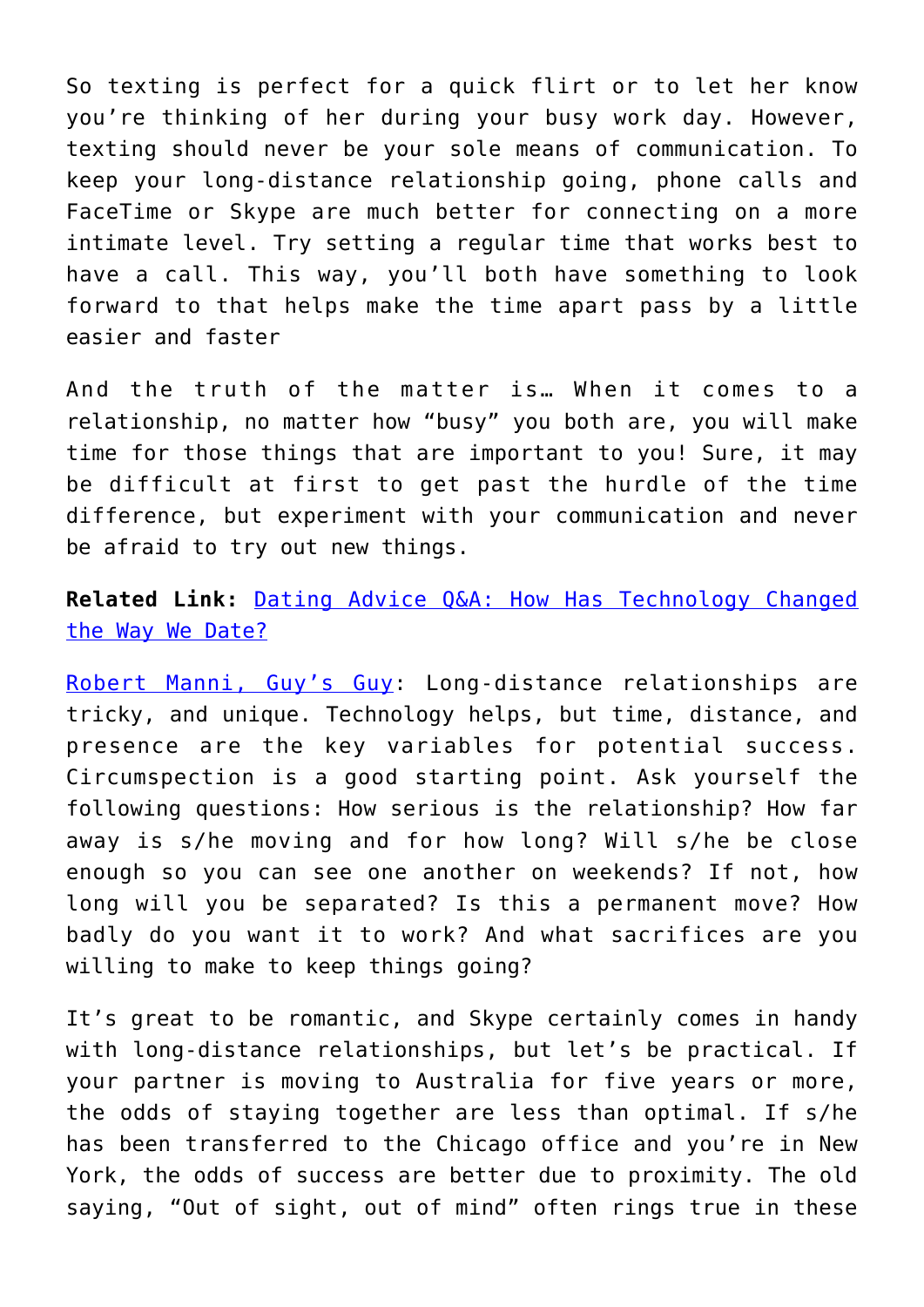So texting is perfect for a quick flirt or to let her know you're thinking of her during your busy work day. However, texting should never be your sole means of communication. To keep your long-distance relationship going, phone calls and FaceTime or Skype are much better for connecting on a more intimate level. Try setting a regular time that works best to have a call. This way, you'll both have something to look forward to that helps make the time apart pass by a little easier and faster

And the truth of the matter is… When it comes to a relationship, no matter how "busy" you both are, you will make time for those things that are important to you! Sure, it may be difficult at first to get past the hurdle of the time difference, but experiment with your communication and never be afraid to try out new things.

**Related Link:** [Dating Advice Q&A: How Has Technology Changed the Way We Date?]()

[Robert Manni, Guy's Guy](): Long-distance relationships are tricky, and unique. Technology helps, but time, distance, and presence are the key variables for potential success. Circumspection is a good starting point. Ask yourself the following questions: How serious is the relationship? How far away is s/he moving and for how long? Will s/he be close enough so you can see one another on weekends? If not, how long will you be separated? Is this a permanent move? How badly do you want it to work? And what sacrifices are you willing to make to keep things going?

It's great to be romantic, and Skype certainly comes in handy with long-distance relationships, but let's be practical. If your partner is moving to Australia for five years or more, the odds of staying together are less than optimal. If s/he has been transferred to the Chicago office and you're in New York, the odds of success are better due to proximity. The old saying, "Out of sight, out of mind" often rings true in these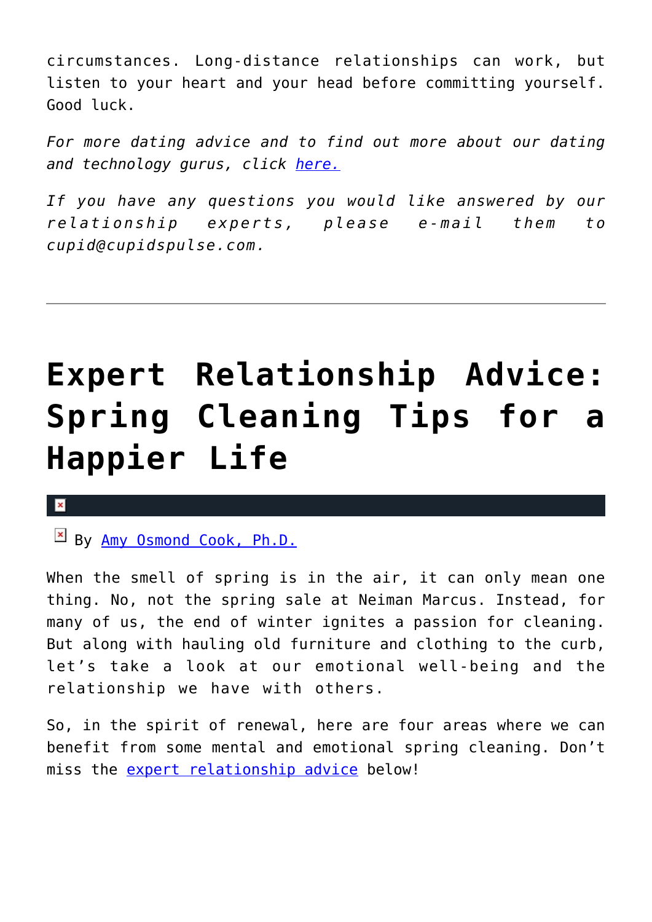circumstances. Long-distance relationships can work, but listen to your heart and your head before committing yourself. Good luck.

*For more dating advice and to find out more about our dating and technology gurus, click here.*

*If you have any questions you would like answered by our relationship experts, please e-mail them to cupid@cupidspulse.com.*

---

# Expert Relationship Advice: Spring Cleaning Tips for a Happier Life

By Amy Osmond Cook, Ph.D.

When the smell of spring is in the air, it can only mean one thing. No, not the spring sale at Neiman Marcus. Instead, for many of us, the end of winter ignites a passion for cleaning. But along with hauling old furniture and clothing to the curb, let's take a look at our emotional well-being and the relationship we have with others.

So, in the spirit of renewal, here are four areas where we can benefit from some mental and emotional spring cleaning. Don't miss the expert relationship advice below!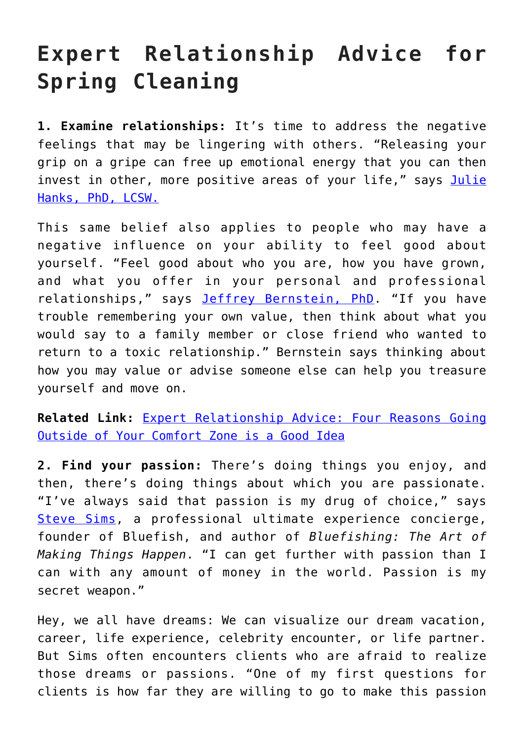# Expert Relationship Advice for Spring Cleaning

**1. Examine relationships:** It's time to address the negative feelings that may be lingering with others. "Releasing your grip on a gripe can free up emotional energy that you can then invest in other, more positive areas of your life," says [Julie Hanks, PhD, LCSW.](#)

This same belief also applies to people who may have a negative influence on your ability to feel good about yourself. "Feel good about who you are, how you have grown, and what you offer in your personal and professional relationships," says [Jeffrey Bernstein, PhD](#). "If you have trouble remembering your own value, then think about what you would say to a family member or close friend who wanted to return to a toxic relationship." Bernstein says thinking about how you may value or advise someone else can help you treasure yourself and move on.

**Related Link:** [Expert Relationship Advice: Four Reasons Going Outside of Your Comfort Zone is a Good Idea](#)

**2. Find your passion:** There's doing things you enjoy, and then, there's doing things about which you are passionate. "I've always said that passion is my drug of choice," says [Steve Sims](#), a professional ultimate experience concierge, founder of Bluefish, and author of *Bluefishing: The Art of Making Things Happen*. "I can get further with passion than I can with any amount of money in the world. Passion is my secret weapon."

Hey, we all have dreams: We can visualize our dream vacation, career, life experience, celebrity encounter, or life partner. But Sims often encounters clients who are afraid to realize those dreams or passions. "One of my first questions for clients is how far they are willing to go to make this passion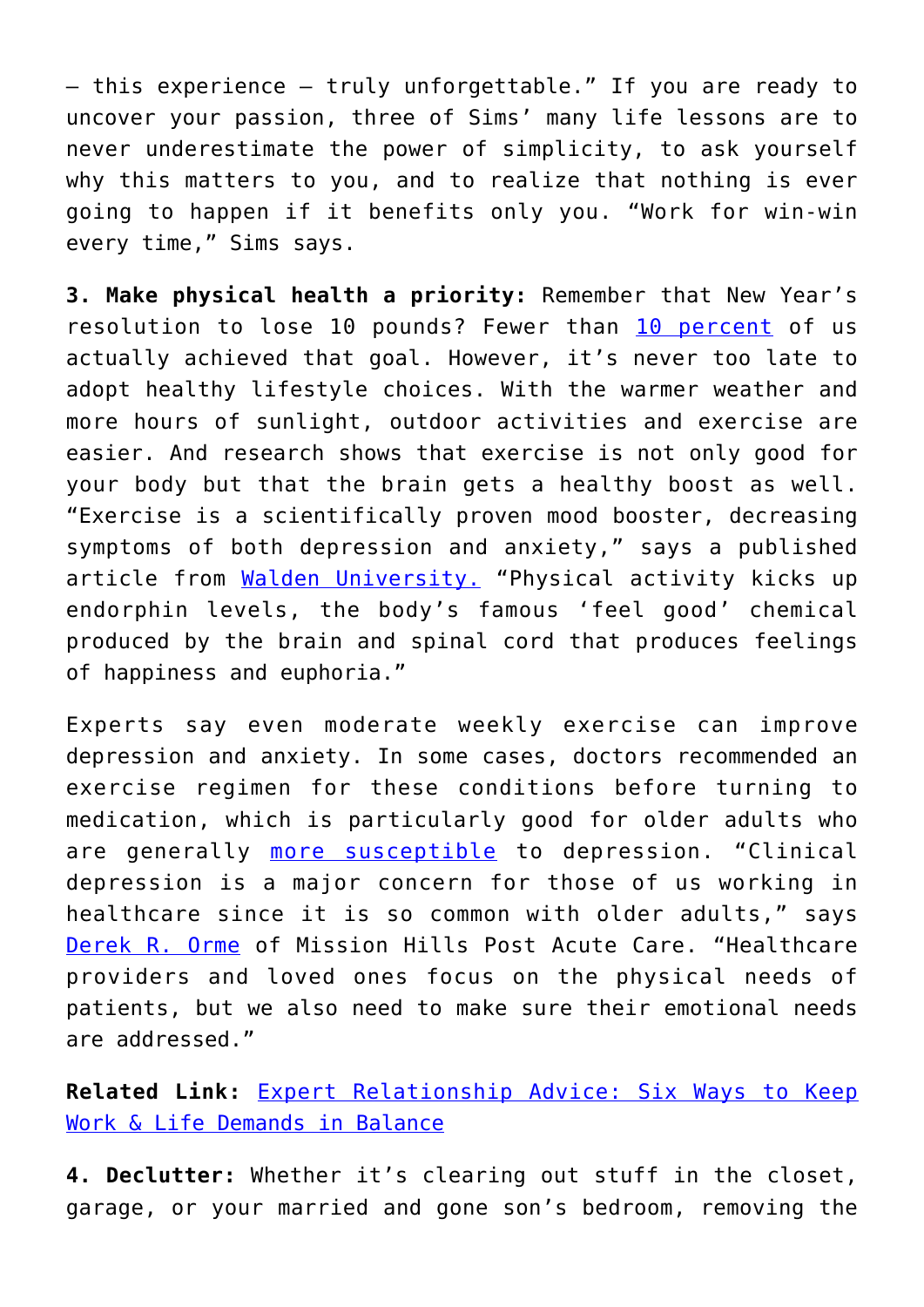– this experience – truly unforgettable." If you are ready to uncover your passion, three of Sims' many life lessons are to never underestimate the power of simplicity, to ask yourself why this matters to you, and to realize that nothing is ever going to happen if it benefits only you. "Work for win-win every time," Sims says.

**3. Make physical health a priority:** Remember that New Year's resolution to lose 10 pounds? Fewer than [10 percent] of us actually achieved that goal. However, it's never too late to adopt healthy lifestyle choices. With the warmer weather and more hours of sunlight, outdoor activities and exercise are easier. And research shows that exercise is not only good for your body but that the brain gets a healthy boost as well. "Exercise is a scientifically proven mood booster, decreasing symptoms of both depression and anxiety," says a published article from [Walden University.] "Physical activity kicks up endorphin levels, the body's famous 'feel good' chemical produced by the brain and spinal cord that produces feelings of happiness and euphoria."

Experts say even moderate weekly exercise can improve depression and anxiety. In some cases, doctors recommended an exercise regimen for these conditions before turning to medication, which is particularly good for older adults who are generally [more susceptible] to depression. "Clinical depression is a major concern for those of us working in healthcare since it is so common with older adults," says [Derek R. Orme] of Mission Hills Post Acute Care. "Healthcare providers and loved ones focus on the physical needs of patients, but we also need to make sure their emotional needs are addressed."

**Related Link:** [Expert Relationship Advice: Six Ways to Keep Work & Life Demands in Balance]

**4. Declutter:** Whether it's clearing out stuff in the closet, garage, or your married and gone son's bedroom, removing the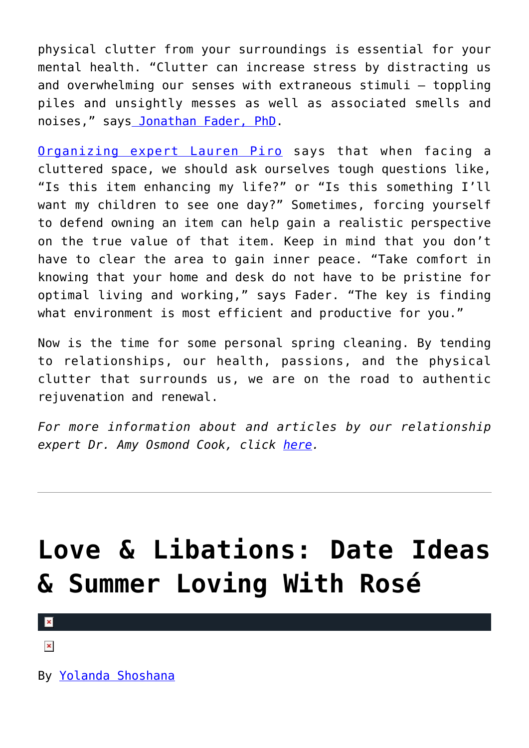physical clutter from your surroundings is essential for your mental health. "Clutter can increase stress by distracting us and overwhelming our senses with extraneous stimuli – toppling piles and unsightly messes as well as associated smells and noises," says Jonathan Fader, PhD.

Organizing expert Lauren Piro says that when facing a cluttered space, we should ask ourselves tough questions like, "Is this item enhancing my life?" or "Is this something I'll want my children to see one day?" Sometimes, forcing yourself to defend owning an item can help gain a realistic perspective on the true value of that item. Keep in mind that you don't have to clear the area to gain inner peace. "Take comfort in knowing that your home and desk do not have to be pristine for optimal living and working," says Fader. "The key is finding what environment is most efficient and productive for you."

Now is the time for some personal spring cleaning. By tending to relationships, our health, passions, and the physical clutter that surrounds us, we are on the road to authentic rejuvenation and renewal.

*For more information about and articles by our relationship expert Dr. Amy Osmond Cook, click here.*

---

# Love & Libations: Date Ideas & Summer Loving With Rosé

By Yolanda Shoshana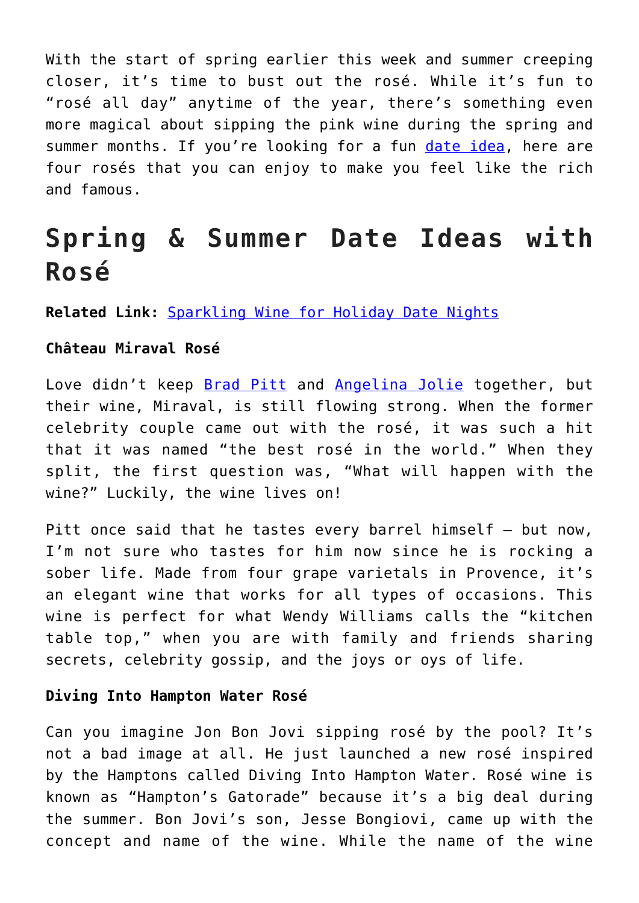With the start of spring earlier this week and summer creeping closer, it's time to bust out the rosé. While it's fun to "rosé all day" anytime of the year, there's something even more magical about sipping the pink wine during the spring and summer months. If you're looking for a fun [date idea](), here are four rosés that you can enjoy to make you feel like the rich and famous.

# Spring & Summer Date Ideas with Rosé

**Related Link:** [Sparkling Wine for Holiday Date Nights]()

**Château Miraval Rosé**

Love didn't keep [Brad Pitt]() and [Angelina Jolie]() together, but their wine, Miraval, is still flowing strong. When the former celebrity couple came out with the rosé, it was such a hit that it was named "the best rosé in the world." When they split, the first question was, "What will happen with the wine?" Luckily, the wine lives on!

Pitt once said that he tastes every barrel himself – but now, I'm not sure who tastes for him now since he is rocking a sober life. Made from four grape varietals in Provence, it's an elegant wine that works for all types of occasions. This wine is perfect for what Wendy Williams calls the "kitchen table top," when you are with family and friends sharing secrets, celebrity gossip, and the joys or oys of life.

**Diving Into Hampton Water Rosé**

Can you imagine Jon Bon Jovi sipping rosé by the pool? It's not a bad image at all. He just launched a new rosé inspired by the Hamptons called Diving Into Hampton Water. Rosé wine is known as "Hampton's Gatorade" because it's a big deal during the summer. Bon Jovi's son, Jesse Bongiovi, came up with the concept and name of the wine. While the name of the wine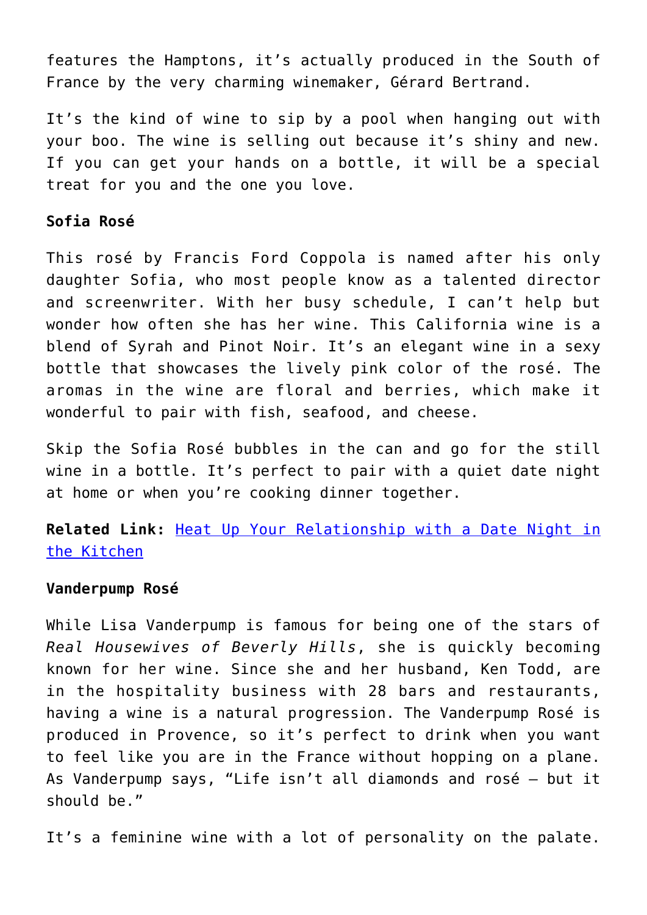features the Hamptons, it's actually produced in the South of France by the very charming winemaker, Gérard Bertrand.

It's the kind of wine to sip by a pool when hanging out with your boo. The wine is selling out because it's shiny and new. If you can get your hands on a bottle, it will be a special treat for you and the one you love.

**Sofia Rosé**

This rosé by Francis Ford Coppola is named after his only daughter Sofia, who most people know as a talented director and screenwriter. With her busy schedule, I can't help but wonder how often she has her wine. This California wine is a blend of Syrah and Pinot Noir. It's an elegant wine in a sexy bottle that showcases the lively pink color of the rosé. The aromas in the wine are floral and berries, which make it wonderful to pair with fish, seafood, and cheese.

Skip the Sofia Rosé bubbles in the can and go for the still wine in a bottle. It's perfect to pair with a quiet date night at home or when you're cooking dinner together.

**Related Link:** Heat Up Your Relationship with a Date Night in the Kitchen

**Vanderpump Rosé**

While Lisa Vanderpump is famous for being one of the stars of *Real Housewives of Beverly Hills*, she is quickly becoming known for her wine. Since she and her husband, Ken Todd, are in the hospitality business with 28 bars and restaurants, having a wine is a natural progression. The Vanderpump Rosé is produced in Provence, so it's perfect to drink when you want to feel like you are in the France without hopping on a plane. As Vanderpump says, "Life isn't all diamonds and rosé – but it should be."

It's a feminine wine with a lot of personality on the palate.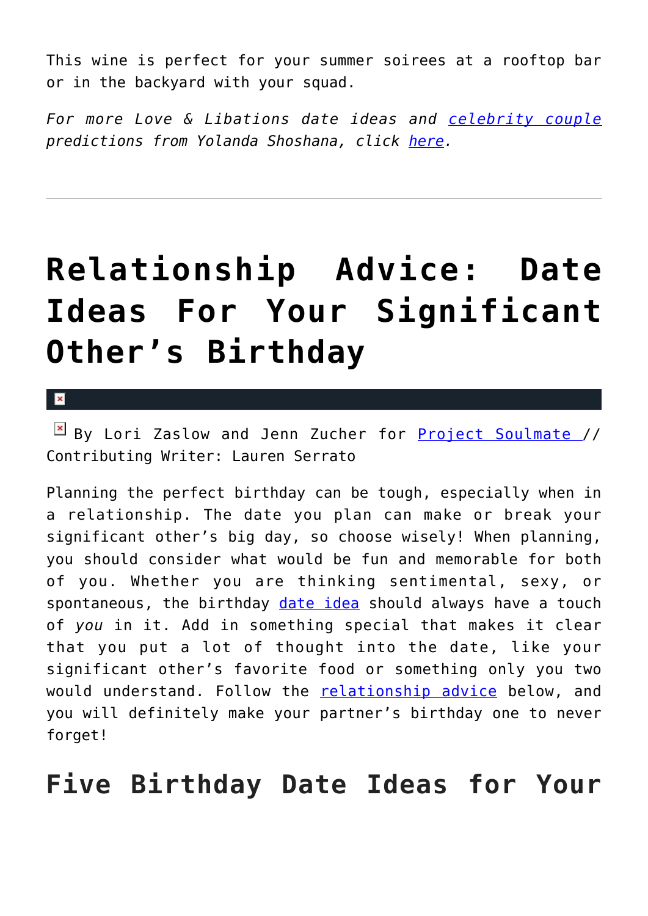This wine is perfect for your summer soirees at a rooftop bar or in the backyard with your squad.

*For more Love & Libations date ideas and celebrity couple predictions from Yolanda Shoshana, click here.*

---

# Relationship Advice: Date Ideas For Your Significant Other's Birthday

By Lori Zaslow and Jenn Zucher for Project Soulmate // Contributing Writer: Lauren Serrato

Planning the perfect birthday can be tough, especially when in a relationship. The date you plan can make or break your significant other's big day, so choose wisely! When planning, you should consider what would be fun and memorable for both of you. Whether you are thinking sentimental, sexy, or spontaneous, the birthday date idea should always have a touch of *you* in it. Add in something special that makes it clear that you put a lot of thought into the date, like your significant other's favorite food or something only you two would understand. Follow the relationship advice below, and you will definitely make your partner's birthday one to never forget!

## Five Birthday Date Ideas for Your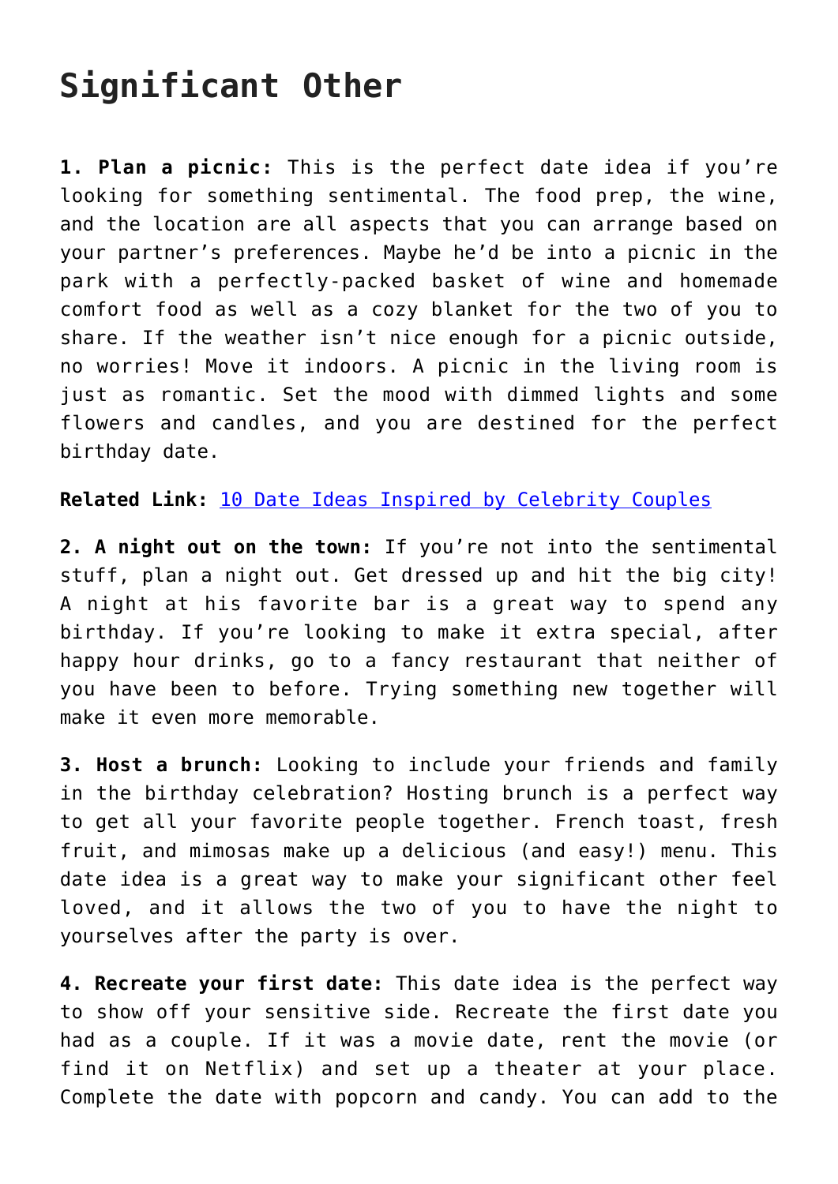## Significant Other

**1. Plan a picnic:** This is the perfect date idea if you're looking for something sentimental. The food prep, the wine, and the location are all aspects that you can arrange based on your partner's preferences. Maybe he'd be into a picnic in the park with a perfectly-packed basket of wine and homemade comfort food as well as a cozy blanket for the two of you to share. If the weather isn't nice enough for a picnic outside, no worries! Move it indoors. A picnic in the living room is just as romantic. Set the mood with dimmed lights and some flowers and candles, and you are destined for the perfect birthday date.

**Related Link:** 10 Date Ideas Inspired by Celebrity Couples

**2. A night out on the town:** If you're not into the sentimental stuff, plan a night out. Get dressed up and hit the big city! A night at his favorite bar is a great way to spend any birthday. If you're looking to make it extra special, after happy hour drinks, go to a fancy restaurant that neither of you have been to before. Trying something new together will make it even more memorable.

**3. Host a brunch:** Looking to include your friends and family in the birthday celebration? Hosting brunch is a perfect way to get all your favorite people together. French toast, fresh fruit, and mimosas make up a delicious (and easy!) menu. This date idea is a great way to make your significant other feel loved, and it allows the two of you to have the night to yourselves after the party is over.

**4. Recreate your first date:** This date idea is the perfect way to show off your sensitive side. Recreate the first date you had as a couple. If it was a movie date, rent the movie (or find it on Netflix) and set up a theater at your place. Complete the date with popcorn and candy. You can add to the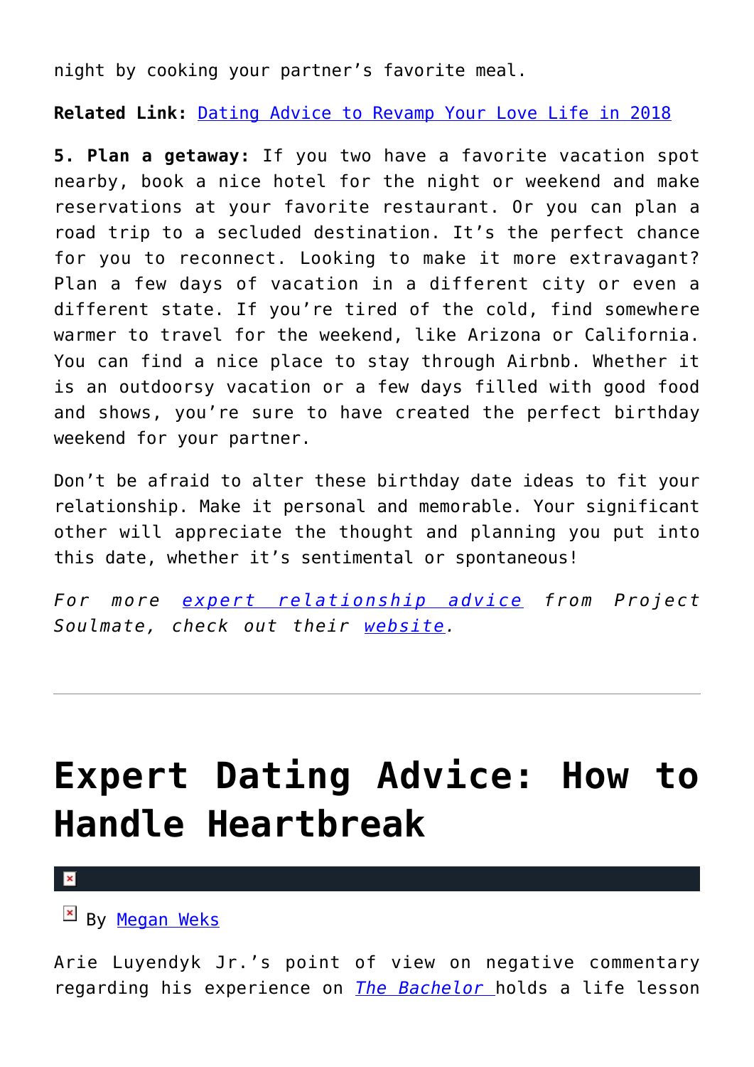night by cooking your partner's favorite meal.

**Related Link:** Dating Advice to Revamp Your Love Life in 2018

**5. Plan a getaway:** If you two have a favorite vacation spot nearby, book a nice hotel for the night or weekend and make reservations at your favorite restaurant. Or you can plan a road trip to a secluded destination. It's the perfect chance for you to reconnect. Looking to make it more extravagant? Plan a few days of vacation in a different city or even a different state. If you're tired of the cold, find somewhere warmer to travel for the weekend, like Arizona or California. You can find a nice place to stay through Airbnb. Whether it is an outdoorsy vacation or a few days filled with good food and shows, you're sure to have created the perfect birthday weekend for your partner.

Don't be afraid to alter these birthday date ideas to fit your relationship. Make it personal and memorable. Your significant other will appreciate the thought and planning you put into this date, whether it's sentimental or spontaneous!

*For more expert relationship advice from Project Soulmate, check out their website.*

---

# Expert Dating Advice: How to Handle Heartbreak

By Megan Weks

Arie Luyendyk Jr.'s point of view on negative commentary regarding his experience on *The Bachelor* holds a life lesson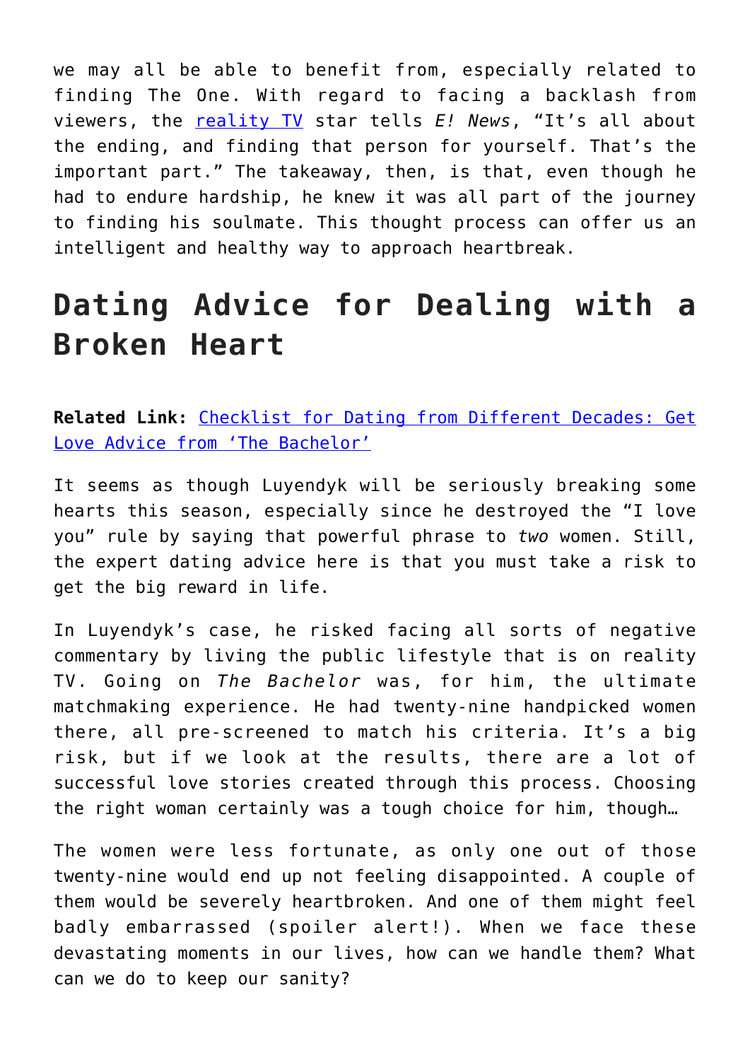we may all be able to benefit from, especially related to finding The One. With regard to facing a backlash from viewers, the [reality TV](#) star tells *E! News*, "It's all about the ending, and finding that person for yourself. That's the important part." The takeaway, then, is that, even though he had to endure hardship, he knew it was all part of the journey to finding his soulmate. This thought process can offer us an intelligent and healthy way to approach heartbreak.

## Dating Advice for Dealing with a Broken Heart

**Related Link:** [Checklist for Dating from Different Decades: Get Love Advice from 'The Bachelor'](#)

It seems as though Luyendyk will be seriously breaking some hearts this season, especially since he destroyed the "I love you" rule by saying that powerful phrase to *two* women. Still, the expert dating advice here is that you must take a risk to get the big reward in life.

In Luyendyk's case, he risked facing all sorts of negative commentary by living the public lifestyle that is on reality TV. Going on *The Bachelor* was, for him, the ultimate matchmaking experience. He had twenty-nine handpicked women there, all pre-screened to match his criteria. It's a big risk, but if we look at the results, there are a lot of successful love stories created through this process. Choosing the right woman certainly was a tough choice for him, though…

The women were less fortunate, as only one out of those twenty-nine would end up not feeling disappointed. A couple of them would be severely heartbroken. And one of them might feel badly embarrassed (spoiler alert!). When we face these devastating moments in our lives, how can we handle them? What can we do to keep our sanity?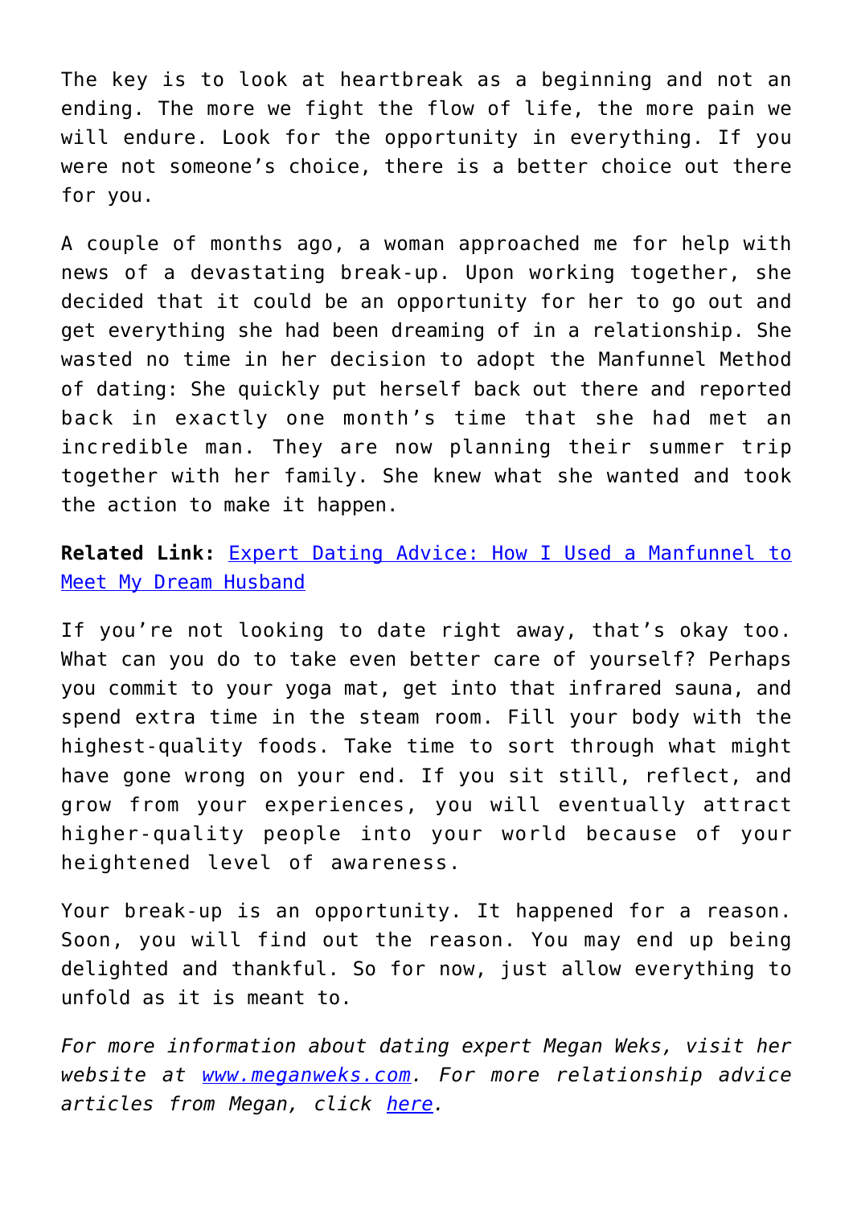The key is to look at heartbreak as a beginning and not an ending. The more we fight the flow of life, the more pain we will endure. Look for the opportunity in everything. If you were not someone's choice, there is a better choice out there for you.

A couple of months ago, a woman approached me for help with news of a devastating break-up. Upon working together, she decided that it could be an opportunity for her to go out and get everything she had been dreaming of in a relationship. She wasted no time in her decision to adopt the Manfunnel Method of dating: She quickly put herself back out there and reported back in exactly one month's time that she had met an incredible man. They are now planning their summer trip together with her family. She knew what she wanted and took the action to make it happen.

**Related Link:** [Expert Dating Advice: How I Used a Manfunnel to Meet My Dream Husband]()

If you're not looking to date right away, that's okay too. What can you do to take even better care of yourself? Perhaps you commit to your yoga mat, get into that infrared sauna, and spend extra time in the steam room. Fill your body with the highest-quality foods. Take time to sort through what might have gone wrong on your end. If you sit still, reflect, and grow from your experiences, you will eventually attract higher-quality people into your world because of your heightened level of awareness.

Your break-up is an opportunity. It happened for a reason. Soon, you will find out the reason. You may end up being delighted and thankful. So for now, just allow everything to unfold as it is meant to.

*For more information about dating expert Megan Weks, visit her website at [www.meganweks.com](www.meganweks.com). For more relationship advice articles from Megan, click [here]().*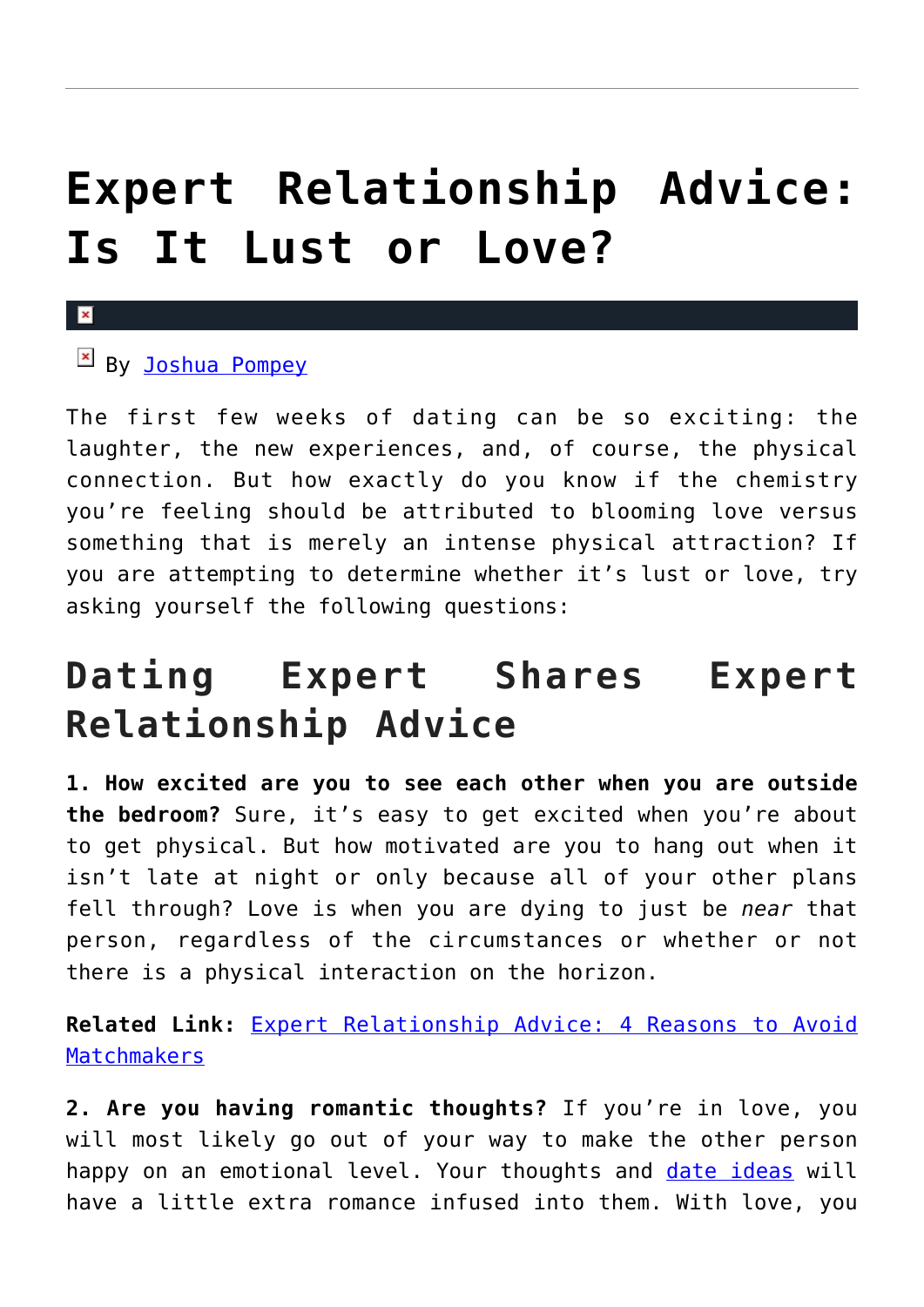# Expert Relationship Advice: Is It Lust or Love?

By Joshua Pompey

The first few weeks of dating can be so exciting: the laughter, the new experiences, and, of course, the physical connection. But how exactly do you know if the chemistry you're feeling should be attributed to blooming love versus something that is merely an intense physical attraction? If you are attempting to determine whether it's lust or love, try asking yourself the following questions:

## Dating Expert Shares Expert Relationship Advice

**1. How excited are you to see each other when you are outside the bedroom?** Sure, it's easy to get excited when you're about to get physical. But how motivated are you to hang out when it isn't late at night or only because all of your other plans fell through? Love is when you are dying to just be *near* that person, regardless of the circumstances or whether or not there is a physical interaction on the horizon.

**Related Link:** Expert Relationship Advice: 4 Reasons to Avoid Matchmakers

**2. Are you having romantic thoughts?** If you're in love, you will most likely go out of your way to make the other person happy on an emotional level. Your thoughts and date ideas will have a little extra romance infused into them. With love, you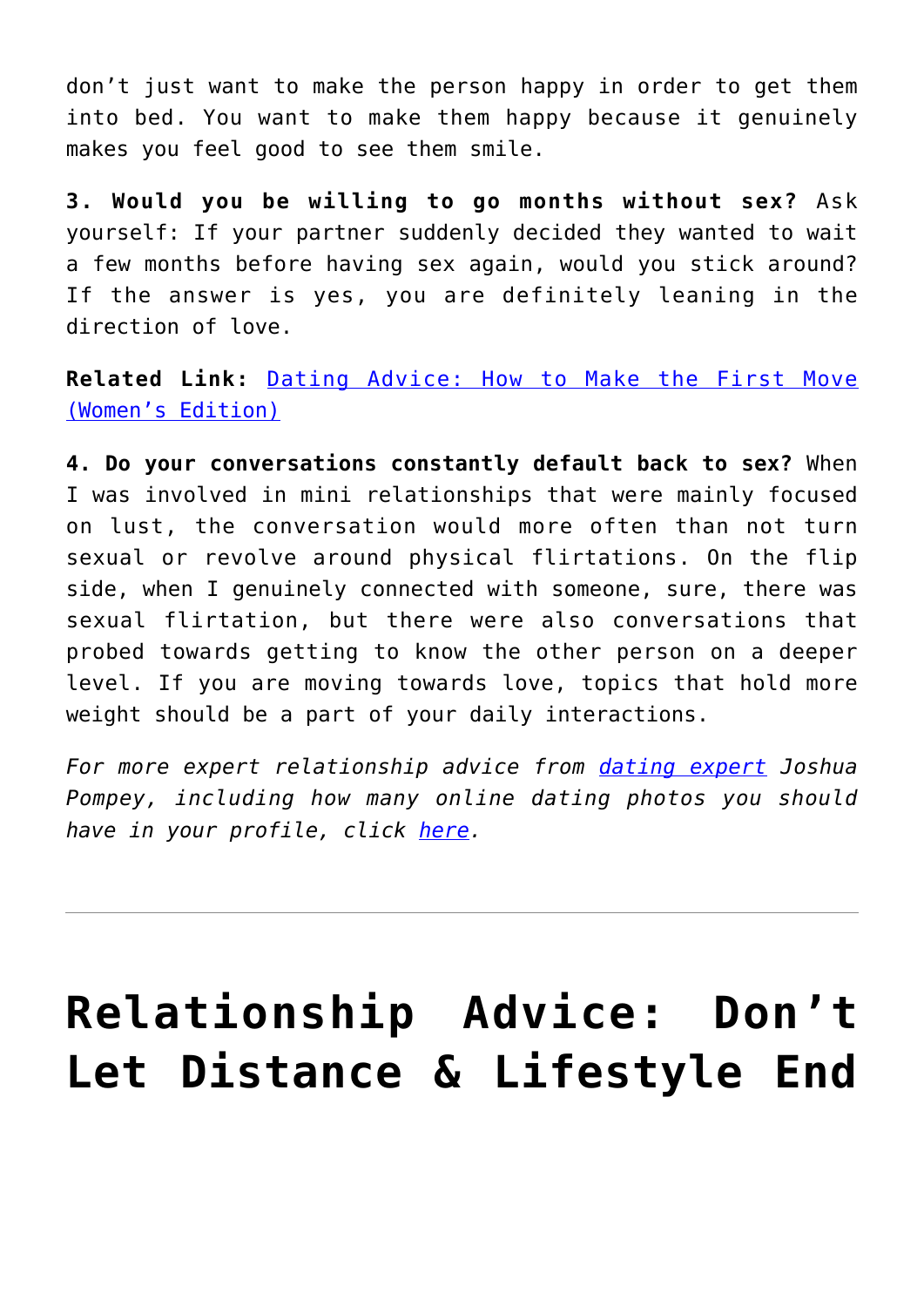don't just want to make the person happy in order to get them into bed. You want to make them happy because it genuinely makes you feel good to see them smile.

**3. Would you be willing to go months without sex?** Ask yourself: If your partner suddenly decided they wanted to wait a few months before having sex again, would you stick around? If the answer is yes, you are definitely leaning in the direction of love.

**Related Link:** [Dating Advice: How to Make the First Move (Women's Edition)]()

**4. Do your conversations constantly default back to sex?** When I was involved in mini relationships that were mainly focused on lust, the conversation would more often than not turn sexual or revolve around physical flirtations. On the flip side, when I genuinely connected with someone, sure, there was sexual flirtation, but there were also conversations that probed towards getting to know the other person on a deeper level. If you are moving towards love, topics that hold more weight should be a part of your daily interactions.

*For more expert relationship advice from [dating expert]() Joshua Pompey, including how many online dating photos you should have in your profile, click [here]().*

---

# Relationship Advice: Don't Let Distance & Lifestyle End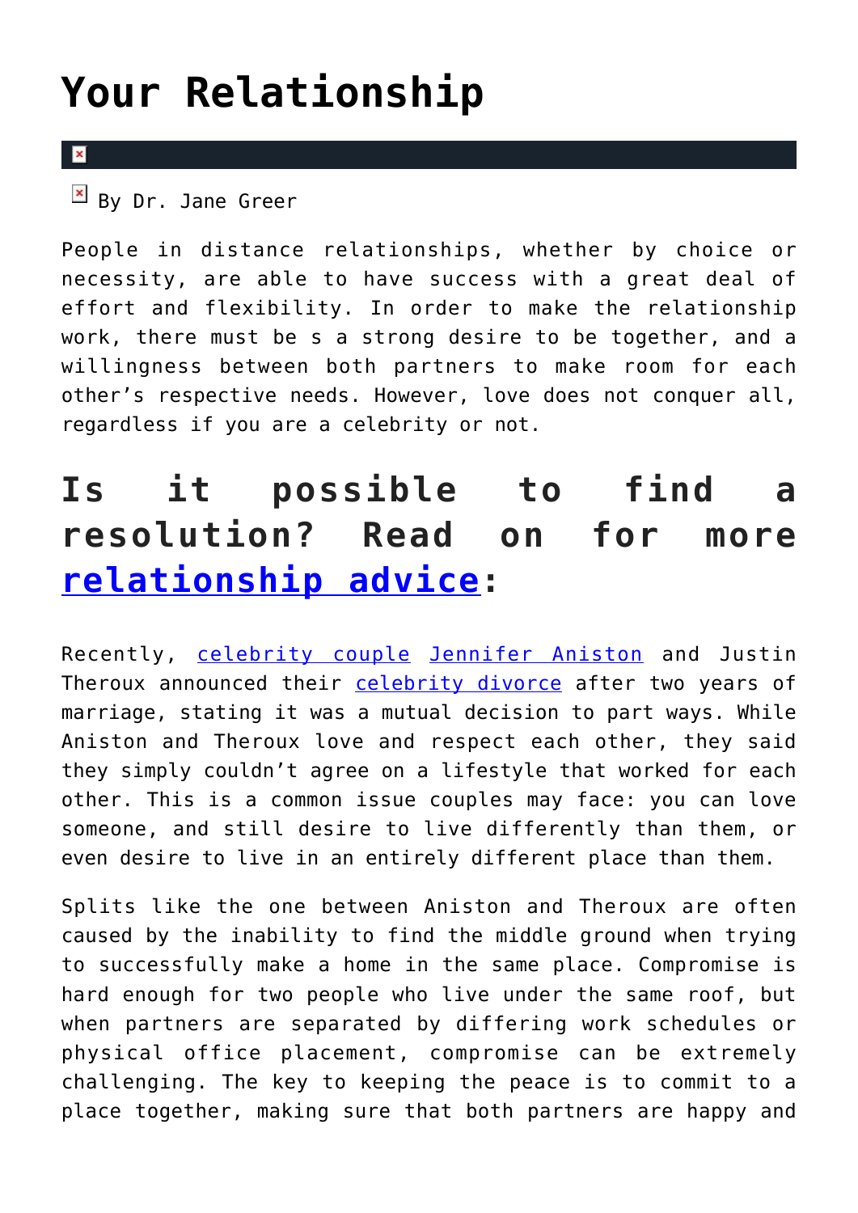# Your Relationship

By Dr. Jane Greer

People in distance relationships, whether by choice or necessity, are able to have success with a great deal of effort and flexibility. In order to make the relationship work, there must be s a strong desire to be together, and a willingness between both partners to make room for each other's respective needs. However, love does not conquer all, regardless if you are a celebrity or not.

## Is it possible to find a resolution? Read on for more relationship advice:

Recently, celebrity couple Jennifer Aniston and Justin Theroux announced their celebrity divorce after two years of marriage, stating it was a mutual decision to part ways. While Aniston and Theroux love and respect each other, they said they simply couldn't agree on a lifestyle that worked for each other. This is a common issue couples may face: you can love someone, and still desire to live differently than them, or even desire to live in an entirely different place than them.

Splits like the one between Aniston and Theroux are often caused by the inability to find the middle ground when trying to successfully make a home in the same place. Compromise is hard enough for two people who live under the same roof, but when partners are separated by differing work schedules or physical office placement, compromise can be extremely challenging. The key to keeping the peace is to commit to a place together, making sure that both partners are happy and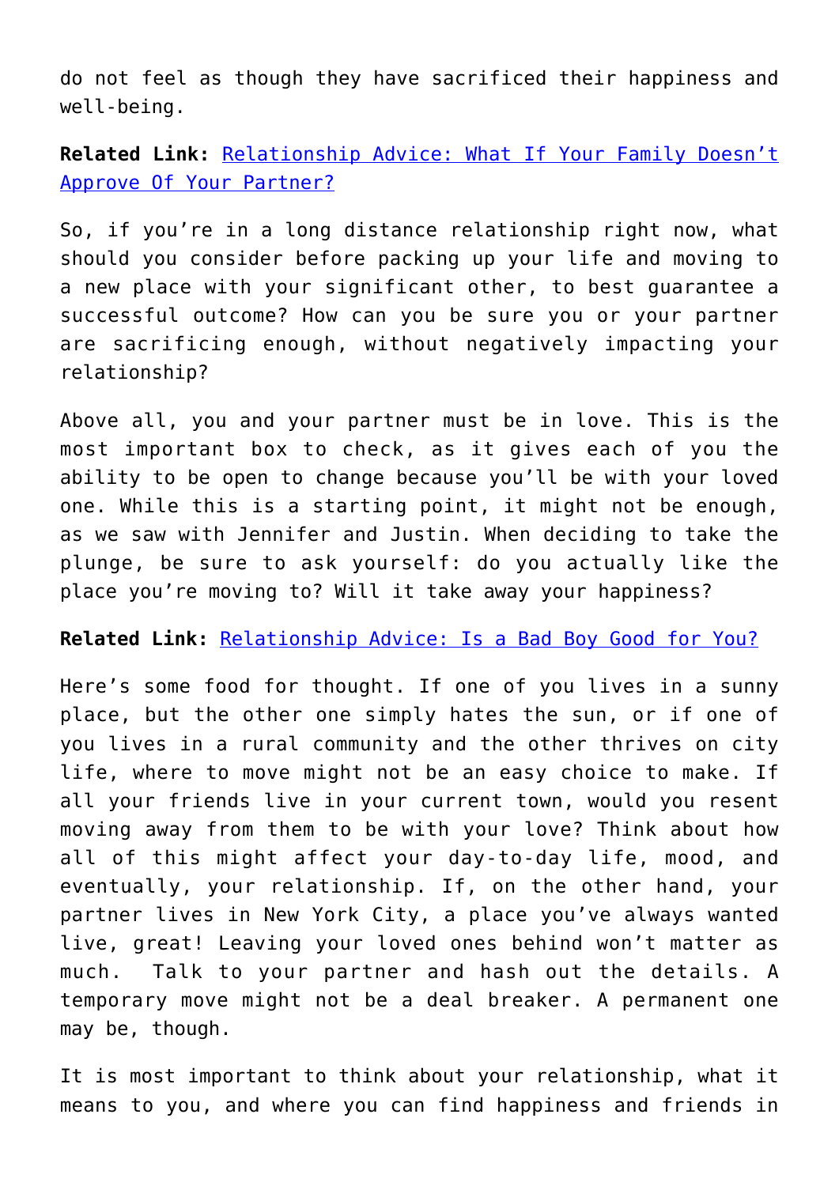do not feel as though they have sacrificed their happiness and well-being.

**Related Link:** [Relationship Advice: What If Your Family Doesn't Approve Of Your Partner?]()

So, if you're in a long distance relationship right now, what should you consider before packing up your life and moving to a new place with your significant other, to best guarantee a successful outcome? How can you be sure you or your partner are sacrificing enough, without negatively impacting your relationship?

Above all, you and your partner must be in love. This is the most important box to check, as it gives each of you the ability to be open to change because you'll be with your loved one. While this is a starting point, it might not be enough, as we saw with Jennifer and Justin. When deciding to take the plunge, be sure to ask yourself: do you actually like the place you're moving to? Will it take away your happiness?

**Related Link:** [Relationship Advice: Is a Bad Boy Good for You?]()

Here's some food for thought. If one of you lives in a sunny place, but the other one simply hates the sun, or if one of you lives in a rural community and the other thrives on city life, where to move might not be an easy choice to make. If all your friends live in your current town, would you resent moving away from them to be with your love? Think about how all of this might affect your day-to-day life, mood, and eventually, your relationship. If, on the other hand, your partner lives in New York City, a place you've always wanted live, great! Leaving your loved ones behind won't matter as much.  Talk to your partner and hash out the details. A temporary move might not be a deal breaker. A permanent one may be, though.

It is most important to think about your relationship, what it means to you, and where you can find happiness and friends in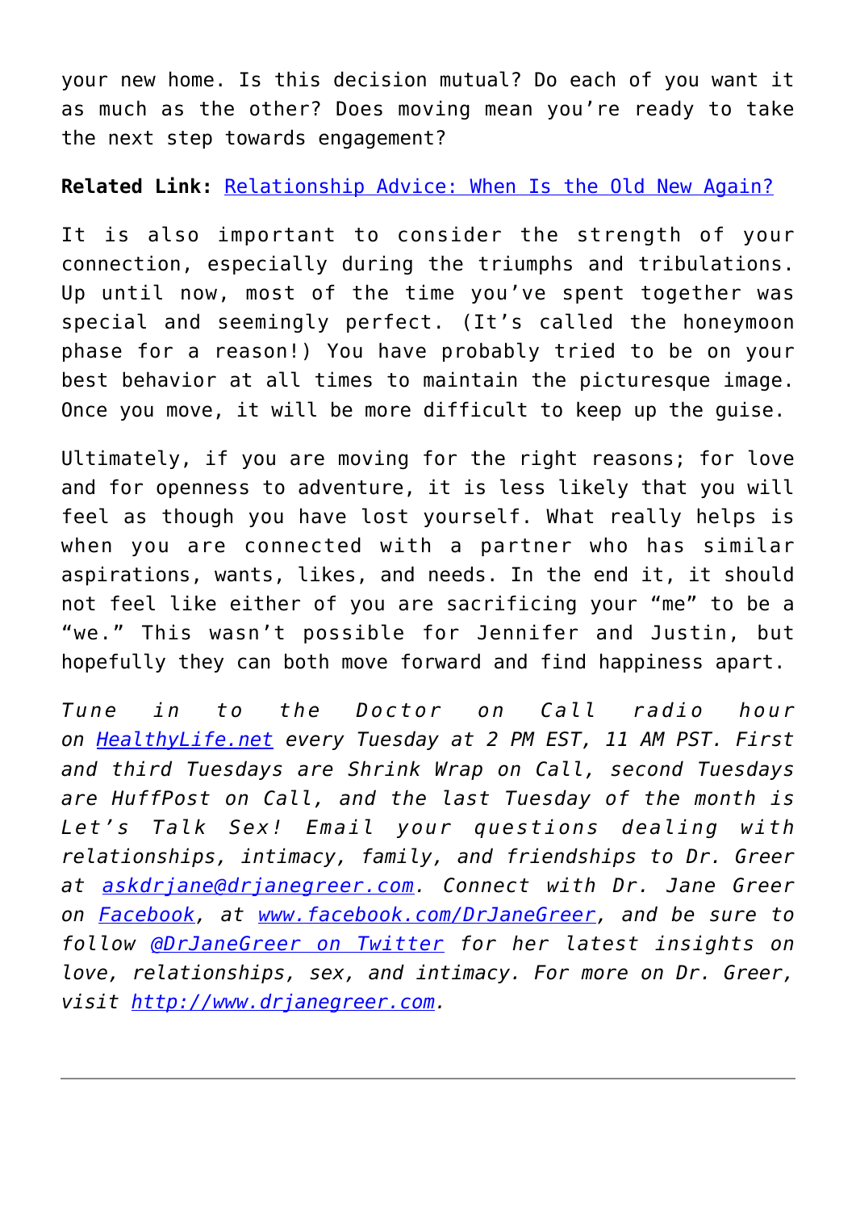your new home. Is this decision mutual? Do each of you want it as much as the other? Does moving mean you're ready to take the next step towards engagement?

**Related Link:** [Relationship Advice: When Is the Old New Again?]()

It is also important to consider the strength of your connection, especially during the triumphs and tribulations. Up until now, most of the time you've spent together was special and seemingly perfect. (It's called the honeymoon phase for a reason!) You have probably tried to be on your best behavior at all times to maintain the picturesque image. Once you move, it will be more difficult to keep up the guise.

Ultimately, if you are moving for the right reasons; for love and for openness to adventure, it is less likely that you will feel as though you have lost yourself. What really helps is when you are connected with a partner who has similar aspirations, wants, likes, and needs. In the end it, it should not feel like either of you are sacrificing your "me" to be a "we." This wasn't possible for Jennifer and Justin, but hopefully they can both move forward and find happiness apart.

*Tune in to the Doctor on Call radio hour on [HealthyLife.net]() every Tuesday at 2 PM EST, 11 AM PST. First and third Tuesdays are Shrink Wrap on Call, second Tuesdays are HuffPost on Call, and the last Tuesday of the month is Let's Talk Sex! Email your questions dealing with relationships, intimacy, family, and friendships to Dr. Greer at [askdrjane@drjanegreer.com](). Connect with Dr. Jane Greer on [Facebook](), at [www.facebook.com/DrJaneGreer](), and be sure to follow [@DrJaneGreer on Twitter]() for her latest insights on love, relationships, sex, and intimacy. For more on Dr. Greer, visit [http://www.drjanegreer.com]().*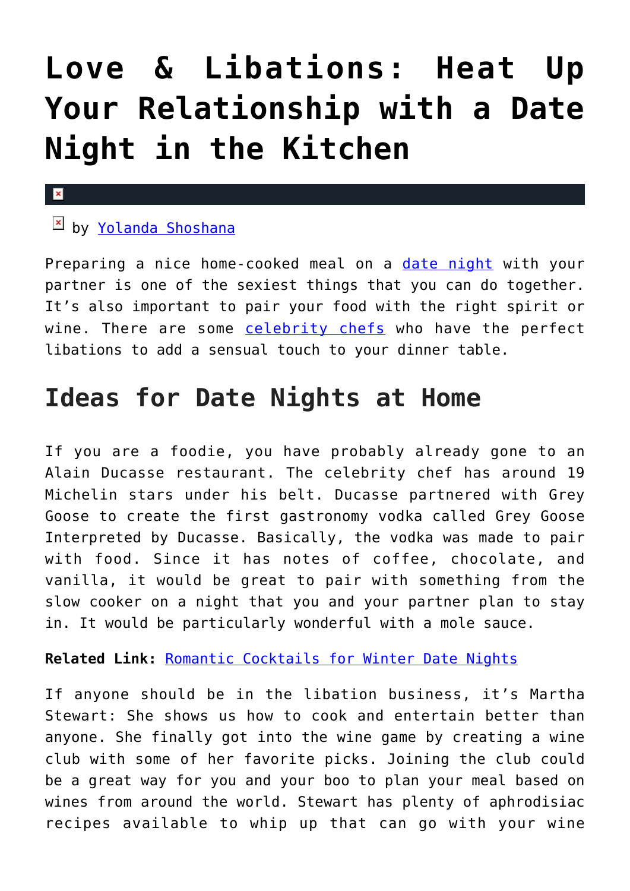# Love & Libations: Heat Up Your Relationship with a Date Night in the Kitchen

by Yolanda Shoshana

Preparing a nice home-cooked meal on a date night with your partner is one of the sexiest things that you can do together. It's also important to pair your food with the right spirit or wine. There are some celebrity chefs who have the perfect libations to add a sensual touch to your dinner table.

## Ideas for Date Nights at Home

If you are a foodie, you have probably already gone to an Alain Ducasse restaurant. The celebrity chef has around 19 Michelin stars under his belt. Ducasse partnered with Grey Goose to create the first gastronomy vodka called Grey Goose Interpreted by Ducasse. Basically, the vodka was made to pair with food. Since it has notes of coffee, chocolate, and vanilla, it would be great to pair with something from the slow cooker on a night that you and your partner plan to stay in. It would be particularly wonderful with a mole sauce.

**Related Link:** Romantic Cocktails for Winter Date Nights

If anyone should be in the libation business, it's Martha Stewart: She shows us how to cook and entertain better than anyone. She finally got into the wine game by creating a wine club with some of her favorite picks. Joining the club could be a great way for you and your boo to plan your meal based on wines from around the world. Stewart has plenty of aphrodisiac recipes available to whip up that can go with your wine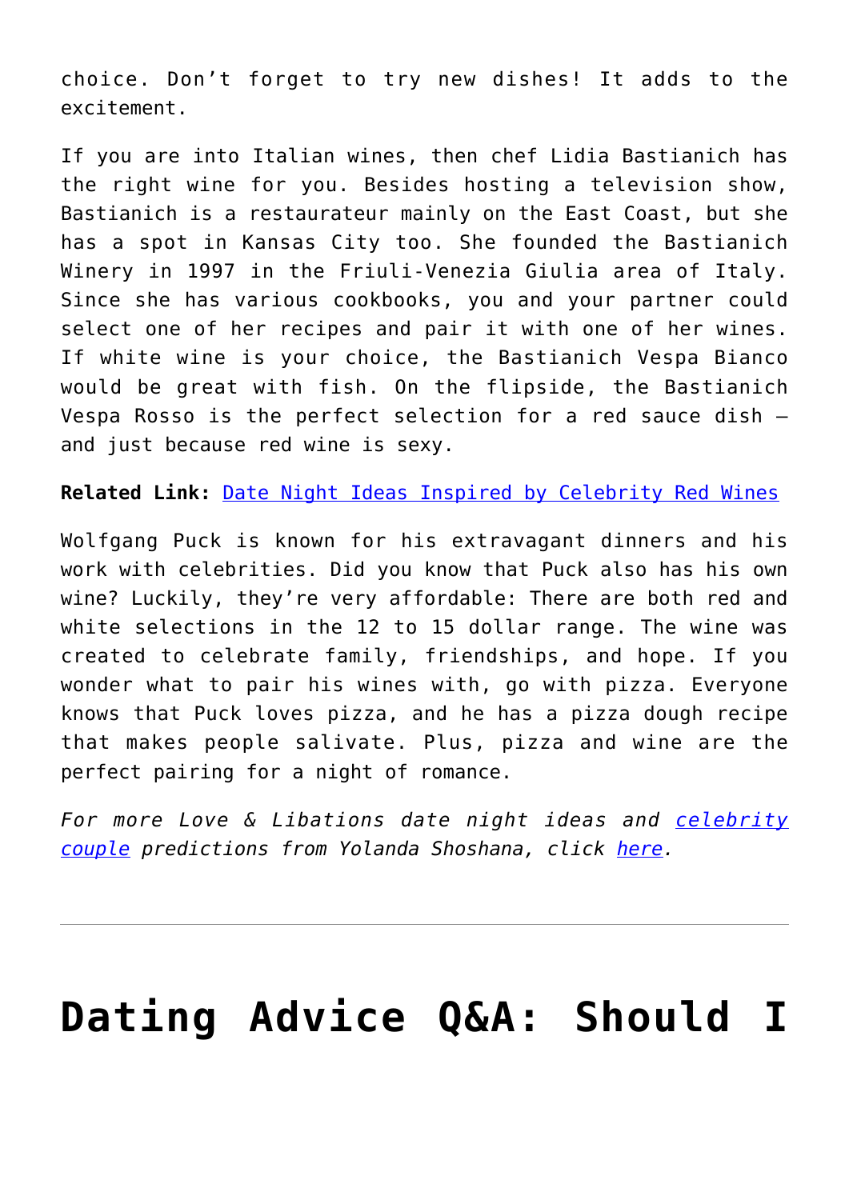choice. Don't forget to try new dishes! It adds to the excitement.

If you are into Italian wines, then chef Lidia Bastianich has the right wine for you. Besides hosting a television show, Bastianich is a restaurateur mainly on the East Coast, but she has a spot in Kansas City too. She founded the Bastianich Winery in 1997 in the Friuli-Venezia Giulia area of Italy. Since she has various cookbooks, you and your partner could select one of her recipes and pair it with one of her wines. If white wine is your choice, the Bastianich Vespa Bianco would be great with fish. On the flipside, the Bastianich Vespa Rosso is the perfect selection for a red sauce dish – and just because red wine is sexy.

**Related Link:** [Date Night Ideas Inspired by Celebrity Red Wines]()

Wolfgang Puck is known for his extravagant dinners and his work with celebrities. Did you know that Puck also has his own wine? Luckily, they're very affordable: There are both red and white selections in the 12 to 15 dollar range. The wine was created to celebrate family, friendships, and hope. If you wonder what to pair his wines with, go with pizza. Everyone knows that Puck loves pizza, and he has a pizza dough recipe that makes people salivate. Plus, pizza and wine are the perfect pairing for a night of romance.

*For more Love & Libations date night ideas and [celebrity couple]() predictions from Yolanda Shoshana, click [here]().*

---

# Dating Advice Q&A: Should I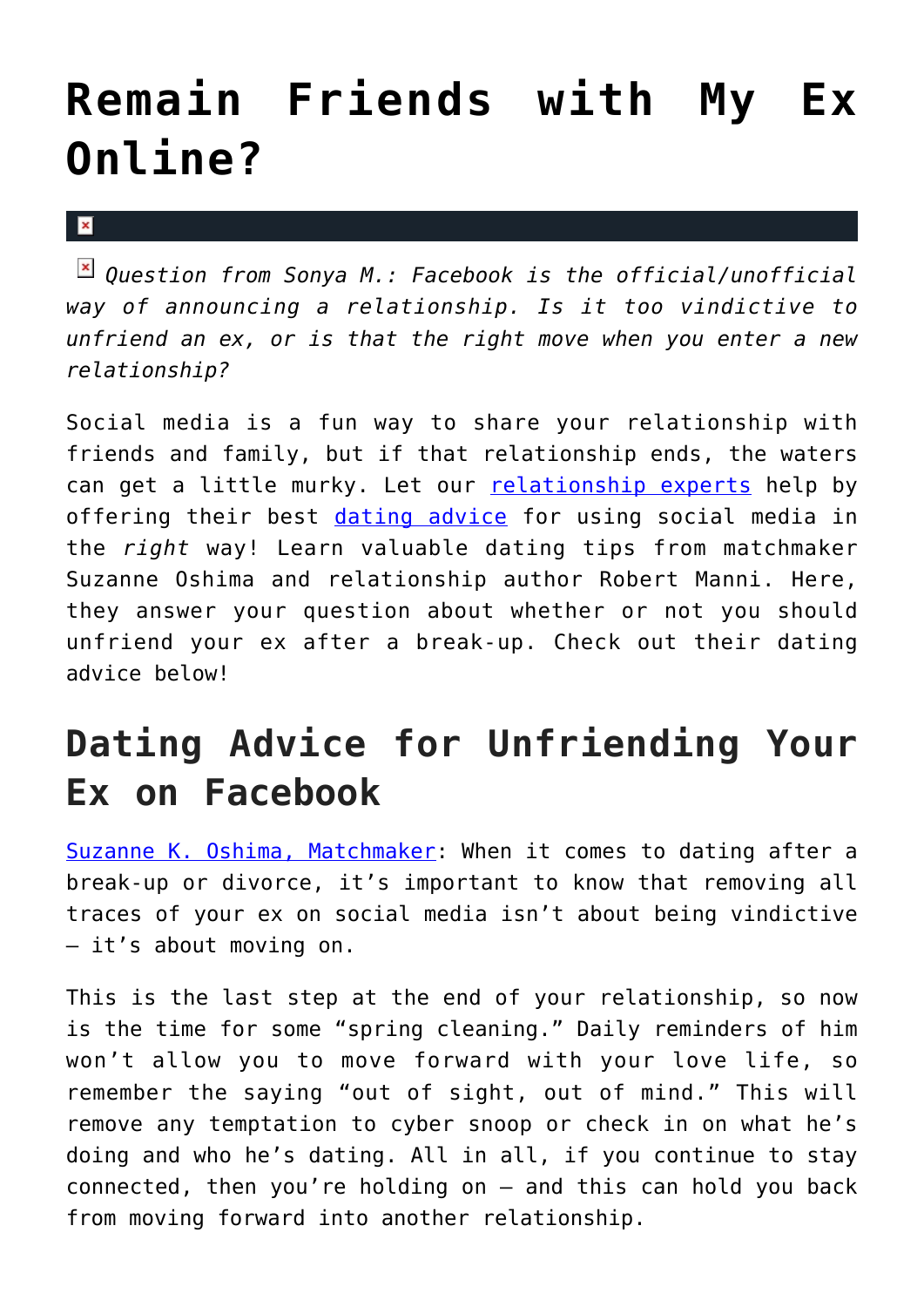# Remain Friends with My Ex Online?

*Question from Sonya M.: Facebook is the official/unofficial way of announcing a relationship. Is it too vindictive to unfriend an ex, or is that the right move when you enter a new relationship?*

Social media is a fun way to share your relationship with friends and family, but if that relationship ends, the waters can get a little murky. Let our relationship experts help by offering their best dating advice for using social media in the *right* way! Learn valuable dating tips from matchmaker Suzanne Oshima and relationship author Robert Manni. Here, they answer your question about whether or not you should unfriend your ex after a break-up. Check out their dating advice below!

## Dating Advice for Unfriending Your Ex on Facebook

Suzanne K. Oshima, Matchmaker: When it comes to dating after a break-up or divorce, it's important to know that removing all traces of your ex on social media isn't about being vindictive – it's about moving on.

This is the last step at the end of your relationship, so now is the time for some "spring cleaning." Daily reminders of him won't allow you to move forward with your love life, so remember the saying "out of sight, out of mind." This will remove any temptation to cyber snoop or check in on what he's doing and who he's dating. All in all, if you continue to stay connected, then you're holding on – and this can hold you back from moving forward into another relationship.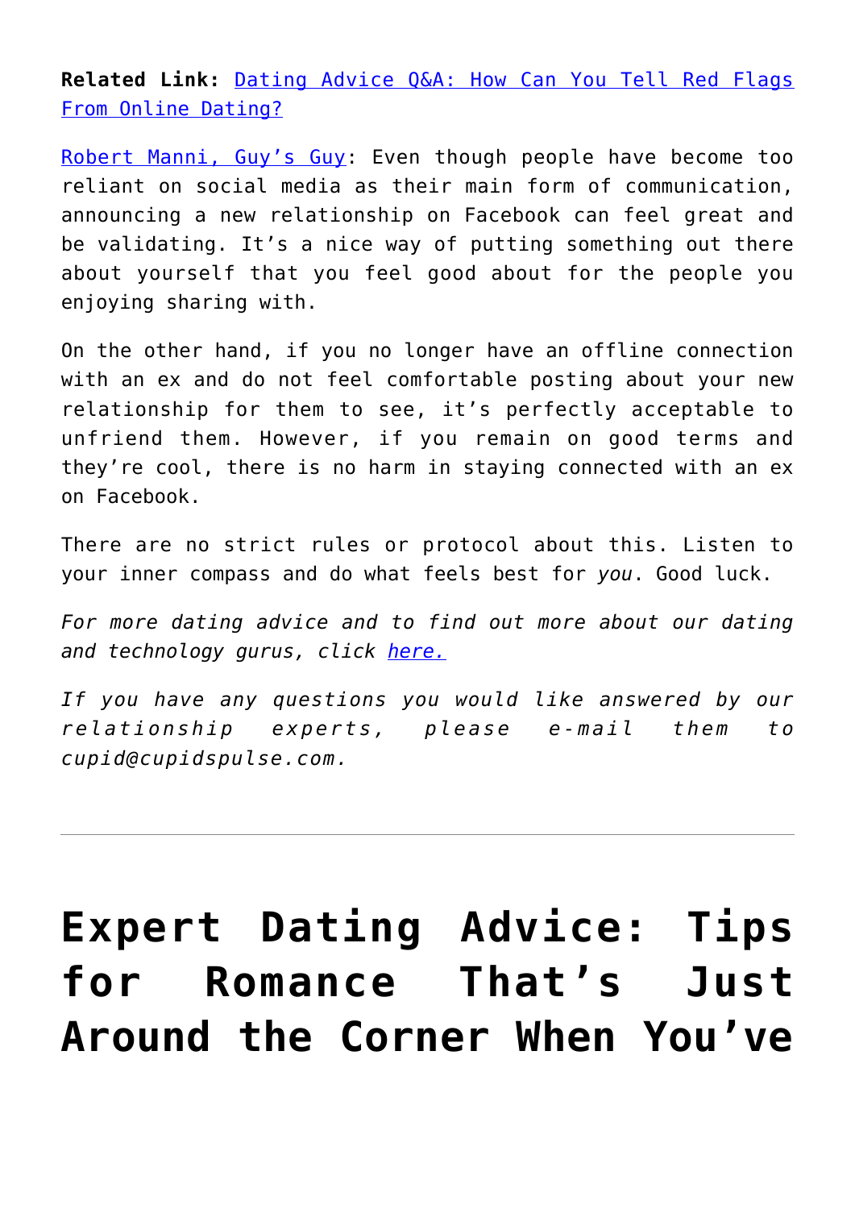**Related Link:** Dating Advice Q&A: How Can You Tell Red Flags From Online Dating?

Robert Manni, Guy's Guy: Even though people have become too reliant on social media as their main form of communication, announcing a new relationship on Facebook can feel great and be validating. It's a nice way of putting something out there about yourself that you feel good about for the people you enjoying sharing with.

On the other hand, if you no longer have an offline connection with an ex and do not feel comfortable posting about your new relationship for them to see, it's perfectly acceptable to unfriend them. However, if you remain on good terms and they're cool, there is no harm in staying connected with an ex on Facebook.

There are no strict rules or protocol about this. Listen to your inner compass and do what feels best for *you*. Good luck.

*For more dating advice and to find out more about our dating and technology gurus, click here.*

*If you have any questions you would like answered by our relationship experts, please e-mail them to cupid@cupidspulse.com.*

---

# Expert Dating Advice: Tips for Romance That's Just Around the Corner When You've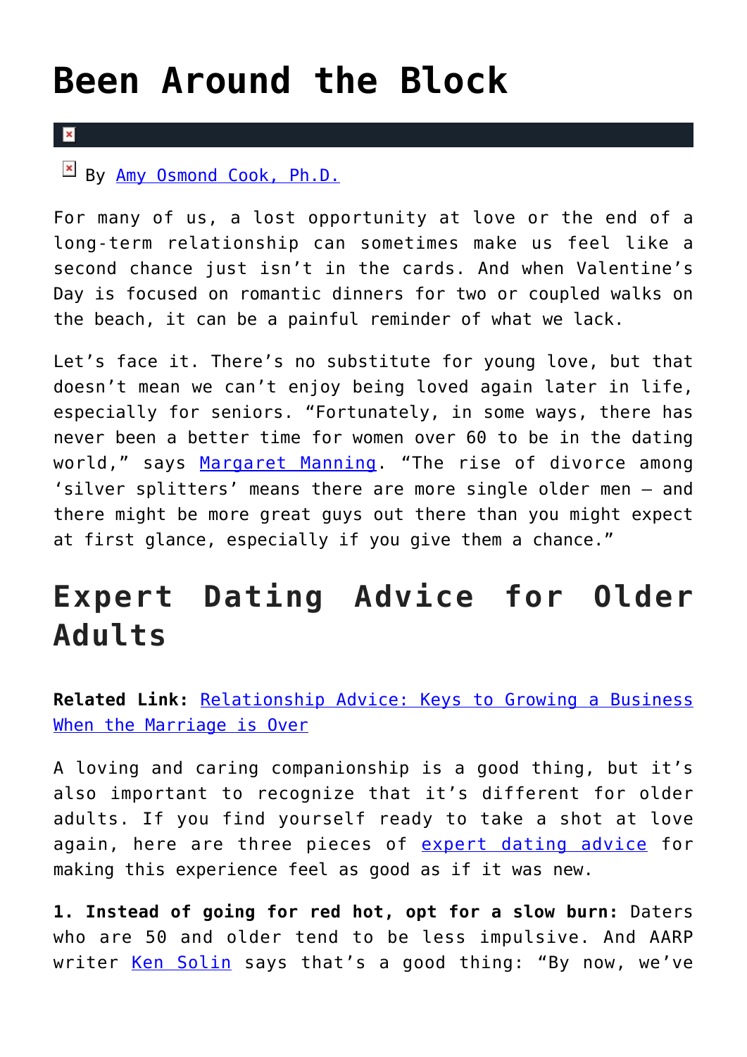# Been Around the Block

By Amy Osmond Cook, Ph.D.

For many of us, a lost opportunity at love or the end of a long-term relationship can sometimes make us feel like a second chance just isn't in the cards. And when Valentine's Day is focused on romantic dinners for two or coupled walks on the beach, it can be a painful reminder of what we lack.

Let's face it. There's no substitute for young love, but that doesn't mean we can't enjoy being loved again later in life, especially for seniors. "Fortunately, in some ways, there has never been a better time for women over 60 to be in the dating world," says Margaret Manning. "The rise of divorce among 'silver splitters' means there are more single older men – and there might be more great guys out there than you might expect at first glance, especially if you give them a chance."

## Expert Dating Advice for Older Adults

**Related Link:** Relationship Advice: Keys to Growing a Business When the Marriage is Over

A loving and caring companionship is a good thing, but it's also important to recognize that it's different for older adults. If you find yourself ready to take a shot at love again, here are three pieces of expert dating advice for making this experience feel as good as if it was new.

**1. Instead of going for red hot, opt for a slow burn:** Daters who are 50 and older tend to be less impulsive. And AARP writer Ken Solin says that's a good thing: "By now, we've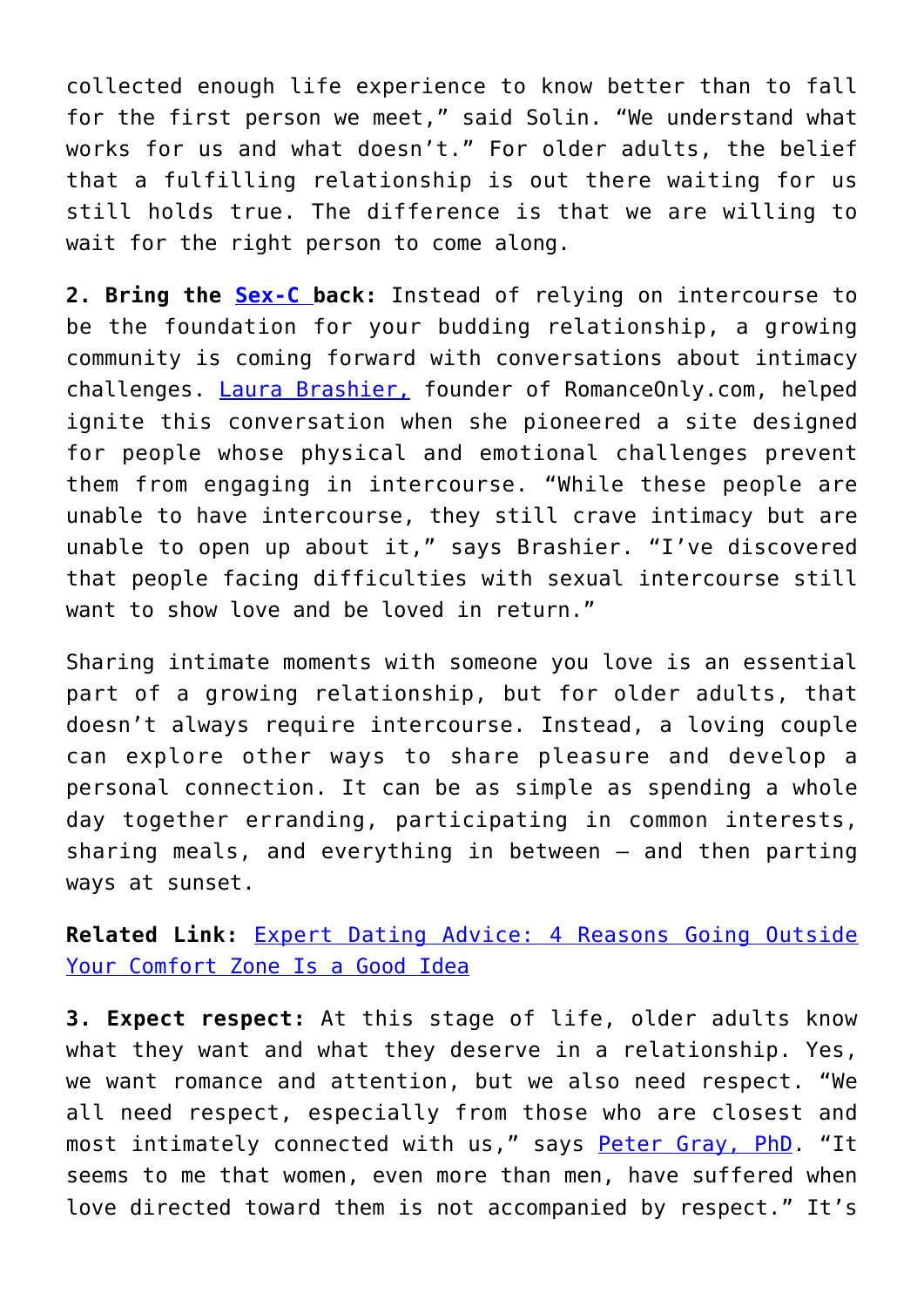collected enough life experience to know better than to fall for the first person we meet," said Solin. "We understand what works for us and what doesn't." For older adults, the belief that a fulfilling relationship is out there waiting for us still holds true. The difference is that we are willing to wait for the right person to come along.

**2. Bring the Sex-C back:** Instead of relying on intercourse to be the foundation for your budding relationship, a growing community is coming forward with conversations about intimacy challenges. Laura Brashier, founder of RomanceOnly.com, helped ignite this conversation when she pioneered a site designed for people whose physical and emotional challenges prevent them from engaging in intercourse. "While these people are unable to have intercourse, they still crave intimacy but are unable to open up about it," says Brashier. "I've discovered that people facing difficulties with sexual intercourse still want to show love and be loved in return."

Sharing intimate moments with someone you love is an essential part of a growing relationship, but for older adults, that doesn't always require intercourse. Instead, a loving couple can explore other ways to share pleasure and develop a personal connection. It can be as simple as spending a whole day together erranding, participating in common interests, sharing meals, and everything in between — and then parting ways at sunset.

**Related Link:** Expert Dating Advice: 4 Reasons Going Outside Your Comfort Zone Is a Good Idea

**3. Expect respect:** At this stage of life, older adults know what they want and what they deserve in a relationship. Yes, we want romance and attention, but we also need respect. "We all need respect, especially from those who are closest and most intimately connected with us," says Peter Gray, PhD. "It seems to me that women, even more than men, have suffered when love directed toward them is not accompanied by respect." It's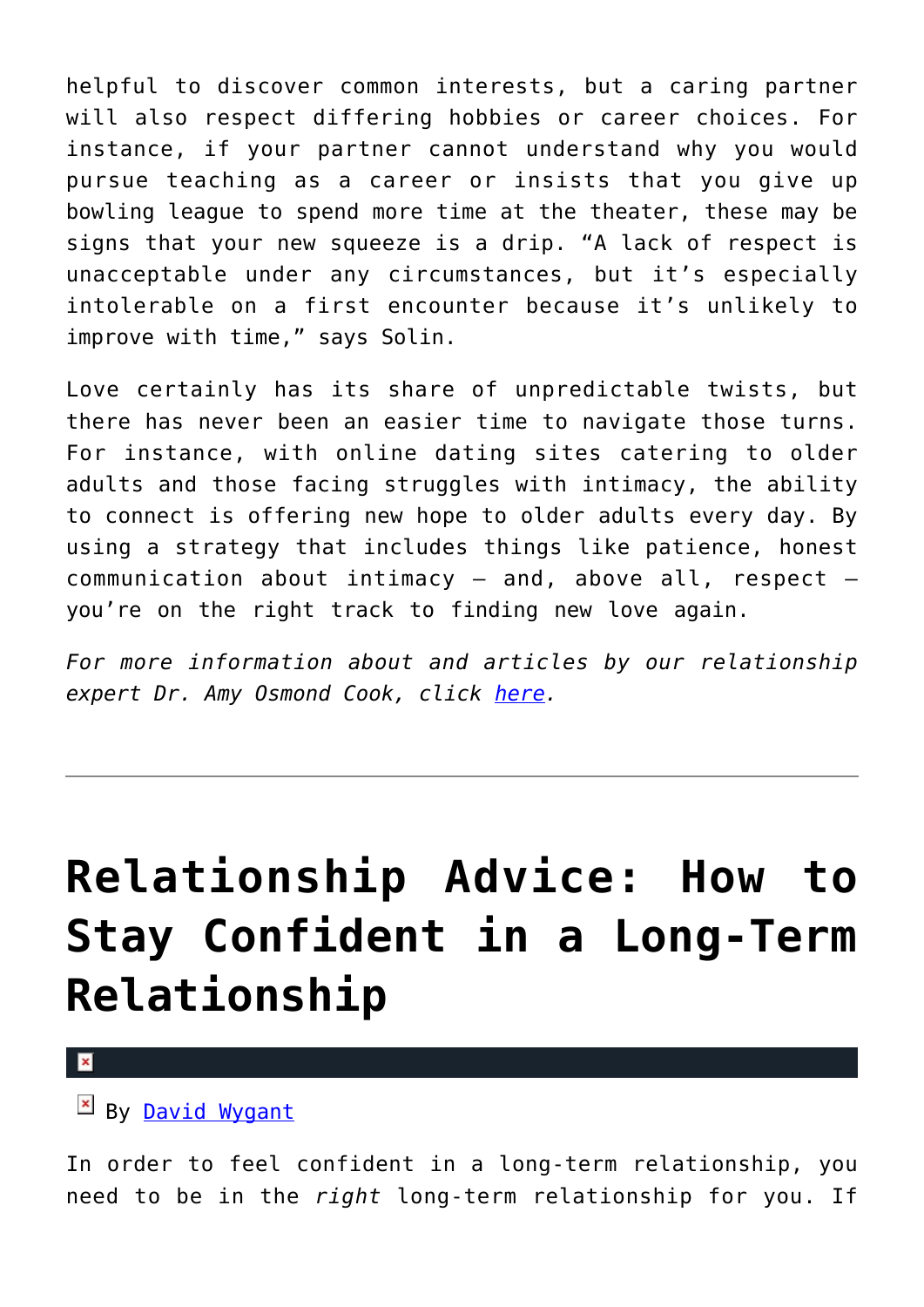helpful to discover common interests, but a caring partner will also respect differing hobbies or career choices. For instance, if your partner cannot understand why you would pursue teaching as a career or insists that you give up bowling league to spend more time at the theater, these may be signs that your new squeeze is a drip. “A lack of respect is unacceptable under any circumstances, but it’s especially intolerable on a first encounter because it’s unlikely to improve with time,” says Solin.

Love certainly has its share of unpredictable twists, but there has never been an easier time to navigate those turns. For instance, with online dating sites catering to older adults and those facing struggles with intimacy, the ability to connect is offering new hope to older adults every day. By using a strategy that includes things like patience, honest communication about intimacy – and, above all, respect – you’re on the right track to finding new love again.

*For more information about and articles by our relationship expert Dr. Amy Osmond Cook, click [here](#).*

---

# Relationship Advice: How to Stay Confident in a Long-Term Relationship

By [David Wygant](#)

In order to feel confident in a long-term relationship, you need to be in the *right* long-term relationship for you. If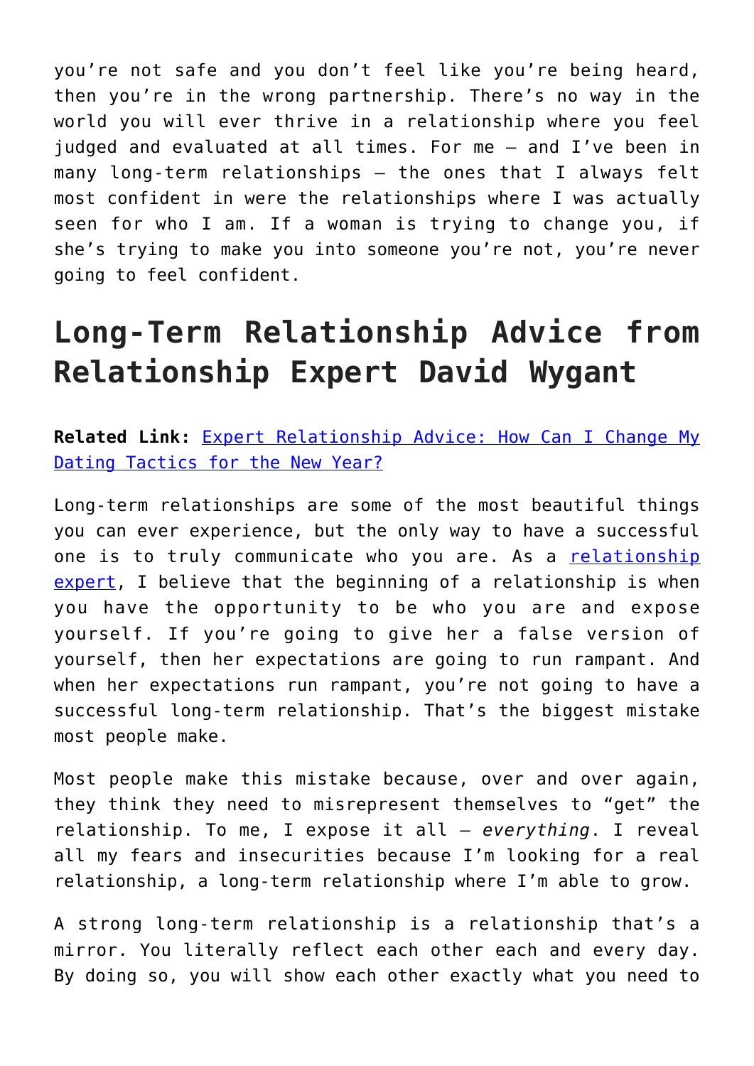you're not safe and you don't feel like you're being heard, then you're in the wrong partnership. There's no way in the world you will ever thrive in a relationship where you feel judged and evaluated at all times. For me — and I've been in many long-term relationships — the ones that I always felt most confident in were the relationships where I was actually seen for who I am. If a woman is trying to change you, if she's trying to make you into someone you're not, you're never going to feel confident.

# Long-Term Relationship Advice from Relationship Expert David Wygant

**Related Link:** Expert Relationship Advice: How Can I Change My Dating Tactics for the New Year?

Long-term relationships are some of the most beautiful things you can ever experience, but the only way to have a successful one is to truly communicate who you are. As a relationship expert, I believe that the beginning of a relationship is when you have the opportunity to be who you are and expose yourself. If you're going to give her a false version of yourself, then her expectations are going to run rampant. And when her expectations run rampant, you're not going to have a successful long-term relationship. That's the biggest mistake most people make.

Most people make this mistake because, over and over again, they think they need to misrepresent themselves to "get" the relationship. To me, I expose it all — *everything*. I reveal all my fears and insecurities because I'm looking for a real relationship, a long-term relationship where I'm able to grow.

A strong long-term relationship is a relationship that's a mirror. You literally reflect each other each and every day. By doing so, you will show each other exactly what you need to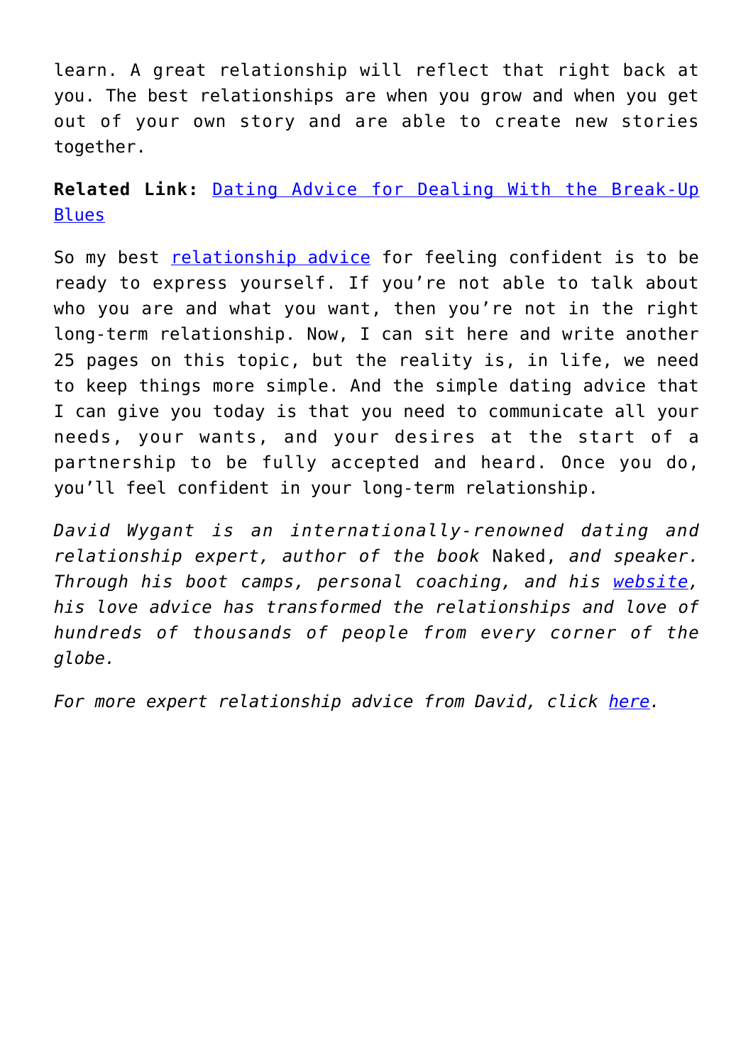learn. A great relationship will reflect that right back at you. The best relationships are when you grow and when you get out of your own story and are able to create new stories together.

**Related Link:** Dating Advice for Dealing With the Break-Up Blues

So my best relationship advice for feeling confident is to be ready to express yourself. If you're not able to talk about who you are and what you want, then you're not in the right long-term relationship. Now, I can sit here and write another 25 pages on this topic, but the reality is, in life, we need to keep things more simple. And the simple dating advice that I can give you today is that you need to communicate all your needs, your wants, and your desires at the start of a partnership to be fully accepted and heard. Once you do, you'll feel confident in your long-term relationship.

*David Wygant is an internationally-renowned dating and relationship expert, author of the book* Naked, *and speaker. Through his boot camps, personal coaching, and his website, his love advice has transformed the relationships and love of hundreds of thousands of people from every corner of the globe.*

*For more expert relationship advice from David, click here.*